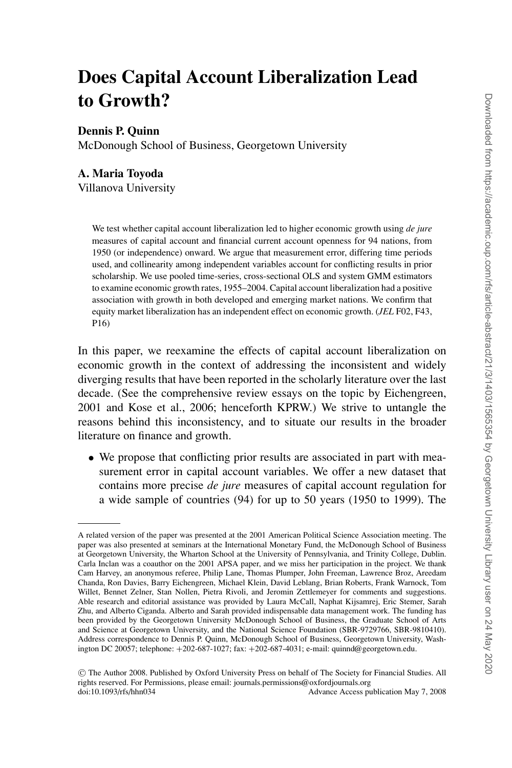# Does Capital Account Liberalization Lead to Growth?

**Dennis P. Quinn**
McDonough School of Business, Georgetown University

**A. Maria Toyoda**
Villanova University

We test whether capital account liberalization led to higher economic growth using *de jure* measures of capital account and financial current account openness for 94 nations, from 1950 (or independence) onward. We argue that measurement error, differing time periods used, and collinearity among independent variables account for conflicting results in prior scholarship. We use pooled time-series, cross-sectional OLS and system GMM estimators to examine economic growth rates, 1955–2004. Capital account liberalization had a positive association with growth in both developed and emerging market nations. We confirm that equity market liberalization has an independent effect on economic growth. (*JEL* F02, F43, P16)

In this paper, we reexamine the effects of capital account liberalization on economic growth in the context of addressing the inconsistent and widely diverging results that have been reported in the scholarly literature over the last decade. (See the comprehensive review essays on the topic by Eichengreen, 2001 and Kose et al., 2006; henceforth KPRW.) We strive to untangle the reasons behind this inconsistency, and to situate our results in the broader literature on finance and growth.

- We propose that conflicting prior results are associated in part with measurement error in capital account variables. We offer a new dataset that contains more precise *de jure* measures of capital account regulation for a wide sample of countries (94) for up to 50 years (1950 to 1999). The

---

A related version of the paper was presented at the 2001 American Political Science Association meeting. The paper was also presented at seminars at the International Monetary Fund, the McDonough School of Business at Georgetown University, the Wharton School at the University of Pennsylvania, and Trinity College, Dublin. Carla Inclan was a coauthor on the 2001 APSA paper, and we miss her participation in the project. We thank Cam Harvey, an anonymous referee, Philip Lane, Thomas Plumper, John Freeman, Lawrence Broz, Areedam Chanda, Ron Davies, Barry Eichengreen, Michael Klein, David Leblang, Brian Roberts, Frank Warnock, Tom Willet, Bennet Zelner, Stan Nollen, Pietra Rivoli, and Jeromin Zettlemeyer for comments and suggestions. Able research and editorial assistance was provided by Laura McCall, Naphat Kijsamrej, Eric Stemer, Sarah Zhu, and Alberto Ciganda. Alberto and Sarah provided indispensable data management work. The funding has been provided by the Georgetown University McDonough School of Business, the Graduate School of Arts and Science at Georgetown University, and the National Science Foundation (SBR-9729766, SBR-9810410). Address correspondence to Dennis P. Quinn, McDonough School of Business, Georgetown University, Washington DC 20057; telephone: +202-687-1027; fax: +202-687-4031; e-mail: quinnd@georgetown.edu.

© The Author 2008. Published by Oxford University Press on behalf of The Society for Financial Studies. All rights reserved. For Permissions, please email: journals.permissions@oxfordjournals.org
doi:10.1093/rfs/hhn034 Advance Access publication May 7, 2008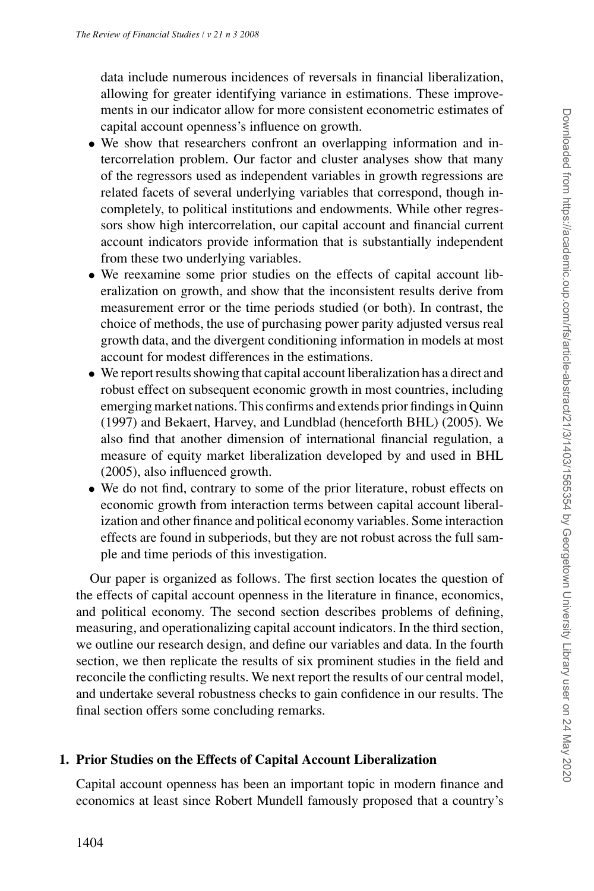data include numerous incidences of reversals in financial liberalization, allowing for greater identifying variance in estimations. These improvements in our indicator allow for more consistent econometric estimates of capital account openness's influence on growth.

- We show that researchers confront an overlapping information and intercorrelation problem. Our factor and cluster analyses show that many of the regressors used as independent variables in growth regressions are related facets of several underlying variables that correspond, though incompletely, to political institutions and endowments. While other regressors show high intercorrelation, our capital account and financial current account indicators provide information that is substantially independent from these two underlying variables.
- We reexamine some prior studies on the effects of capital account liberalization on growth, and show that the inconsistent results derive from measurement error or the time periods studied (or both). In contrast, the choice of methods, the use of purchasing power parity adjusted versus real growth data, and the divergent conditioning information in models at most account for modest differences in the estimations.
- We report results showing that capital account liberalization has a direct and robust effect on subsequent economic growth in most countries, including emerging market nations. This confirms and extends prior findings in Quinn (1997) and Bekaert, Harvey, and Lundblad (henceforth BHL) (2005). We also find that another dimension of international financial regulation, a measure of equity market liberalization developed by and used in BHL (2005), also influenced growth.
- We do not find, contrary to some of the prior literature, robust effects on economic growth from interaction terms between capital account liberalization and other finance and political economy variables. Some interaction effects are found in subperiods, but they are not robust across the full sample and time periods of this investigation.

Our paper is organized as follows. The first section locates the question of the effects of capital account openness in the literature in finance, economics, and political economy. The second section describes problems of defining, measuring, and operationalizing capital account indicators. In the third section, we outline our research design, and define our variables and data. In the fourth section, we then replicate the results of six prominent studies in the field and reconcile the conflicting results. We next report the results of our central model, and undertake several robustness checks to gain confidence in our results. The final section offers some concluding remarks.

## 1. Prior Studies on the Effects of Capital Account Liberalization

Capital account openness has been an important topic in modern finance and economics at least since Robert Mundell famously proposed that a country's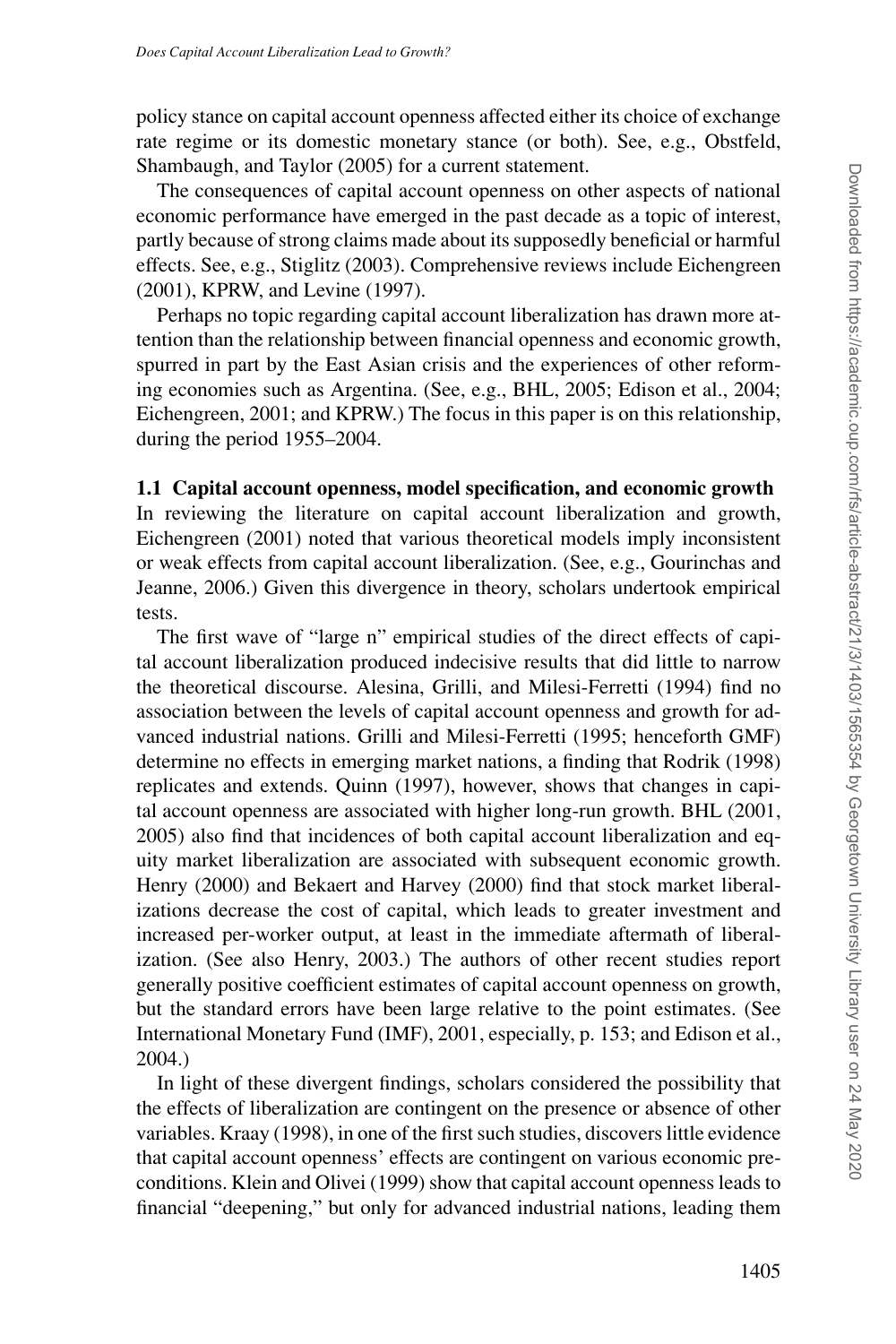policy stance on capital account openness affected either its choice of exchange rate regime or its domestic monetary stance (or both). See, e.g., Obstfeld, Shambaugh, and Taylor (2005) for a current statement.

The consequences of capital account openness on other aspects of national economic performance have emerged in the past decade as a topic of interest, partly because of strong claims made about its supposedly beneficial or harmful effects. See, e.g., Stiglitz (2003). Comprehensive reviews include Eichengreen (2001), KPRW, and Levine (1997).

Perhaps no topic regarding capital account liberalization has drawn more attention than the relationship between financial openness and economic growth, spurred in part by the East Asian crisis and the experiences of other reforming economies such as Argentina. (See, e.g., BHL, 2005; Edison et al., 2004; Eichengreen, 2001; and KPRW.) The focus in this paper is on this relationship, during the period 1955–2004.

### 1.1 Capital account openness, model specification, and economic growth

In reviewing the literature on capital account liberalization and growth, Eichengreen (2001) noted that various theoretical models imply inconsistent or weak effects from capital account liberalization. (See, e.g., Gourinchas and Jeanne, 2006.) Given this divergence in theory, scholars undertook empirical tests.

The first wave of "large n" empirical studies of the direct effects of capital account liberalization produced indecisive results that did little to narrow the theoretical discourse. Alesina, Grilli, and Milesi-Ferretti (1994) find no association between the levels of capital account openness and growth for advanced industrial nations. Grilli and Milesi-Ferretti (1995; henceforth GMF) determine no effects in emerging market nations, a finding that Rodrik (1998) replicates and extends. Quinn (1997), however, shows that changes in capital account openness are associated with higher long-run growth. BHL (2001, 2005) also find that incidences of both capital account liberalization and equity market liberalization are associated with subsequent economic growth. Henry (2000) and Bekaert and Harvey (2000) find that stock market liberalizations decrease the cost of capital, which leads to greater investment and increased per-worker output, at least in the immediate aftermath of liberalization. (See also Henry, 2003.) The authors of other recent studies report generally positive coefficient estimates of capital account openness on growth, but the standard errors have been large relative to the point estimates. (See International Monetary Fund (IMF), 2001, especially, p. 153; and Edison et al., 2004.)

In light of these divergent findings, scholars considered the possibility that the effects of liberalization are contingent on the presence or absence of other variables. Kraay (1998), in one of the first such studies, discovers little evidence that capital account openness' effects are contingent on various economic preconditions. Klein and Olivei (1999) show that capital account openness leads to financial "deepening," but only for advanced industrial nations, leading them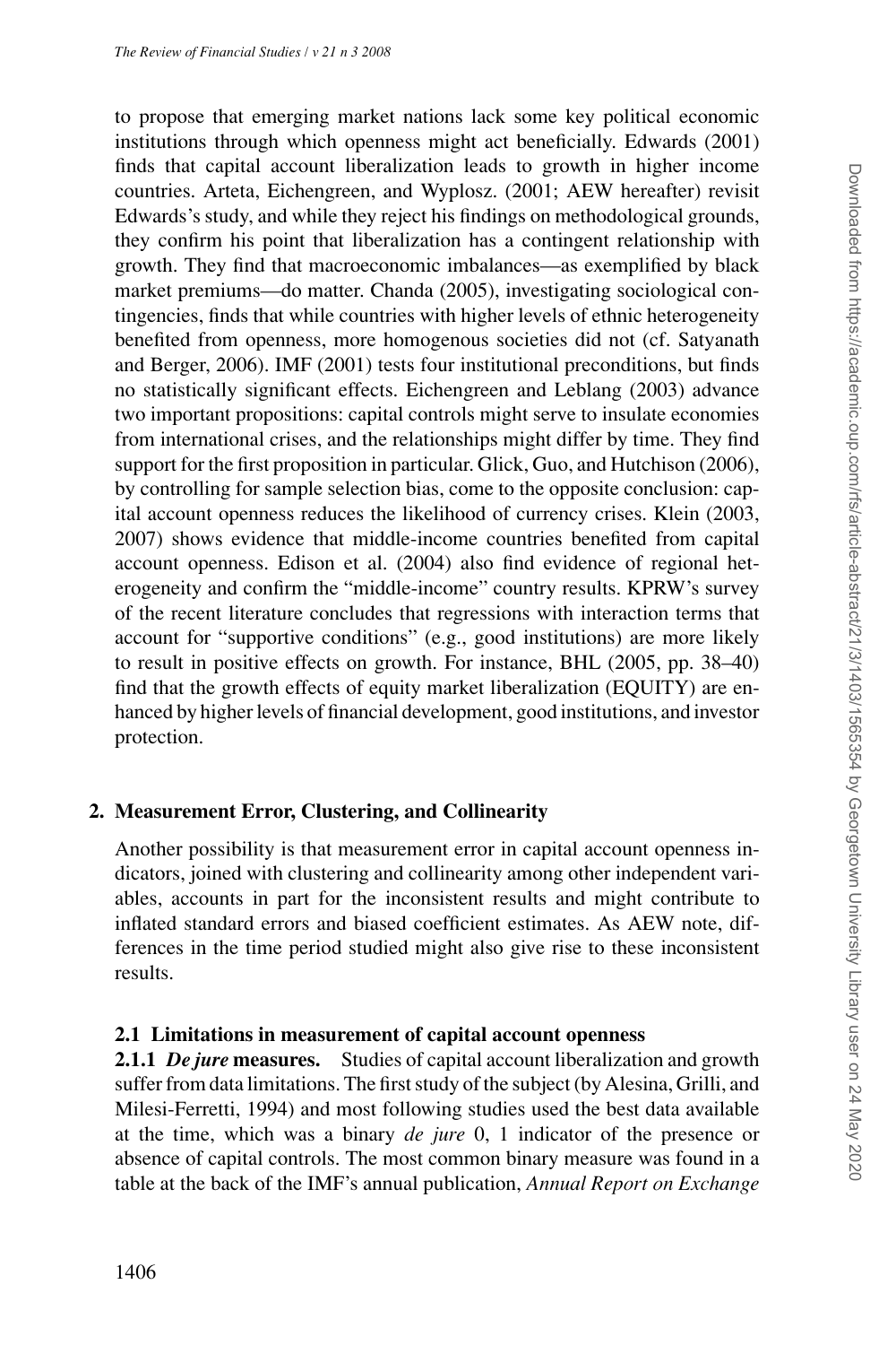to propose that emerging market nations lack some key political economic institutions through which openness might act beneficially. Edwards (2001) finds that capital account liberalization leads to growth in higher income countries. Arteta, Eichengreen, and Wyplosz. (2001; AEW hereafter) revisit Edwards's study, and while they reject his findings on methodological grounds, they confirm his point that liberalization has a contingent relationship with growth. They find that macroeconomic imbalances—as exemplified by black market premiums—do matter. Chanda (2005), investigating sociological contingencies, finds that while countries with higher levels of ethnic heterogeneity benefited from openness, more homogenous societies did not (cf. Satyanath and Berger, 2006). IMF (2001) tests four institutional preconditions, but finds no statistically significant effects. Eichengreen and Leblang (2003) advance two important propositions: capital controls might serve to insulate economies from international crises, and the relationships might differ by time. They find support for the first proposition in particular. Glick, Guo, and Hutchison (2006), by controlling for sample selection bias, come to the opposite conclusion: capital account openness reduces the likelihood of currency crises. Klein (2003, 2007) shows evidence that middle-income countries benefited from capital account openness. Edison et al. (2004) also find evidence of regional heterogeneity and confirm the "middle-income" country results. KPRW's survey of the recent literature concludes that regressions with interaction terms that account for "supportive conditions" (e.g., good institutions) are more likely to result in positive effects on growth. For instance, BHL (2005, pp. 38–40) find that the growth effects of equity market liberalization (EQUITY) are enhanced by higher levels of financial development, good institutions, and investor protection.

## 2. Measurement Error, Clustering, and Collinearity

Another possibility is that measurement error in capital account openness indicators, joined with clustering and collinearity among other independent variables, accounts in part for the inconsistent results and might contribute to inflated standard errors and biased coefficient estimates. As AEW note, differences in the time period studied might also give rise to these inconsistent results.

### 2.1 Limitations in measurement of capital account openness

**2.1.1 *De jure* measures.** Studies of capital account liberalization and growth suffer from data limitations. The first study of the subject (by Alesina, Grilli, and Milesi-Ferretti, 1994) and most following studies used the best data available at the time, which was a binary *de jure* 0, 1 indicator of the presence or absence of capital controls. The most common binary measure was found in a table at the back of the IMF's annual publication, *Annual Report on Exchange*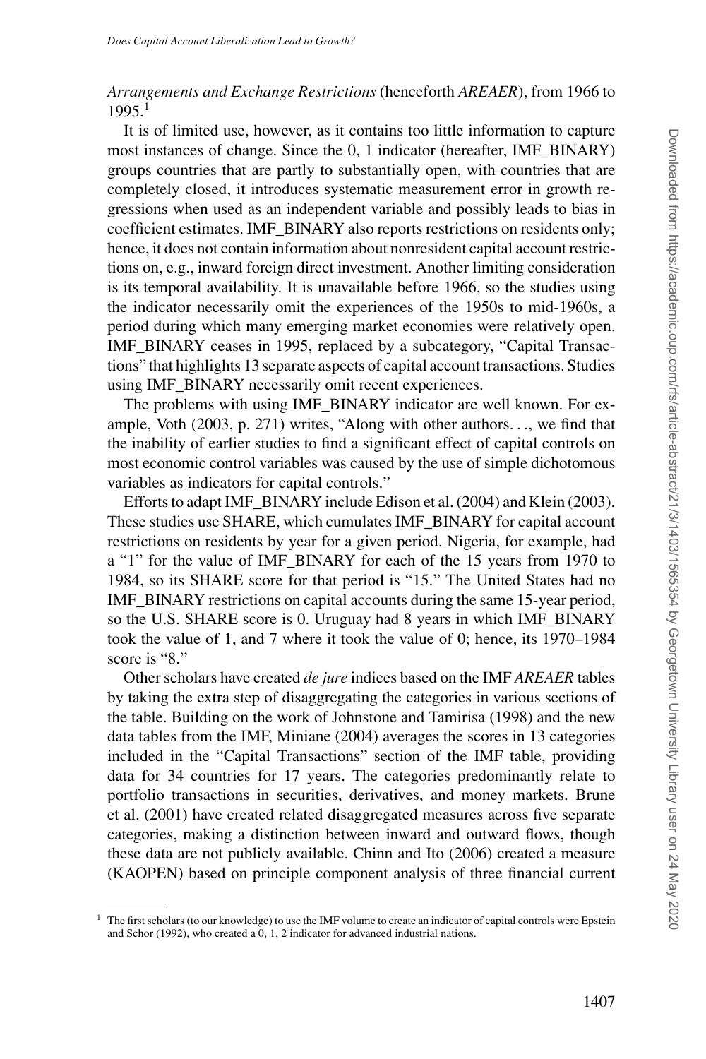*Arrangements and Exchange Restrictions* (henceforth *AREAER*), from 1966 to 1995.[1]

It is of limited use, however, as it contains too little information to capture most instances of change. Since the 0, 1 indicator (hereafter, IMF_BINARY) groups countries that are partly to substantially open, with countries that are completely closed, it introduces systematic measurement error in growth regressions when used as an independent variable and possibly leads to bias in coefficient estimates. IMF_BINARY also reports restrictions on residents only; hence, it does not contain information about nonresident capital account restrictions on, e.g., inward foreign direct investment. Another limiting consideration is its temporal availability. It is unavailable before 1966, so the studies using the indicator necessarily omit the experiences of the 1950s to mid-1960s, a period during which many emerging market economies were relatively open. IMF_BINARY ceases in 1995, replaced by a subcategory, "Capital Transactions" that highlights 13 separate aspects of capital account transactions. Studies using IMF_BINARY necessarily omit recent experiences.

The problems with using IMF_BINARY indicator are well known. For example, Voth (2003, p. 271) writes, "Along with other authors. . ., we find that the inability of earlier studies to find a significant effect of capital controls on most economic control variables was caused by the use of simple dichotomous variables as indicators for capital controls."

Efforts to adapt IMF_BINARY include Edison et al. (2004) and Klein (2003). These studies use SHARE, which cumulates IMF_BINARY for capital account restrictions on residents by year for a given period. Nigeria, for example, had a "1" for the value of IMF_BINARY for each of the 15 years from 1970 to 1984, so its SHARE score for that period is "15." The United States had no IMF_BINARY restrictions on capital accounts during the same 15-year period, so the U.S. SHARE score is 0. Uruguay had 8 years in which IMF_BINARY took the value of 1, and 7 where it took the value of 0; hence, its 1970–1984 score is "8."

Other scholars have created *de jure* indices based on the IMF *AREAER* tables by taking the extra step of disaggregating the categories in various sections of the table. Building on the work of Johnstone and Tamirisa (1998) and the new data tables from the IMF, Miniane (2004) averages the scores in 13 categories included in the "Capital Transactions" section of the IMF table, providing data for 34 countries for 17 years. The categories predominantly relate to portfolio transactions in securities, derivatives, and money markets. Brune et al. (2001) have created related disaggregated measures across five separate categories, making a distinction between inward and outward flows, though these data are not publicly available. Chinn and Ito (2006) created a measure (KAOPEN) based on principle component analysis of three financial current

[1] The first scholars (to our knowledge) to use the IMF volume to create an indicator of capital controls were Epstein and Schor (1992), who created a 0, 1, 2 indicator for advanced industrial nations.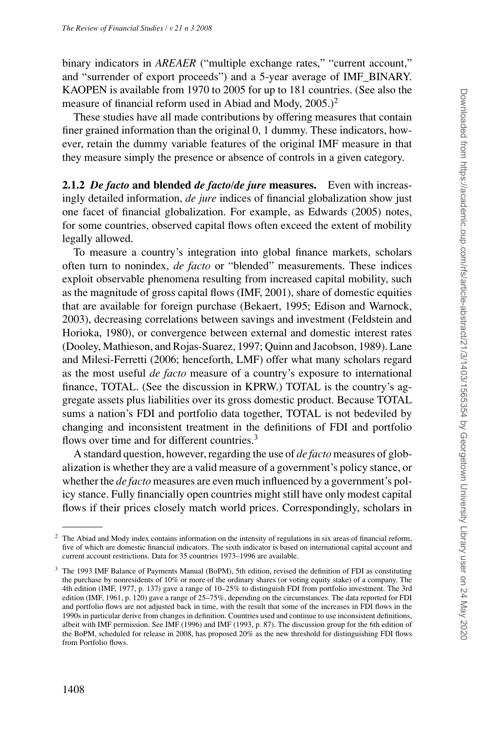binary indicators in *AREAER* ("multiple exchange rates," "current account," and "surrender of export proceeds") and a 5-year average of IMF_BINARY. KAOPEN is available from 1970 to 2005 for up to 181 countries. (See also the measure of financial reform used in Abiad and Mody, 2005.)[2]

These studies have all made contributions by offering measures that contain finer grained information than the original 0, 1 dummy. These indicators, however, retain the dummy variable features of the original IMF measure in that they measure simply the presence or absence of controls in a given category.

**2.1.2 *De facto* and blended *de facto*/*de jure* measures.** Even with increasingly detailed information, *de jure* indices of financial globalization show just one facet of financial globalization. For example, as Edwards (2005) notes, for some countries, observed capital flows often exceed the extent of mobility legally allowed.

To measure a country's integration into global finance markets, scholars often turn to nonindex, *de facto* or "blended" measurements. These indices exploit observable phenomena resulting from increased capital mobility, such as the magnitude of gross capital flows (IMF, 2001), share of domestic equities that are available for foreign purchase (Bekaert, 1995; Edison and Warnock, 2003), decreasing correlations between savings and investment (Feldstein and Horioka, 1980), or convergence between external and domestic interest rates (Dooley, Mathieson, and Rojas-Suarez, 1997; Quinn and Jacobson, 1989). Lane and Milesi-Ferretti (2006; henceforth, LMF) offer what many scholars regard as the most useful *de facto* measure of a country's exposure to international finance, TOTAL. (See the discussion in KPRW.) TOTAL is the country's aggregate assets plus liabilities over its gross domestic product. Because TOTAL sums a nation's FDI and portfolio data together, TOTAL is not bedeviled by changing and inconsistent treatment in the definitions of FDI and portfolio flows over time and for different countries.[3]

A standard question, however, regarding the use of *de facto* measures of globalization is whether they are a valid measure of a government's policy stance, or whether the *de facto* measures are even much influenced by a government's policy stance. Fully financially open countries might still have only modest capital flows if their prices closely match world prices. Correspondingly, scholars in

---

[2] The Abiad and Mody index contains information on the intensity of regulations in six areas of financial reform, five of which are domestic financial indicators. The sixth indicator is based on international capital account and current account restrictions. Data for 35 countries 1973–1996 are available.

[3] The 1993 IMF Balance of Payments Manual (BoPM), 5th edition, revised the definition of FDI as constituting the purchase by nonresidents of 10% or more of the ordinary shares (or voting equity stake) of a company. The 4th edition (IMF, 1977, p. 137) gave a range of 10–25% to distinguish FDI from portfolio investment. The 3rd edition (IMF, 1961, p. 120) gave a range of 25–75%, depending on the circumstances. The data reported for FDI and portfolio flows are not adjusted back in time, with the result that some of the increases in FDI flows in the 1990s in particular derive from changes in definition. Countries used and continue to use inconsistent definitions, albeit with IMF permission. See IMF (1996) and IMF (1993, p. 87). The discussion group for the 6th edition of the BoPM, scheduled for release in 2008, has proposed 20% as the new threshold for distinguishing FDI flows from Portfolio flows.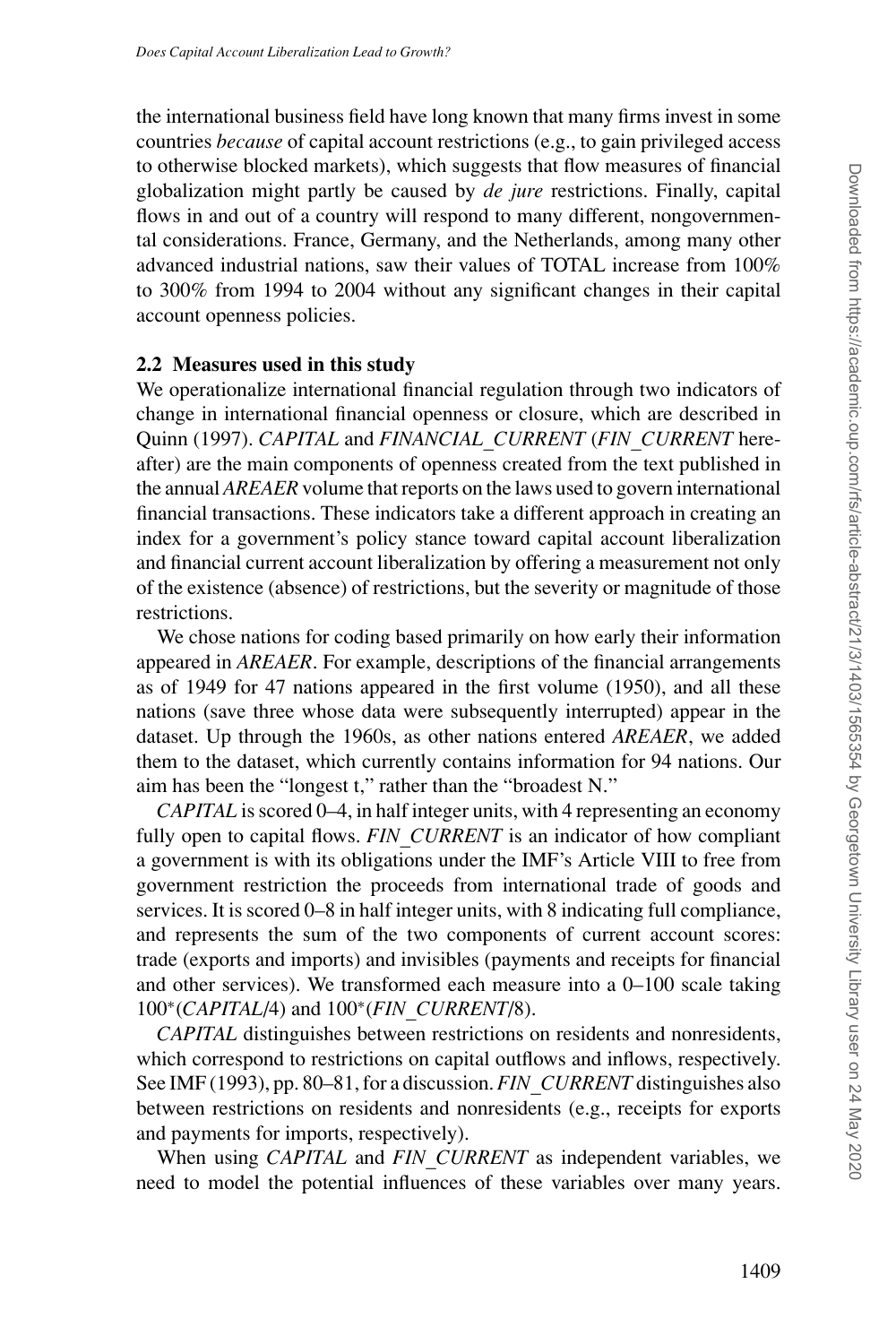the international business field have long known that many firms invest in some countries *because* of capital account restrictions (e.g., to gain privileged access to otherwise blocked markets), which suggests that flow measures of financial globalization might partly be caused by *de jure* restrictions. Finally, capital flows in and out of a country will respond to many different, nongovernmental considerations. France, Germany, and the Netherlands, among many other advanced industrial nations, saw their values of TOTAL increase from 100% to 300% from 1994 to 2004 without any significant changes in their capital account openness policies.

### 2.2 Measures used in this study

We operationalize international financial regulation through two indicators of change in international financial openness or closure, which are described in Quinn (1997). *CAPITAL* and *FINANCIAL_CURRENT* (*FIN_CURRENT* hereafter) are the main components of openness created from the text published in the annual *AREAER* volume that reports on the laws used to govern international financial transactions. These indicators take a different approach in creating an index for a government's policy stance toward capital account liberalization and financial current account liberalization by offering a measurement not only of the existence (absence) of restrictions, but the severity or magnitude of those restrictions.

We chose nations for coding based primarily on how early their information appeared in *AREAER*. For example, descriptions of the financial arrangements as of 1949 for 47 nations appeared in the first volume (1950), and all these nations (save three whose data were subsequently interrupted) appear in the dataset. Up through the 1960s, as other nations entered *AREAER*, we added them to the dataset, which currently contains information for 94 nations. Our aim has been the "longest t," rather than the "broadest N."

*CAPITAL* is scored 0–4, in half integer units, with 4 representing an economy fully open to capital flows. *FIN_CURRENT* is an indicator of how compliant a government is with its obligations under the IMF's Article VIII to free from government restriction the proceeds from international trade of goods and services. It is scored 0–8 in half integer units, with 8 indicating full compliance, and represents the sum of the two components of current account scores: trade (exports and imports) and invisibles (payments and receipts for financial and other services). We transformed each measure into a 0–100 scale taking 100*(*CAPITAL*/4) and 100*(*FIN_CURRENT*/8).

*CAPITAL* distinguishes between restrictions on residents and nonresidents, which correspond to restrictions on capital outflows and inflows, respectively. See IMF (1993), pp. 80–81, for a discussion. *FIN_CURRENT* distinguishes also between restrictions on residents and nonresidents (e.g., receipts for exports and payments for imports, respectively).

When using *CAPITAL* and *FIN_CURRENT* as independent variables, we need to model the potential influences of these variables over many years.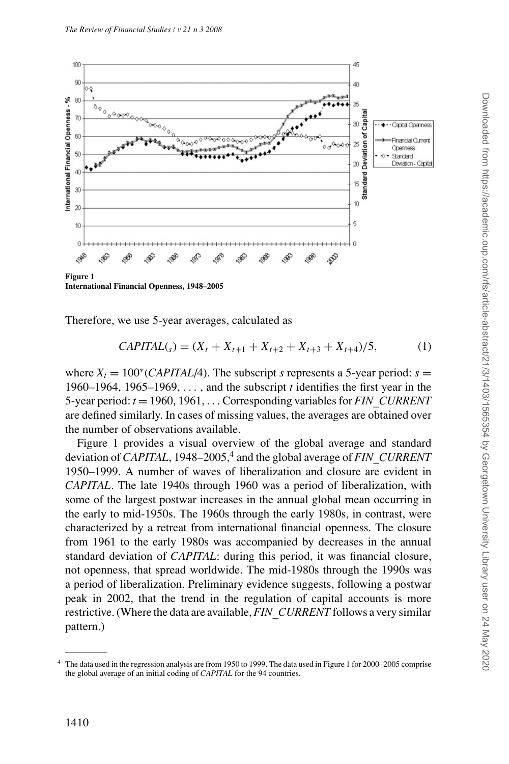**Figure 1**
**International Financial Openness, 1948–2005**

Therefore, we use 5-year averages, calculated as

$$CAPITAL_{(s)} = (X_t + X_{t+1} + X_{t+2} + X_{t+3} + X_{t+4})/5, \tag{1}$$

where $X_t = 100^*(CAPITAL/4)$. The subscript $s$ represents a 5-year period: $s =$ 1960–1964, 1965–1969, ..., and the subscript $t$ identifies the first year in the 5-year period: $t = 1960, 1961, \ldots$ Corresponding variables for *FIN_CURRENT* are defined similarly. In cases of missing values, the averages are obtained over the number of observations available.

Figure 1 provides a visual overview of the global average and standard deviation of *CAPITAL*, 1948–2005,[4] and the global average of *FIN_CURRENT* 1950–1999. A number of waves of liberalization and closure are evident in *CAPITAL*. The late 1940s through 1960 was a period of liberalization, with some of the largest postwar increases in the annual global mean occurring in the early to mid-1950s. The 1960s through the early 1980s, in contrast, were characterized by a retreat from international financial openness. The closure from 1961 to the early 1980s was accompanied by decreases in the annual standard deviation of *CAPITAL*: during this period, it was financial closure, not openness, that spread worldwide. The mid-1980s through the 1990s was a period of liberalization. Preliminary evidence suggests, following a postwar peak in 2002, that the trend in the regulation of capital accounts is more restrictive. (Where the data are available, *FIN_CURRENT* follows a very similar pattern.)

---

[4] The data used in the regression analysis are from 1950 to 1999. The data used in Figure 1 for 2000–2005 comprise the global average of an initial coding of *CAPITAL* for the 94 countries.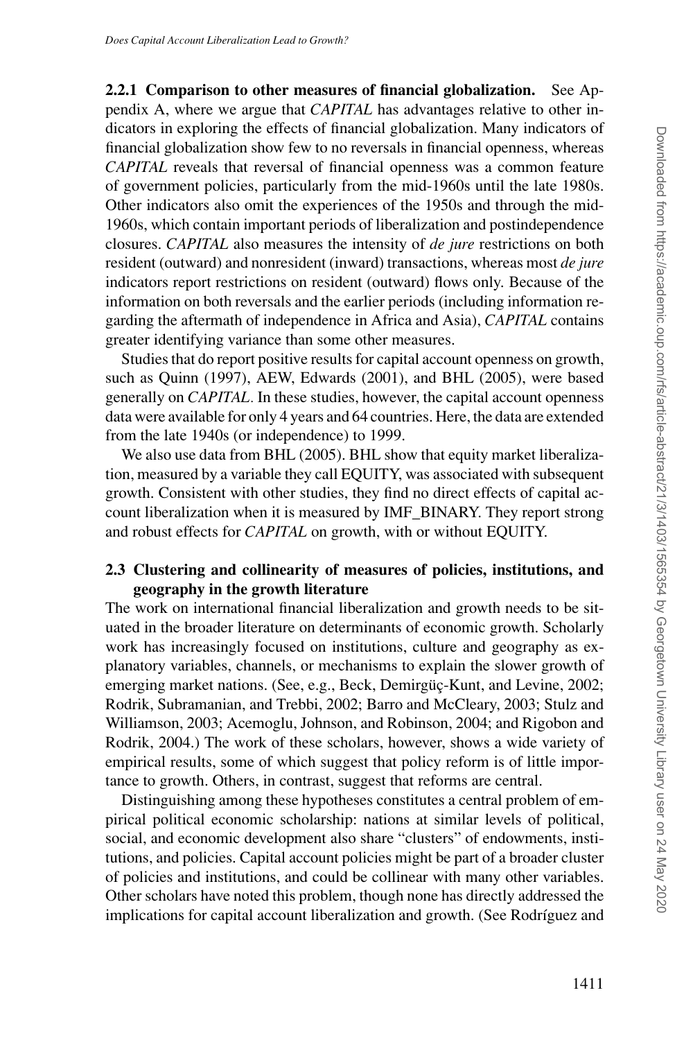**2.2.1 Comparison to other measures of financial globalization.** See Appendix A, where we argue that *CAPITAL* has advantages relative to other indicators in exploring the effects of financial globalization. Many indicators of financial globalization show few to no reversals in financial openness, whereas *CAPITAL* reveals that reversal of financial openness was a common feature of government policies, particularly from the mid-1960s until the late 1980s. Other indicators also omit the experiences of the 1950s and through the mid-1960s, which contain important periods of liberalization and postindependence closures. *CAPITAL* also measures the intensity of *de jure* restrictions on both resident (outward) and nonresident (inward) transactions, whereas most *de jure* indicators report restrictions on resident (outward) flows only. Because of the information on both reversals and the earlier periods (including information regarding the aftermath of independence in Africa and Asia), *CAPITAL* contains greater identifying variance than some other measures.

Studies that do report positive results for capital account openness on growth, such as Quinn (1997), AEW, Edwards (2001), and BHL (2005), were based generally on *CAPITAL*. In these studies, however, the capital account openness data were available for only 4 years and 64 countries. Here, the data are extended from the late 1940s (or independence) to 1999.

We also use data from BHL (2005). BHL show that equity market liberalization, measured by a variable they call EQUITY, was associated with subsequent growth. Consistent with other studies, they find no direct effects of capital account liberalization when it is measured by IMF_BINARY. They report strong and robust effects for *CAPITAL* on growth, with or without EQUITY.

### 2.3 Clustering and collinearity of measures of policies, institutions, and geography in the growth literature

The work on international financial liberalization and growth needs to be situated in the broader literature on determinants of economic growth. Scholarly work has increasingly focused on institutions, culture and geography as explanatory variables, channels, or mechanisms to explain the slower growth of emerging market nations. (See, e.g., Beck, Demirgüç-Kunt, and Levine, 2002; Rodrik, Subramanian, and Trebbi, 2002; Barro and McCleary, 2003; Stulz and Williamson, 2003; Acemoglu, Johnson, and Robinson, 2004; and Rigobon and Rodrik, 2004.) The work of these scholars, however, shows a wide variety of empirical results, some of which suggest that policy reform is of little importance to growth. Others, in contrast, suggest that reforms are central.

Distinguishing among these hypotheses constitutes a central problem of empirical political economic scholarship: nations at similar levels of political, social, and economic development also share "clusters" of endowments, institutions, and policies. Capital account policies might be part of a broader cluster of policies and institutions, and could be collinear with many other variables. Other scholars have noted this problem, though none has directly addressed the implications for capital account liberalization and growth. (See Rodríguez and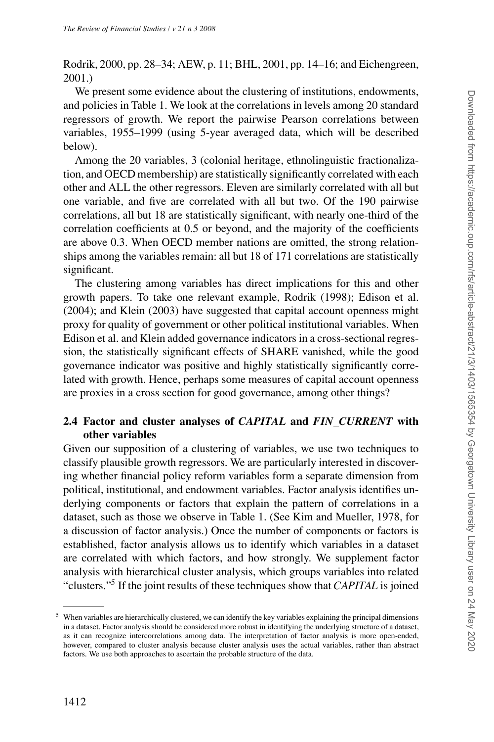Rodrik, 2000, pp. 28–34; AEW, p. 11; BHL, 2001, pp. 14–16; and Eichengreen, 2001.)

We present some evidence about the clustering of institutions, endowments, and policies in Table 1. We look at the correlations in levels among 20 standard regressors of growth. We report the pairwise Pearson correlations between variables, 1955–1999 (using 5-year averaged data, which will be described below).

Among the 20 variables, 3 (colonial heritage, ethnolinguistic fractionalization, and OECD membership) are statistically significantly correlated with each other and ALL the other regressors. Eleven are similarly correlated with all but one variable, and five are correlated with all but two. Of the 190 pairwise correlations, all but 18 are statistically significant, with nearly one-third of the correlation coefficients at 0.5 or beyond, and the majority of the coefficients are above 0.3. When OECD member nations are omitted, the strong relationships among the variables remain: all but 18 of 171 correlations are statistically significant.

The clustering among variables has direct implications for this and other growth papers. To take one relevant example, Rodrik (1998); Edison et al. (2004); and Klein (2003) have suggested that capital account openness might proxy for quality of government or other political institutional variables. When Edison et al. and Klein added governance indicators in a cross-sectional regression, the statistically significant effects of SHARE vanished, while the good governance indicator was positive and highly statistically significantly correlated with growth. Hence, perhaps some measures of capital account openness are proxies in a cross section for good governance, among other things?

### 2.4 Factor and cluster analyses of *CAPITAL* and *FIN_CURRENT* with other variables

Given our supposition of a clustering of variables, we use two techniques to classify plausible growth regressors. We are particularly interested in discovering whether financial policy reform variables form a separate dimension from political, institutional, and endowment variables. Factor analysis identifies underlying components or factors that explain the pattern of correlations in a dataset, such as those we observe in Table 1. (See Kim and Mueller, 1978, for a discussion of factor analysis.) Once the number of components or factors is established, factor analysis allows us to identify which variables in a dataset are correlated with which factors, and how strongly. We supplement factor analysis with hierarchical cluster analysis, which groups variables into related "clusters."[5] If the joint results of these techniques show that *CAPITAL* is joined

[5] When variables are hierarchically clustered, we can identify the key variables explaining the principal dimensions in a dataset. Factor analysis should be considered more robust in identifying the underlying structure of a dataset, as it can recognize intercorrelations among data. The interpretation of factor analysis is more open-ended, however, compared to cluster analysis because cluster analysis uses the actual variables, rather than abstract factors. We use both approaches to ascertain the probable structure of the data.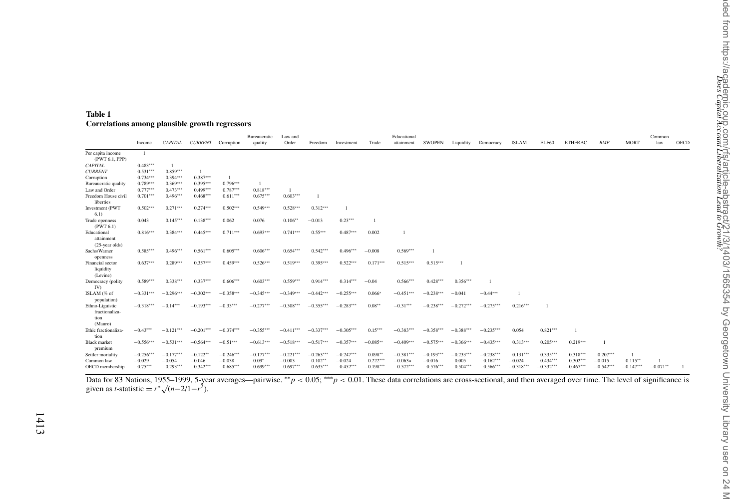**Table 1**
**Correlations among plausible growth regressors**

| | Income | *CAPITAL* | *CURRENT* | Corruption | Bureaucratic quality | Law and Order | Freedom | Investment | Trade | Educational attainment | SWOPEN | Liquidity | Democracy | ISLAM | ELF60 | ETHFRAC | *BMP* | MORT | Common law | OECD |
|---|---|---|---|---|---|---|---|---|---|---|---|---|---|---|---|---|---|---|---|---|
| Per capita income (PWT 6.1, PPP) | 1 | | | | | | | | | | | | | | | | | | | |
| *CAPITAL* | 0.483*** | 1 | | | | | | | | | | | | | | | | | | |
| *CURRENT* | 0.531*** | 0.859*** | 1 | | | | | | | | | | | | | | | | | |
| Corruption | 0.734*** | 0.394*** | 0.387*** | 1 | | | | | | | | | | | | | | | | |
| Bureaucratic quality | 0.789*** | 0.369*** | 0.395*** | 0.796*** | 1 | | | | | | | | | | | | | | | |
| Law and Order | 0.777*** | 0.473*** | 0.499*** | 0.787*** | 0.818*** | 1 | | | | | | | | | | | | | | |
| Freedom House civil liberties | 0.701*** | 0.496*** | 0.468*** | 0.611*** | 0.675*** | 0.603*** | 1 | | | | | | | | | | | | | |
| Investment (PWT 6.1) | 0.502*** | 0.271*** | 0.274*** | 0.502*** | 0.549*** | 0.528*** | 0.312*** | 1 | | | | | | | | | | | | |
| Trade openness (PWT 6.1) | 0.043 | 0.145*** | 0.138*** | 0.062 | 0.076 | 0.106** | −0.013 | 0.23*** | 1 | | | | | | | | | | | |
| Educational attainment (25-year olds) | 0.816*** | 0.384*** | 0.445*** | 0.711*** | 0.693*** | 0.741*** | 0.55*** | 0.487*** | 0.002 | 1 | | | | | | | | | | |
| Sachs/Warner openness | 0.585*** | 0.496*** | 0.561*** | 0.605*** | 0.606*** | 0.654*** | 0.542*** | 0.496*** | −0.008 | 0.569*** | 1 | | | | | | | | | |
| Financial sector liquidity (Levine) | 0.637*** | 0.289*** | 0.357*** | 0.459*** | 0.526*** | 0.519*** | 0.395*** | 0.522*** | 0.171*** | 0.515*** | 0.515*** | 1 | | | | | | | | |
| Democracy (polity IV) | 0.589*** | 0.338*** | 0.337*** | 0.606*** | 0.603*** | 0.559*** | 0.914*** | 0.314*** | −0.04 | 0.566*** | 0.428*** | 0.356*** | 1 | | | | | | | |
| ISLAM (% of population) | −0.331*** | −0.296*** | −0.302*** | −0.358*** | −0.345*** | −0.349*** | −0.442*** | −0.255*** | 0.066* | −0.451*** | −0.238*** | −0.041 | −0.44*** | 1 | | | | | | |
| Ethno-Liguistic fractionalization (Mauro) | −0.318*** | −0.14*** | −0.193*** | −0.33*** | −0.277*** | −0.308*** | −0.355*** | −0.283*** | 0.08** | −0.31*** | −0.238*** | −0.272*** | −0.275*** | 0.216*** | 1 | | | | | |
| Ethic fractionalization | −0.43*** | −0.121*** | −0.201*** | −0.374*** | −0.355*** | −0.411*** | −0.337*** | −0.305*** | 0.15*** | −0.383*** | −0.358*** | −0.388*** | −0.235*** | 0.054 | 0.821*** | 1 | | | | |
| Black market premium | −0.556*** | −0.531*** | −0.564*** | −0.51*** | −0.613*** | −0.518*** | −0.517*** | −0.357*** | −0.085** | −0.409*** | −0.575*** | −0.366*** | −0.435*** | 0.313*** | 0.205*** | 0.219*** | 1 | | | |
| Settler mortality | −0.256*** | −0.177*** | −0.122** | −0.246*** | −0.177*** | −0.221*** | −0.263*** | −0.247*** | 0.098** | −0.381*** | −0.193*** | −0.233*** | −0.238*** | 0.131*** | 0.335*** | 0.318*** | 0.207*** | 1 | | |
| Common law | −0.029 | −0.054 | −0.046 | −0.038 | 0.09* | −0.003 | 0.102** | −0.024 | 0.222*** | −0.063* | −0.016 | 0.005 | 0.162*** | −0.024 | 0.434*** | 0.302*** | −0.015 | 0.115** | 1 | |
| OECD membership | 0.75*** | 0.293*** | 0.342*** | 0.685*** | 0.699*** | 0.697*** | 0.635*** | 0.452*** | −0.198*** | 0.572*** | 0.576*** | 0.504*** | 0.566*** | −0.318*** | −0.332*** | −0.467*** | −0.542*** | −0.147*** | −0.071** | 1 |

Data for 83 Nations, 1955–1999, 5-year averages—pairwise. **$p < 0.05$; ***$p < 0.01$. These data correlations are cross-sectional, and then averaged over time. The level of significance is given as $t$-statistic $= r^* \sqrt{(n-2/1-r^2)}$.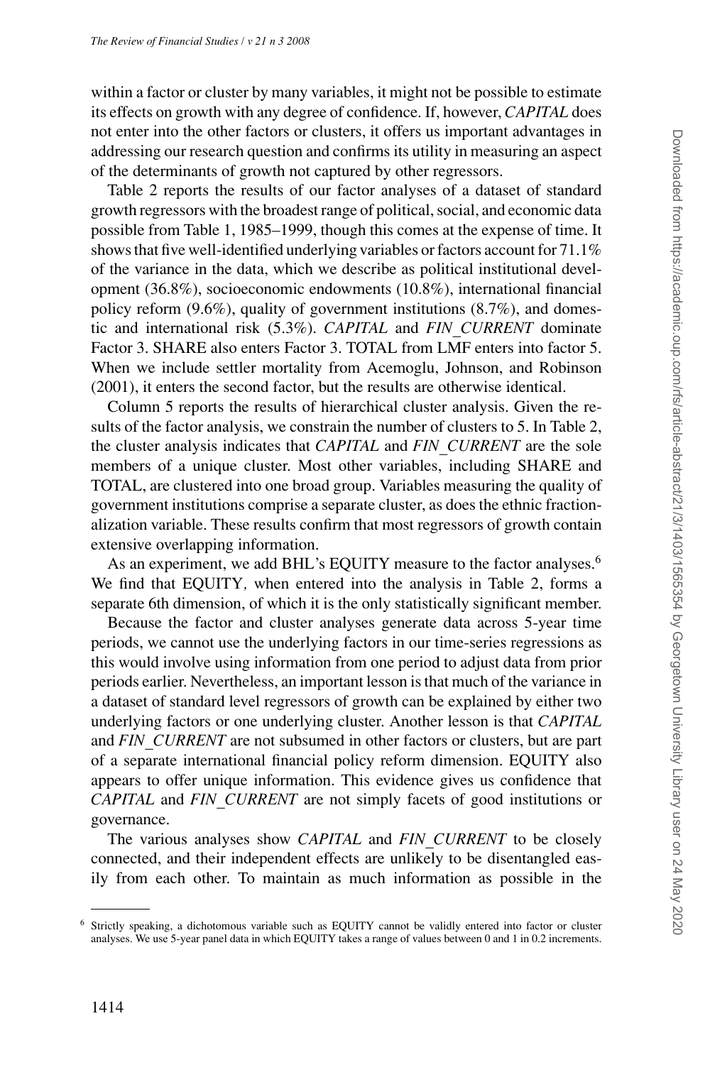within a factor or cluster by many variables, it might not be possible to estimate its effects on growth with any degree of confidence. If, however, *CAPITAL* does not enter into the other factors or clusters, it offers us important advantages in addressing our research question and confirms its utility in measuring an aspect of the determinants of growth not captured by other regressors.

Table 2 reports the results of our factor analyses of a dataset of standard growth regressors with the broadest range of political, social, and economic data possible from Table 1, 1985–1999, though this comes at the expense of time. It shows that five well-identified underlying variables or factors account for 71.1% of the variance in the data, which we describe as political institutional development (36.8%), socioeconomic endowments (10.8%), international financial policy reform (9.6%), quality of government institutions (8.7%), and domestic and international risk (5.3%). *CAPITAL* and *FIN_CURRENT* dominate Factor 3. SHARE also enters Factor 3. TOTAL from LMF enters into factor 5. When we include settler mortality from Acemoglu, Johnson, and Robinson (2001), it enters the second factor, but the results are otherwise identical.

Column 5 reports the results of hierarchical cluster analysis. Given the results of the factor analysis, we constrain the number of clusters to 5. In Table 2, the cluster analysis indicates that *CAPITAL* and *FIN_CURRENT* are the sole members of a unique cluster. Most other variables, including SHARE and TOTAL, are clustered into one broad group. Variables measuring the quality of government institutions comprise a separate cluster, as does the ethnic fractionalization variable. These results confirm that most regressors of growth contain extensive overlapping information.

As an experiment, we add BHL's EQUITY measure to the factor analyses.[6] We find that EQUITY, when entered into the analysis in Table 2, forms a separate 6th dimension, of which it is the only statistically significant member.

Because the factor and cluster analyses generate data across 5-year time periods, we cannot use the underlying factors in our time-series regressions as this would involve using information from one period to adjust data from prior periods earlier. Nevertheless, an important lesson is that much of the variance in a dataset of standard level regressors of growth can be explained by either two underlying factors or one underlying cluster. Another lesson is that *CAPITAL* and *FIN_CURRENT* are not subsumed in other factors or clusters, but are part of a separate international financial policy reform dimension. EQUITY also appears to offer unique information. This evidence gives us confidence that *CAPITAL* and *FIN_CURRENT* are not simply facets of good institutions or governance.

The various analyses show *CAPITAL* and *FIN_CURRENT* to be closely connected, and their independent effects are unlikely to be disentangled easily from each other. To maintain as much information as possible in the

---

[6] Strictly speaking, a dichotomous variable such as EQUITY cannot be validly entered into factor or cluster analyses. We use 5-year panel data in which EQUITY takes a range of values between 0 and 1 in 0.2 increments.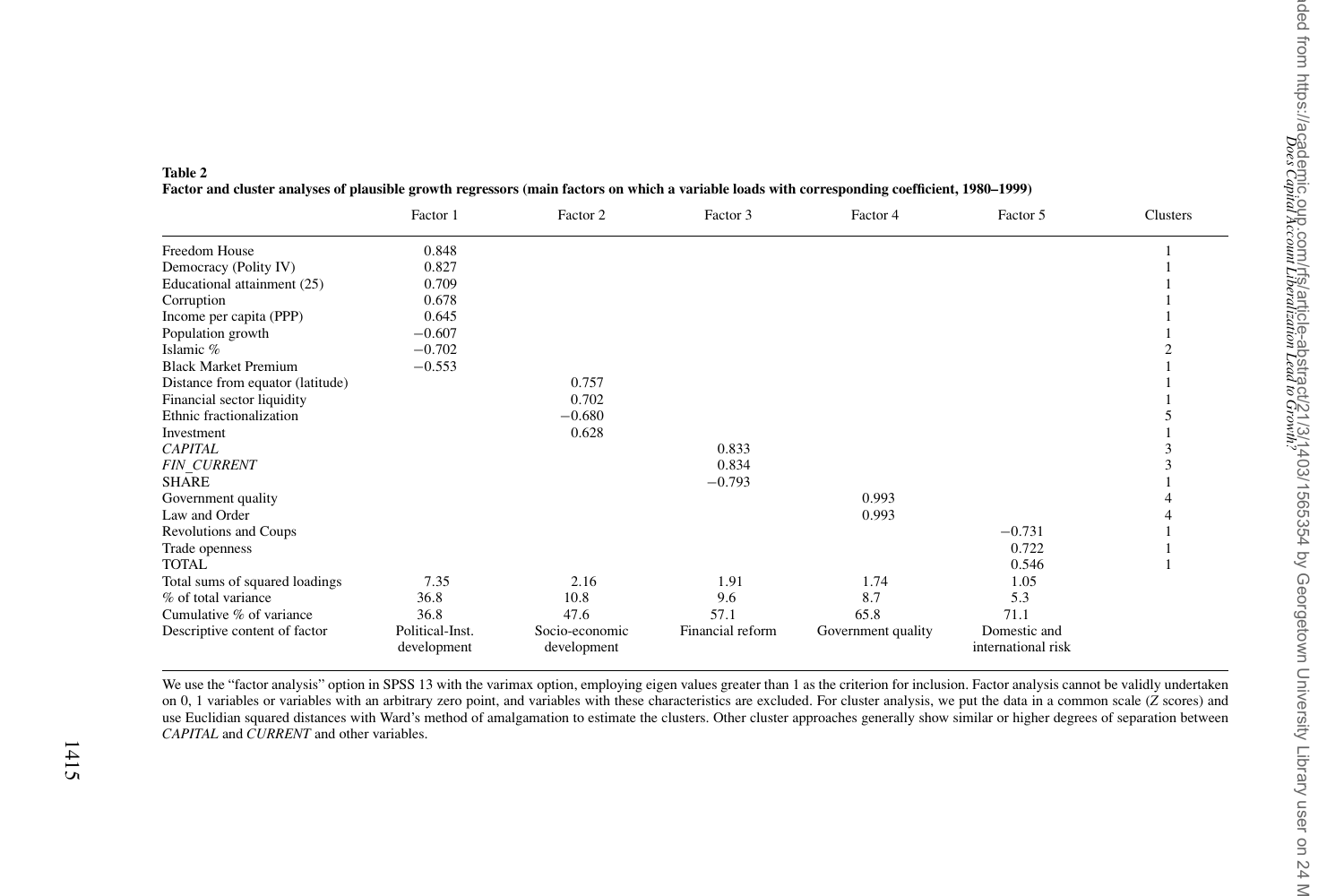**Table 2**

**Factor and cluster analyses of plausible growth regressors (main factors on which a variable loads with corresponding coefficient, 1980–1999)**

| | Factor 1 | Factor 2 | Factor 3 | Factor 4 | Factor 5 | Clusters |
|---|---|---|---|---|---|---|
| Freedom House | 0.848 | | | | | 1 |
| Democracy (Polity IV) | 0.827 | | | | | 1 |
| Educational attainment (25) | 0.709 | | | | | 1 |
| Corruption | 0.678 | | | | | 1 |
| Income per capita (PPP) | 0.645 | | | | | 1 |
| Population growth | −0.607 | | | | | 1 |
| Islamic % | −0.702 | | | | | 2 |
| Black Market Premium | −0.553 | | | | | 1 |
| Distance from equator (latitude) | | 0.757 | | | | 1 |
| Financial sector liquidity | | 0.702 | | | | 1 |
| Ethnic fractionalization | | −0.680 | | | | 5 |
| Investment | | 0.628 | | | | 1 |
| *CAPITAL* | | | 0.833 | | | 3 |
| *FIN_CURRENT* | | | 0.834 | | | 3 |
| SHARE | | | −0.793 | | | 1 |
| Government quality | | | | 0.993 | | 4 |
| Law and Order | | | | 0.993 | | 4 |
| Revolutions and Coups | | | | | −0.731 | 1 |
| Trade openness | | | | | 0.722 | 1 |
| TOTAL | | | | | 0.546 | 1 |
| Total sums of squared loadings | 7.35 | 2.16 | 1.91 | 1.74 | 1.05 | |
| % of total variance | 36.8 | 10.8 | 9.6 | 8.7 | 5.3 | |
| Cumulative % of variance | 36.8 | 47.6 | 57.1 | 65.8 | 71.1 | |
| Descriptive content of factor | Political-Inst. development | Socio-economic development | Financial reform | Government quality | Domestic and international risk | |

We use the "factor analysis" option in SPSS 13 with the varimax option, employing eigen values greater than 1 as the criterion for inclusion. Factor analysis cannot be validly undertaken on 0, 1 variables or variables with an arbitrary zero point, and variables with these characteristics are excluded. For cluster analysis, we put the data in a common scale (*Z* scores) and use Euclidian squared distances with Ward's method of amalgamation to estimate the clusters. Other cluster approaches generally show similar or higher degrees of separation between *CAPITAL* and *CURRENT* and other variables.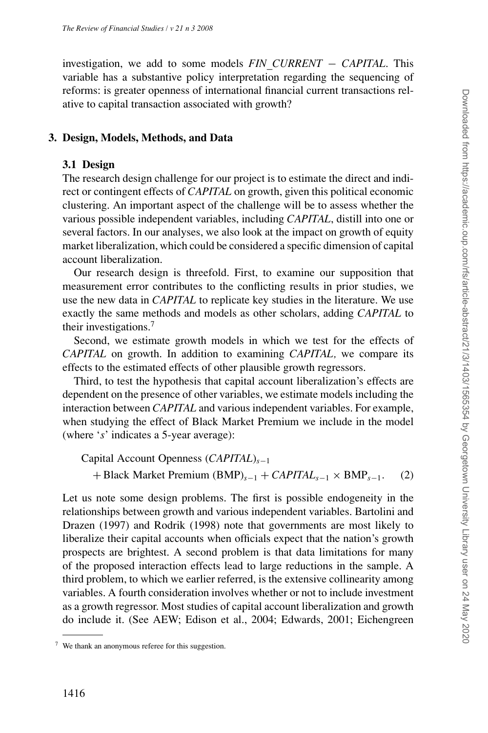investigation, we add to some models *FIN_CURRENT − CAPITAL*. This variable has a substantive policy interpretation regarding the sequencing of reforms: is greater openness of international financial current transactions relative to capital transaction associated with growth?

## 3. Design, Models, Methods, and Data

### 3.1 Design

The research design challenge for our project is to estimate the direct and indirect or contingent effects of *CAPITAL* on growth, given this political economic clustering. An important aspect of the challenge will be to assess whether the various possible independent variables, including *CAPITAL*, distill into one or several factors. In our analyses, we also look at the impact on growth of equity market liberalization, which could be considered a specific dimension of capital account liberalization.

Our research design is threefold. First, to examine our supposition that measurement error contributes to the conflicting results in prior studies, we use the new data in *CAPITAL* to replicate key studies in the literature. We use exactly the same methods and models as other scholars, adding *CAPITAL* to their investigations.[7]

Second, we estimate growth models in which we test for the effects of *CAPITAL* on growth. In addition to examining *CAPITAL,* we compare its effects to the estimated effects of other plausible growth regressors.

Third, to test the hypothesis that capital account liberalization's effects are dependent on the presence of other variables, we estimate models including the interaction between *CAPITAL* and various independent variables. For example, when studying the effect of Black Market Premium we include in the model (where '*s*' indicates a 5-year average):

$$\text{Capital Account Openness } (CAPITAL)_{s-1} + \text{Black Market Premium } (\text{BMP})_{s-1} + CAPITAL_{s-1} \times \text{BMP}_{s-1}. \quad (2)$$

Let us note some design problems. The first is possible endogeneity in the relationships between growth and various independent variables. Bartolini and Drazen (1997) and Rodrik (1998) note that governments are most likely to liberalize their capital accounts when officials expect that the nation's growth prospects are brightest. A second problem is that data limitations for many of the proposed interaction effects lead to large reductions in the sample. A third problem, to which we earlier referred, is the extensive collinearity among variables. A fourth consideration involves whether or not to include investment as a growth regressor. Most studies of capital account liberalization and growth do include it. (See AEW; Edison et al., 2004; Edwards, 2001; Eichengreen

[7] We thank an anonymous referee for this suggestion.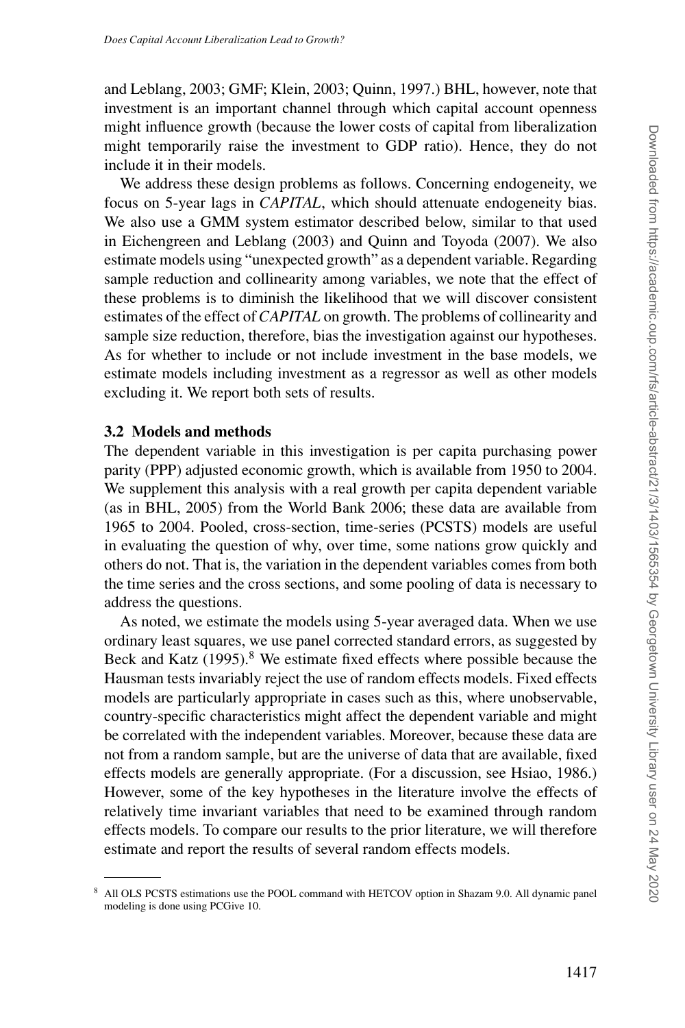and Leblang, 2003; GMF; Klein, 2003; Quinn, 1997.) BHL, however, note that investment is an important channel through which capital account openness might influence growth (because the lower costs of capital from liberalization might temporarily raise the investment to GDP ratio). Hence, they do not include it in their models.

We address these design problems as follows. Concerning endogeneity, we focus on 5-year lags in *CAPITAL*, which should attenuate endogeneity bias. We also use a GMM system estimator described below, similar to that used in Eichengreen and Leblang (2003) and Quinn and Toyoda (2007). We also estimate models using "unexpected growth" as a dependent variable. Regarding sample reduction and collinearity among variables, we note that the effect of these problems is to diminish the likelihood that we will discover consistent estimates of the effect of *CAPITAL* on growth. The problems of collinearity and sample size reduction, therefore, bias the investigation against our hypotheses. As for whether to include or not include investment in the base models, we estimate models including investment as a regressor as well as other models excluding it. We report both sets of results.

### 3.2 Models and methods

The dependent variable in this investigation is per capita purchasing power parity (PPP) adjusted economic growth, which is available from 1950 to 2004. We supplement this analysis with a real growth per capita dependent variable (as in BHL, 2005) from the World Bank 2006; these data are available from 1965 to 2004. Pooled, cross-section, time-series (PCSTS) models are useful in evaluating the question of why, over time, some nations grow quickly and others do not. That is, the variation in the dependent variables comes from both the time series and the cross sections, and some pooling of data is necessary to address the questions.

As noted, we estimate the models using 5-year averaged data. When we use ordinary least squares, we use panel corrected standard errors, as suggested by Beck and Katz (1995).[8] We estimate fixed effects where possible because the Hausman tests invariably reject the use of random effects models. Fixed effects models are particularly appropriate in cases such as this, where unobservable, country-specific characteristics might affect the dependent variable and might be correlated with the independent variables. Moreover, because these data are not from a random sample, but are the universe of data that are available, fixed effects models are generally appropriate. (For a discussion, see Hsiao, 1986.) However, some of the key hypotheses in the literature involve the effects of relatively time invariant variables that need to be examined through random effects models. To compare our results to the prior literature, we will therefore estimate and report the results of several random effects models.

---

[8] All OLS PCSTS estimations use the POOL command with HETCOV option in Shazam 9.0. All dynamic panel modeling is done using PCGive 10.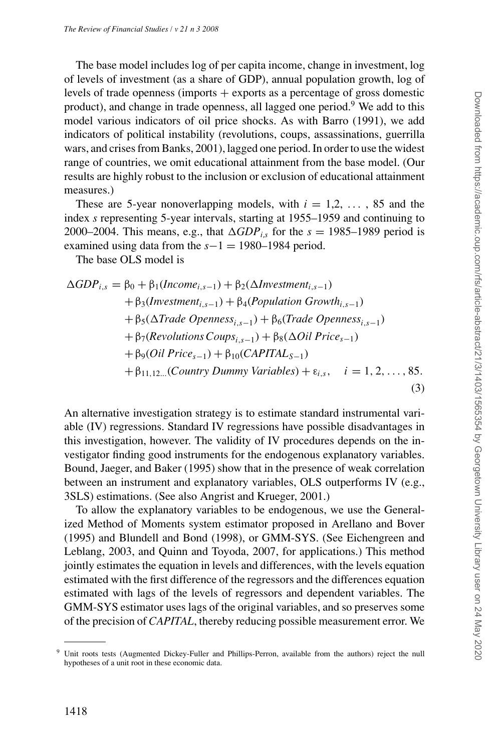The base model includes log of per capita income, change in investment, log of levels of investment (as a share of GDP), annual population growth, log of levels of trade openness (imports + exports as a percentage of gross domestic product), and change in trade openness, all lagged one period.[9] We add to this model various indicators of oil price shocks. As with Barro (1991), we add indicators of political instability (revolutions, coups, assassinations, guerrilla wars, and crises from Banks, 2001), lagged one period. In order to use the widest range of countries, we omit educational attainment from the base model. (Our results are highly robust to the inclusion or exclusion of educational attainment measures.)

These are 5-year nonoverlapping models, with $i = 1, 2, \ldots, 85$ and the index $s$ representing 5-year intervals, starting at 1955–1959 and continuing to 2000–2004. This means, e.g., that $\Delta GDP_{i,s}$ for the $s$ = 1985–1989 period is examined using data from the $s-1$ = 1980–1984 period.

The base OLS model is

$$
\begin{aligned}
\Delta GDP_{i,s} = {} & \beta_0 + \beta_1(Income_{i,s-1}) + \beta_2(\Delta Investment_{i,s-1}) \\
& + \beta_3(Investment_{i,s-1}) + \beta_4(Population\ Growth_{i,s-1}) \\
& + \beta_5(\Delta Trade\ Openness_{i,s-1}) + \beta_6(Trade\ Openness_{i,s-1}) \\
& + \beta_7(Revolutions\ Coups_{i,s-1}) + \beta_8(\Delta Oil\ Price_{s-1}) \\
& + \beta_9(Oil\ Price_{s-1}) + \beta_{10}(CAPITAL_{S-1}) \\
& + \beta_{11,12\ldots}(Country\ Dummy\ Variables) + \varepsilon_{i,s}, \quad i = 1, 2, \ldots, 85.
\end{aligned}
\tag{3}
$$

An alternative investigation strategy is to estimate standard instrumental variable (IV) regressions. Standard IV regressions have possible disadvantages in this investigation, however. The validity of IV procedures depends on the investigator finding good instruments for the endogenous explanatory variables. Bound, Jaeger, and Baker (1995) show that in the presence of weak correlation between an instrument and explanatory variables, OLS outperforms IV (e.g., 3SLS) estimations. (See also Angrist and Krueger, 2001.)

To allow the explanatory variables to be endogenous, we use the Generalized Method of Moments system estimator proposed in Arellano and Bover (1995) and Blundell and Bond (1998), or GMM-SYS. (See Eichengreen and Leblang, 2003, and Quinn and Toyoda, 2007, for applications.) This method jointly estimates the equation in levels and differences, with the levels equation estimated with the first difference of the regressors and the differences equation estimated with lags of the levels of regressors and dependent variables. The GMM-SYS estimator uses lags of the original variables, and so preserves some of the precision of *CAPITAL*, thereby reducing possible measurement error. We

[9] Unit roots tests (Augmented Dickey-Fuller and Phillips-Perron, available from the authors) reject the null hypotheses of a unit root in these economic data.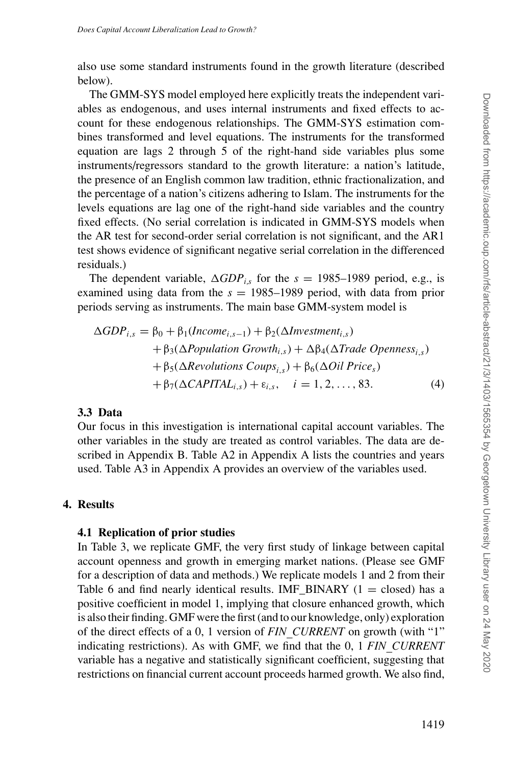also use some standard instruments found in the growth literature (described below).

The GMM-SYS model employed here explicitly treats the independent variables as endogenous, and uses internal instruments and fixed effects to account for these endogenous relationships. The GMM-SYS estimation combines transformed and level equations. The instruments for the transformed equation are lags 2 through 5 of the right-hand side variables plus some instruments/regressors standard to the growth literature: a nation's latitude, the presence of an English common law tradition, ethnic fractionalization, and the percentage of a nation's citizens adhering to Islam. The instruments for the levels equations are lag one of the right-hand side variables and the country fixed effects. (No serial correlation is indicated in GMM-SYS models when the AR test for second-order serial correlation is not significant, and the AR1 test shows evidence of significant negative serial correlation in the differenced residuals.)

The dependent variable, $\Delta GDP_{i,s}$ for the $s$ = 1985–1989 period, e.g., is examined using data from the $s$ = 1985–1989 period, with data from prior periods serving as instruments. The main base GMM-system model is

$$\begin{aligned}\Delta GDP_{i,s} = \beta_0 &+ \beta_1(Income_{i,s-1}) + \beta_2(\Delta Investment_{i,s}) \\ &+ \beta_3(\Delta Population\ Growth_{i,s}) + \Delta\beta_4(\Delta Trade\ Openness_{i,s}) \\ &+ \beta_5(\Delta Revolutions\ Coups_{i,s}) + \beta_6(\Delta Oil\ Price_s) \\ &+ \beta_7(\Delta CAPITAL_{i,s}) + \varepsilon_{i,s}, \quad i = 1, 2, \ldots, 83. \end{aligned} \tag{4}$$

### 3.3 Data

Our focus in this investigation is international capital account variables. The other variables in the study are treated as control variables. The data are described in Appendix B. Table A2 in Appendix A lists the countries and years used. Table A3 in Appendix A provides an overview of the variables used.

## 4. Results

### 4.1 Replication of prior studies

In Table 3, we replicate GMF, the very first study of linkage between capital account openness and growth in emerging market nations. (Please see GMF for a description of data and methods.) We replicate models 1 and 2 from their Table 6 and find nearly identical results. IMF_BINARY (1 = closed) has a positive coefficient in model 1, implying that closure enhanced growth, which is also their finding. GMF were the first (and to our knowledge, only) exploration of the direct effects of a 0, 1 version of *FIN_CURRENT* on growth (with "1" indicating restrictions). As with GMF, we find that the 0, 1 *FIN_CURRENT* variable has a negative and statistically significant coefficient, suggesting that restrictions on financial current account proceeds harmed growth. We also find,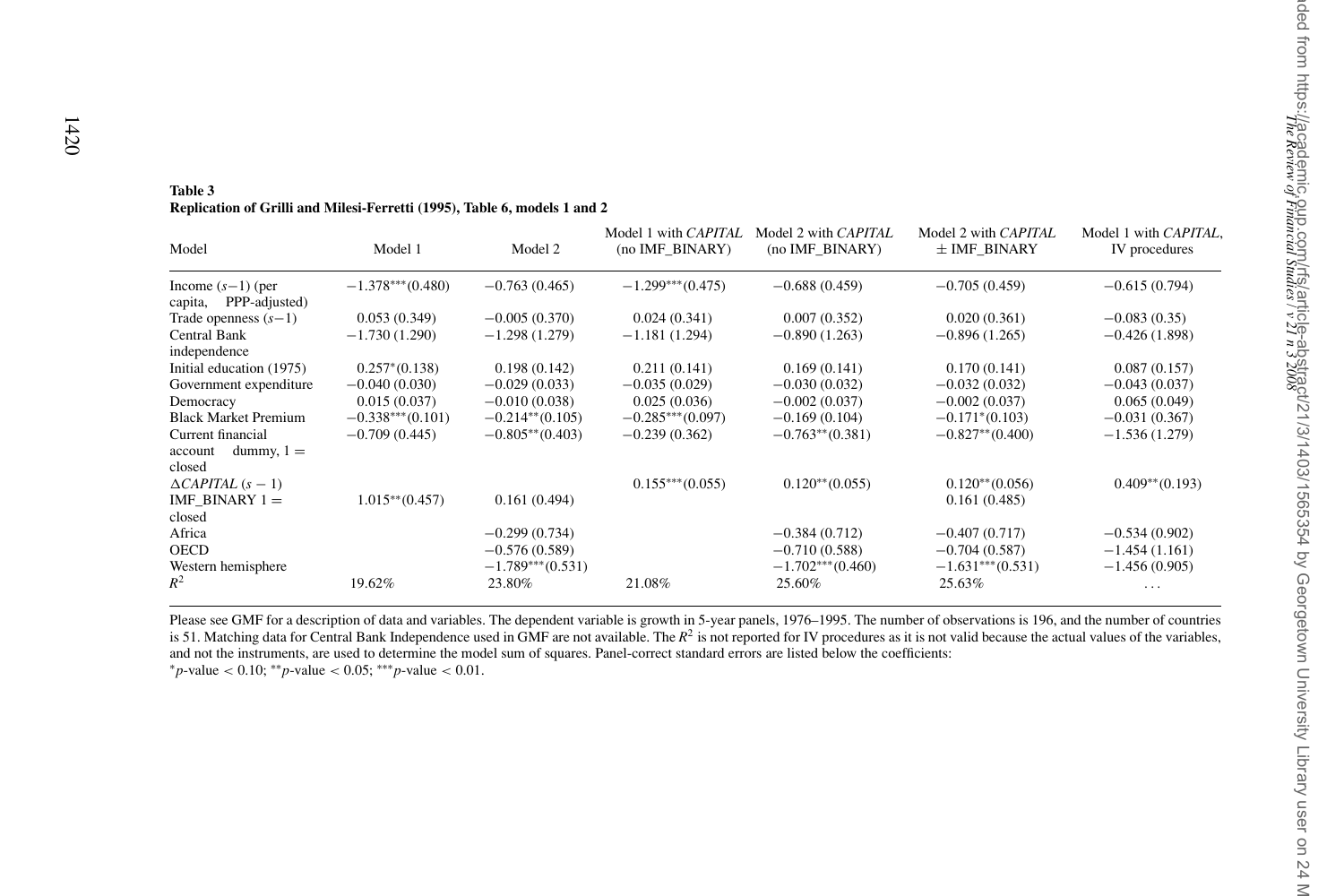**Table 3**
**Replication of Grilli and Milesi-Ferretti (1995), Table 6, models 1 and 2**

| Model | Model 1 | Model 2 | Model 1 with *CAPITAL* (no IMF_BINARY) | Model 2 with *CAPITAL* (no IMF_BINARY) | Model 2 with *CAPITAL* ± IMF_BINARY | Model 1 with *CAPITAL*, IV procedures |
|---|---|---|---|---|---|---|
| Income ($s-1$) (per capita, PPP-adjusted) | $-1.378^{***}$(0.480) | $-0.763$ (0.465) | $-1.299^{***}$(0.475) | $-0.688$ (0.459) | $-0.705$ (0.459) | $-0.615$ (0.794) |
| Trade openness ($s-1$) | 0.053 (0.349) | $-0.005$ (0.370) | 0.024 (0.341) | 0.007 (0.352) | 0.020 (0.361) | $-0.083$ (0.35) |
| Central Bank independence | $-1.730$ (1.290) | $-1.298$ (1.279) | $-1.181$ (1.294) | $-0.890$ (1.263) | $-0.896$ (1.265) | $-0.426$ (1.898) |
| Initial education (1975) | $0.257^{*}$(0.138) | 0.198 (0.142) | 0.211 (0.141) | 0.169 (0.141) | 0.170 (0.141) | 0.087 (0.157) |
| Government expenditure | $-0.040$ (0.030) | $-0.029$ (0.033) | $-0.035$ (0.029) | $-0.030$ (0.032) | $-0.032$ (0.032) | $-0.043$ (0.037) |
| Democracy | 0.015 (0.037) | $-0.010$ (0.038) | 0.025 (0.036) | $-0.002$ (0.037) | $-0.002$ (0.037) | 0.065 (0.049) |
| Black Market Premium | $-0.338^{***}$(0.101) | $-0.214^{**}$(0.105) | $-0.285^{***}$(0.097) | $-0.169$ (0.104) | $-0.171^{*}$(0.103) | $-0.031$ (0.367) |
| Current financial account dummy, 1 = closed | $-0.709$ (0.445) | $-0.805^{**}$(0.403) | $-0.239$ (0.362) | $-0.763^{**}$(0.381) | $-0.827^{**}$(0.400) | $-1.536$ (1.279) |
| $\Delta$*CAPITAL* ($s-1$) | | | $0.155^{***}$(0.055) | $0.120^{**}$(0.055) | $0.120^{**}$(0.056) | $0.409^{**}$(0.193) |
| IMF_BINARY 1 = closed | $1.015^{**}$(0.457) | 0.161 (0.494) | | | 0.161 (0.485) | |
| Africa | | $-0.299$ (0.734) | | $-0.384$ (0.712) | $-0.407$ (0.717) | $-0.534$ (0.902) |
| OECD | | $-0.576$ (0.589) | | $-0.710$ (0.588) | $-0.704$ (0.587) | $-1.454$ (1.161) |
| Western hemisphere | | $-1.789^{***}$(0.531) | | $-1.702^{***}$(0.460) | $-1.631^{***}$(0.531) | $-1.456$ (0.905) |
| $R^2$ | 19.62% | 23.80% | 21.08% | 25.60% | 25.63% | ... |

Please see GMF for a description of data and variables. The dependent variable is growth in 5-year panels, 1976–1995. The number of observations is 196, and the number of countries is 51. Matching data for Central Bank Independence used in GMF are not available. The $R^2$ is not reported for IV procedures as it is not valid because the actual values of the variables, and not the instruments, are used to determine the model sum of squares. Panel-correct standard errors are listed below the coefficients:

$^{*}p$-value $< 0.10$; $^{**}p$-value $< 0.05$; $^{***}p$-value $< 0.01$.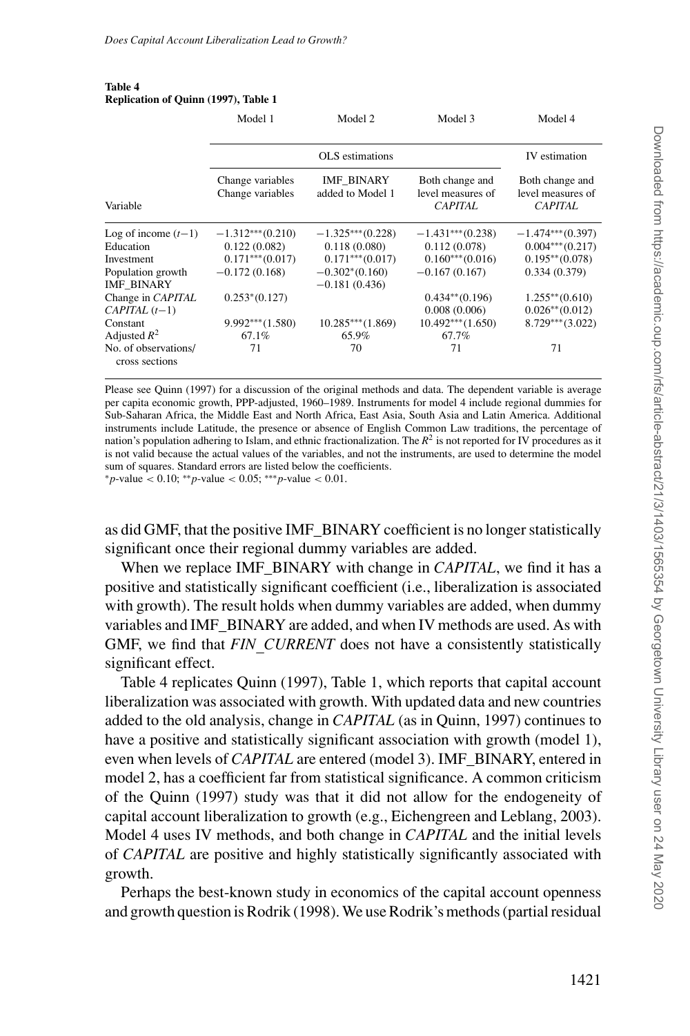**Table 4**
**Replication of Quinn (1997), Table 1**

| | Model 1 | Model 2 | Model 3 | Model 4 |
|---|---|---|---|---|
| | OLS estimations | | | IV estimation |
| Variable | Change variables Change variables | IMF_BINARY added to Model 1 | Both change and level measures of *CAPITAL* | Both change and level measures of *CAPITAL* |
| Log of income ($t-1$) | $-1.312^{***}$(0.210) | $-1.325^{***}$(0.228) | $-1.431^{***}$(0.238) | $-1.474^{***}$(0.397) |
| Education | 0.122 (0.082) | 0.118 (0.080) | 0.112 (0.078) | $0.004^{***}$(0.217) |
| Investment | $0.171^{***}$(0.017) | $0.171^{***}$(0.017) | $0.160^{***}$(0.016) | $0.195^{**}$(0.078) |
| Population growth | $-0.172$ (0.168) | $-0.302^{*}$(0.160) | $-0.167$ (0.167) | 0.334 (0.379) |
| IMF_BINARY | | $-0.181$ (0.436) | | |
| Change in *CAPITAL* | $0.253^{*}$(0.127) | | $0.434^{**}$(0.196) | $1.255^{**}$(0.610) |
| *CAPITAL* ($t-1$) | | | 0.008 (0.006) | $0.026^{**}$(0.012) |
| Constant | $9.992^{***}$(1.580) | $10.285^{***}$(1.869) | $10.492^{***}$(1.650) | $8.729^{***}$(3.022) |
| Adjusted $R^2$ | 67.1% | 65.9% | 67.7% | |
| No. of observations/ cross sections | 71 | 70 | 71 | 71 |

Please see Quinn (1997) for a discussion of the original methods and data. The dependent variable is average per capita economic growth, PPP-adjusted, 1960–1989. Instruments for model 4 include regional dummies for Sub-Saharan Africa, the Middle East and North Africa, East Asia, South Asia and Latin America. Additional instruments include Latitude, the presence or absence of English Common Law traditions, the percentage of nation's population adhering to Islam, and ethnic fractionalization. The $R^2$ is not reported for IV procedures as it is not valid because the actual values of the variables, and not the instruments, are used to determine the model sum of squares. Standard errors are listed below the coefficients.
$^{*}p$-value $< 0.10$; $^{**}p$-value $< 0.05$; $^{***}p$-value $< 0.01$.

as did GMF, that the positive IMF_BINARY coefficient is no longer statistically significant once their regional dummy variables are added.

When we replace IMF_BINARY with change in *CAPITAL*, we find it has a positive and statistically significant coefficient (i.e., liberalization is associated with growth). The result holds when dummy variables are added, when dummy variables and IMF_BINARY are added, and when IV methods are used. As with GMF, we find that *FIN_CURRENT* does not have a consistently statistically significant effect.

Table 4 replicates Quinn (1997), Table 1, which reports that capital account liberalization was associated with growth. With updated data and new countries added to the old analysis, change in *CAPITAL* (as in Quinn, 1997) continues to have a positive and statistically significant association with growth (model 1), even when levels of *CAPITAL* are entered (model 3). IMF_BINARY, entered in model 2, has a coefficient far from statistical significance. A common criticism of the Quinn (1997) study was that it did not allow for the endogeneity of capital account liberalization to growth (e.g., Eichengreen and Leblang, 2003). Model 4 uses IV methods, and both change in *CAPITAL* and the initial levels of *CAPITAL* are positive and highly statistically significantly associated with growth.

Perhaps the best-known study in economics of the capital account openness and growth question is Rodrik (1998). We use Rodrik's methods (partial residual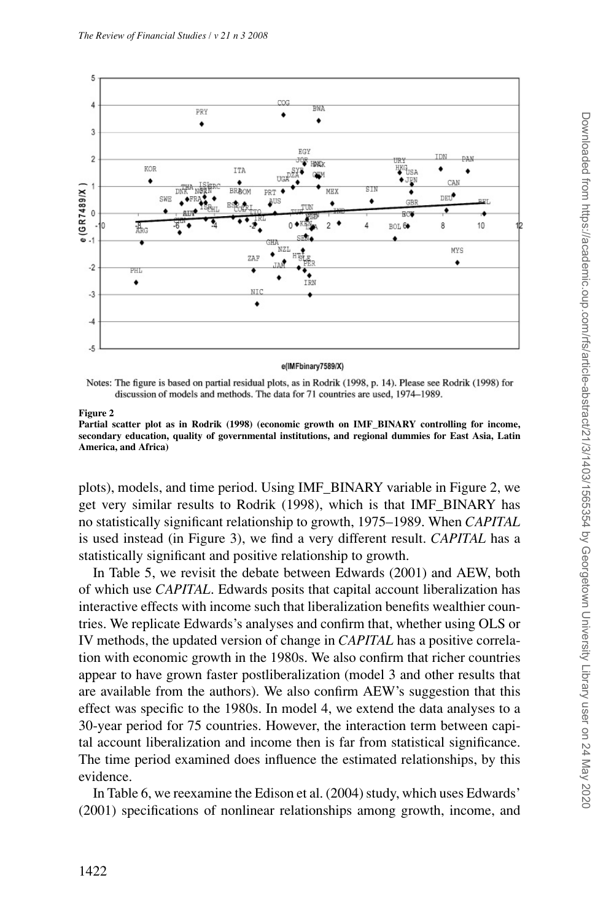Notes: The figure is based on partial residual plots, as in Rodrik (1998, p. 14). Please see Rodrik (1998) for discussion of models and methods. The data for 71 countries are used, 1974–1989.

**Figure 2**
**Partial scatter plot as in Rodrik (1998) (economic growth on IMF_BINARY controlling for income, secondary education, quality of governmental institutions, and regional dummies for East Asia, Latin America, and Africa)**

plots), models, and time period. Using IMF_BINARY variable in Figure 2, we get very similar results to Rodrik (1998), which is that IMF_BINARY has no statistically significant relationship to growth, 1975–1989. When *CAPITAL* is used instead (in Figure 3), we find a very different result. *CAPITAL* has a statistically significant and positive relationship to growth.

In Table 5, we revisit the debate between Edwards (2001) and AEW, both of which use *CAPITAL*. Edwards posits that capital account liberalization has interactive effects with income such that liberalization benefits wealthier countries. We replicate Edwards's analyses and confirm that, whether using OLS or IV methods, the updated version of change in *CAPITAL* has a positive correlation with economic growth in the 1980s. We also confirm that richer countries appear to have grown faster postliberalization (model 3 and other results that are available from the authors). We also confirm AEW's suggestion that this effect was specific to the 1980s. In model 4, we extend the data analyses to a 30-year period for 75 countries. However, the interaction term between capital account liberalization and income then is far from statistical significance. The time period examined does influence the estimated relationships, by this evidence.

In Table 6, we reexamine the Edison et al. (2004) study, which uses Edwards' (2001) specifications of nonlinear relationships among growth, income, and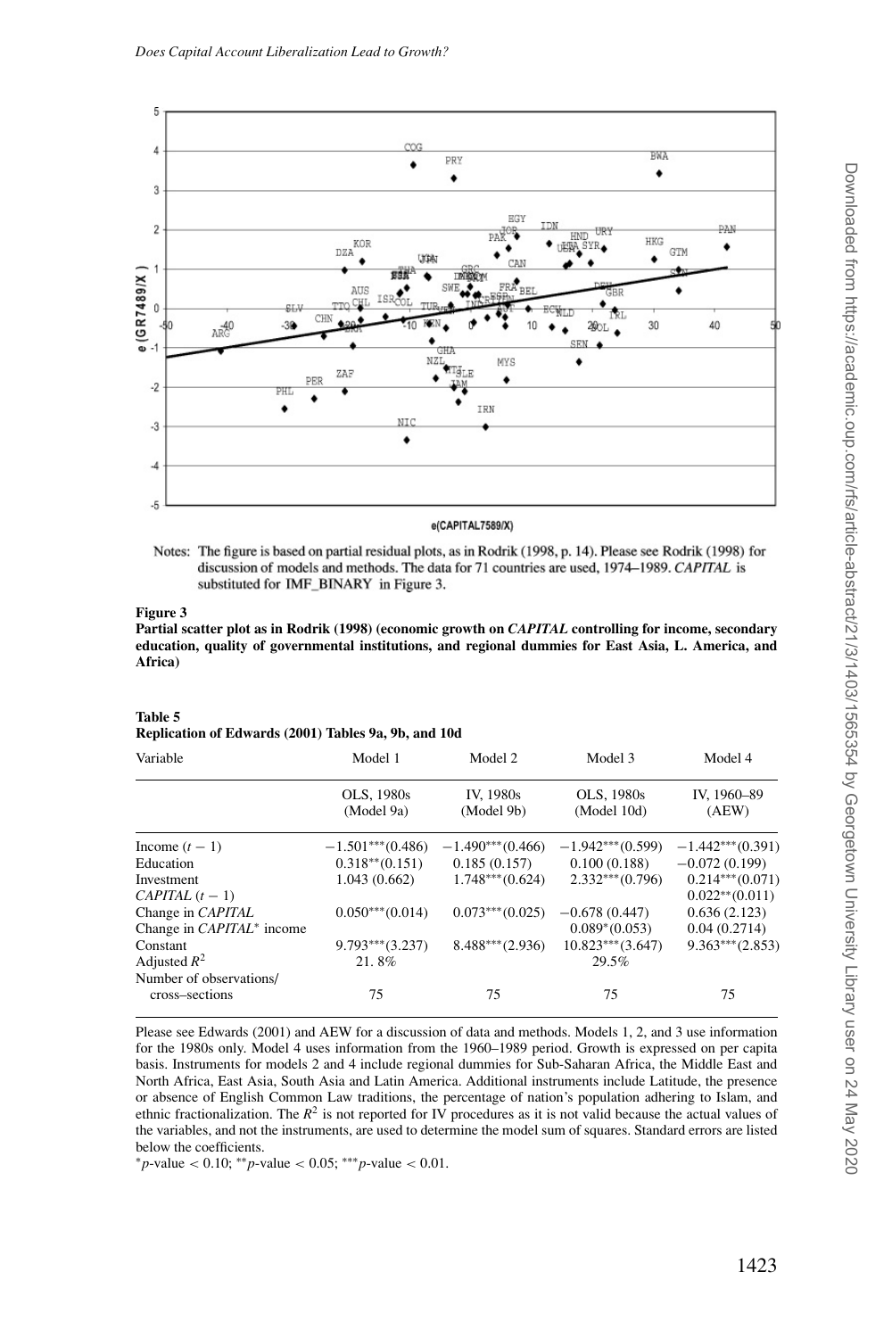Notes: The figure is based on partial residual plots, as in Rodrik (1998, p. 14). Please see Rodrik (1998) for discussion of models and methods. The data for 71 countries are used, 1974–1989. *CAPITAL* is substituted for IMF_BINARY in Figure 3.

**Figure 3**
**Partial scatter plot as in Rodrik (1998) (economic growth on *CAPITAL* controlling for income, secondary education, quality of governmental institutions, and regional dummies for East Asia, L. America, and Africa)**

**Table 5**
**Replication of Edwards (2001) Tables 9a, 9b, and 10d**

| Variable | Model 1 | Model 2 | Model 3 | Model 4 |
|---|---|---|---|---|
| | OLS, 1980s (Model 9a) | IV, 1980s (Model 9b) | OLS, 1980s (Model 10d) | IV, 1960–89 (AEW) |
| Income $(t-1)$ | $-1.501^{***}(0.486)$ | $-1.490^{***}(0.466)$ | $-1.942^{***}(0.599)$ | $-1.442^{***}(0.391)$ |
| Education | $0.318^{**}(0.151)$ | 0.185 (0.157) | 0.100 (0.188) | $-0.072$ (0.199) |
| Investment | 1.043 (0.662) | $1.748^{***}(0.624)$ | $2.332^{***}(0.796)$ | $0.214^{***}(0.071)$ |
| *CAPITAL* $(t-1)$ | | | | $0.022^{**}(0.011)$ |
| Change in *CAPITAL* | $0.050^{***}(0.014)$ | $0.073^{***}(0.025)$ | $-0.678$ (0.447) | 0.636 (2.123) |
| Change in *CAPITAL*\* income | | | $0.089^{*}(0.053)$ | 0.04 (0.2714) |
| Constant | $9.793^{***}(3.237)$ | $8.488^{***}(2.936)$ | $10.823^{***}(3.647)$ | $9.363^{***}(2.853)$ |
| Adjusted $R^2$ | 21. 8% | | 29.5% | |
| Number of observations/ cross–sections | 75 | 75 | 75 | 75 |

Please see Edwards (2001) and AEW for a discussion of data and methods. Models 1, 2, and 3 use information for the 1980s only. Model 4 uses information from the 1960–1989 period. Growth is expressed on per capita basis. Instruments for models 2 and 4 include regional dummies for Sub-Saharan Africa, the Middle East and North Africa, East Asia, South Asia and Latin America. Additional instruments include Latitude, the presence or absence of English Common Law traditions, the percentage of nation's population adhering to Islam, and ethnic fractionalization. The $R^2$ is not reported for IV procedures as it is not valid because the actual values of the variables, and not the instruments, are used to determine the model sum of squares. Standard errors are listed below the coefficients.

$^{*}p$-value $< 0.10$; $^{**}p$-value $< 0.05$; $^{***}p$-value $< 0.01$.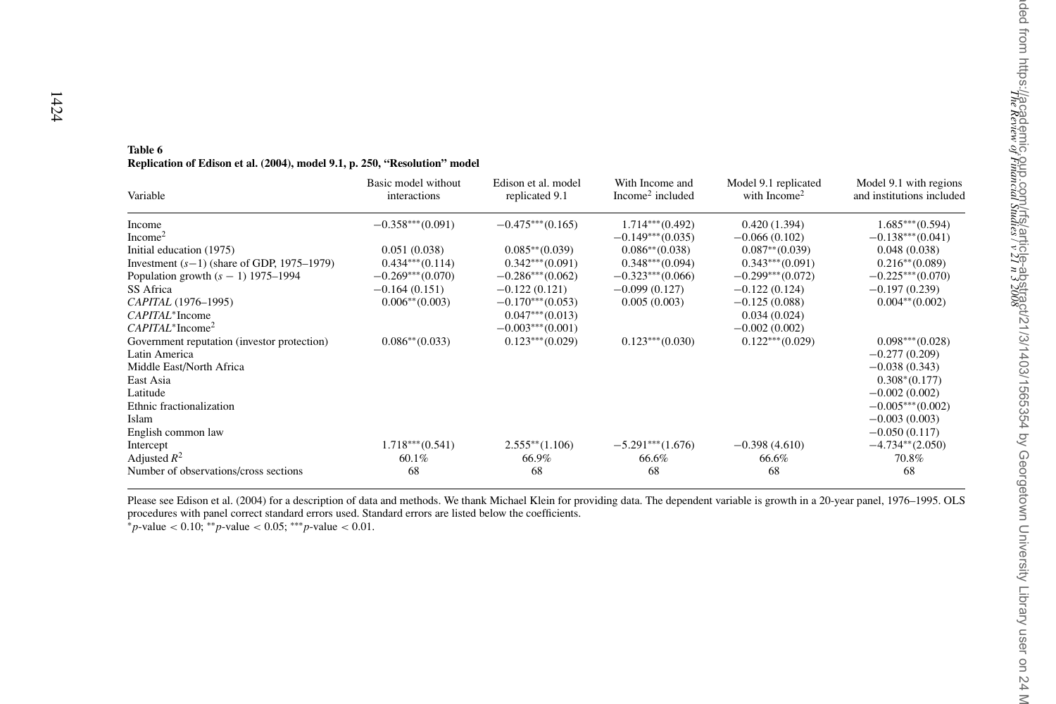**Table 6**
**Replication of Edison et al. (2004), model 9.1, p. 250, "Resolution" model**

| Variable | Basic model without interactions | Edison et al. model replicated 9.1 | With Income and Income$^2$ included | Model 9.1 replicated with Income$^2$ | Model 9.1 with regions and institutions included |
|---|---|---|---|---|---|
| Income | $-0.358^{***}$ (0.091) | $-0.475^{***}$ (0.165) | $1.714^{***}$ (0.492) | 0.420 (1.394) | $1.685^{***}$ (0.594) |
| Income$^2$ | | | $-0.149^{***}$ (0.035) | $-0.066$ (0.102) | $-0.138^{***}$ (0.041) |
| Initial education (1975) | 0.051 (0.038) | $0.085^{**}$ (0.039) | $0.086^{**}$ (0.038) | $0.087^{**}$ (0.039) | 0.048 (0.038) |
| Investment ($s-1$) (share of GDP, 1975–1979) | $0.434^{***}$ (0.114) | $0.342^{***}$ (0.091) | $0.348^{***}$ (0.094) | $0.343^{***}$ (0.091) | $0.216^{**}$ (0.089) |
| Population growth ($s-1$) 1975–1994 | $-0.269^{***}$ (0.070) | $-0.286^{***}$ (0.062) | $-0.323^{***}$ (0.066) | $-0.299^{***}$ (0.072) | $-0.225^{***}$ (0.070) |
| SS Africa | $-0.164$ (0.151) | $-0.122$ (0.121) | $-0.099$ (0.127) | $-0.122$ (0.124) | $-0.197$ (0.239) |
| *CAPITAL* (1976–1995) | $0.006^{**}$ (0.003) | $-0.170^{***}$ (0.053) | 0.005 (0.003) | $-0.125$ (0.088) | $0.004^{**}$ (0.002) |
| *CAPITAL*\*Income | | $0.047^{***}$ (0.013) | | 0.034 (0.024) | |
| *CAPITAL*\*Income$^2$ | | $-0.003^{***}$ (0.001) | | $-0.002$ (0.002) | |
| Government reputation (investor protection) | $0.086^{**}$ (0.033) | $0.123^{***}$ (0.029) | $0.123^{***}$ (0.030) | $0.122^{***}$ (0.029) | $0.098^{***}$ (0.028) |
| Latin America | | | | | $-0.277$ (0.209) |
| Middle East/North Africa | | | | | $-0.038$ (0.343) |
| East Asia | | | | | $0.308^{*}$ (0.177) |
| Latitude | | | | | $-0.002$ (0.002) |
| Ethnic fractionalization | | | | | $-0.005^{***}$ (0.002) |
| Islam | | | | | $-0.003$ (0.003) |
| English common law | | | | | $-0.050$ (0.117) |
| Intercept | $1.718^{***}$ (0.541) | $2.555^{**}$ (1.106) | $-5.291^{***}$ (1.676) | $-0.398$ (4.610) | $-4.734^{**}$ (2.050) |
| Adjusted $R^2$ | 60.1% | 66.9% | 66.6% | 66.6% | 70.8% |
| Number of observations/cross sections | 68 | 68 | 68 | 68 | 68 |

Please see Edison et al. (2004) for a description of data and methods. We thank Michael Klein for providing data. The dependent variable is growth in a 20-year panel, 1976–1995. OLS procedures with panel correct standard errors used. Standard errors are listed below the coefficients.
$^{*}p$-value $< 0.10$; $^{**}p$-value $< 0.05$; $^{***}p$-value $< 0.01$.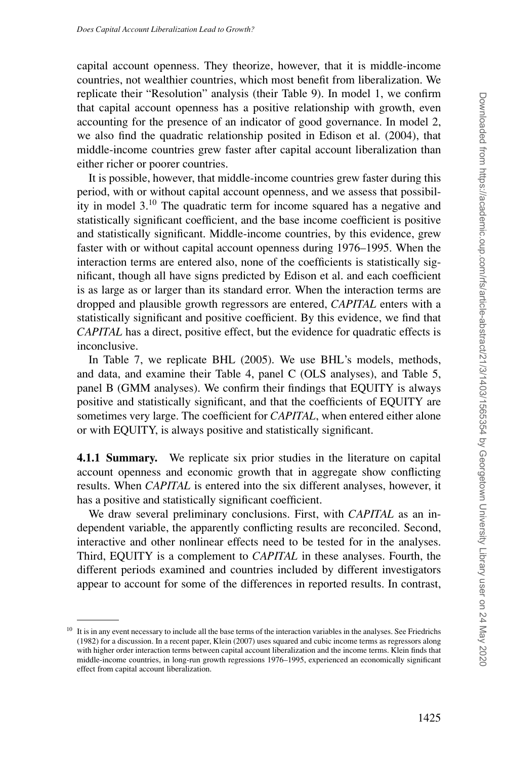capital account openness. They theorize, however, that it is middle-income countries, not wealthier countries, which most benefit from liberalization. We replicate their "Resolution" analysis (their Table 9). In model 1, we confirm that capital account openness has a positive relationship with growth, even accounting for the presence of an indicator of good governance. In model 2, we also find the quadratic relationship posited in Edison et al. (2004), that middle-income countries grew faster after capital account liberalization than either richer or poorer countries.

It is possible, however, that middle-income countries grew faster during this period, with or without capital account openness, and we assess that possibility in model 3.[10] The quadratic term for income squared has a negative and statistically significant coefficient, and the base income coefficient is positive and statistically significant. Middle-income countries, by this evidence, grew faster with or without capital account openness during 1976–1995. When the interaction terms are entered also, none of the coefficients is statistically significant, though all have signs predicted by Edison et al. and each coefficient is as large as or larger than its standard error. When the interaction terms are dropped and plausible growth regressors are entered, *CAPITAL* enters with a statistically significant and positive coefficient. By this evidence, we find that *CAPITAL* has a direct, positive effect, but the evidence for quadratic effects is inconclusive.

In Table 7, we replicate BHL (2005). We use BHL's models, methods, and data, and examine their Table 4, panel C (OLS analyses), and Table 5, panel B (GMM analyses). We confirm their findings that EQUITY is always positive and statistically significant, and that the coefficients of EQUITY are sometimes very large. The coefficient for *CAPITAL*, when entered either alone or with EQUITY, is always positive and statistically significant.

**4.1.1 Summary.** We replicate six prior studies in the literature on capital account openness and economic growth that in aggregate show conflicting results. When *CAPITAL* is entered into the six different analyses, however, it has a positive and statistically significant coefficient.

We draw several preliminary conclusions. First, with *CAPITAL* as an independent variable, the apparently conflicting results are reconciled. Second, interactive and other nonlinear effects need to be tested for in the analyses. Third, EQUITY is a complement to *CAPITAL* in these analyses. Fourth, the different periods examined and countries included by different investigators appear to account for some of the differences in reported results. In contrast,

---

[10] It is in any event necessary to include all the base terms of the interaction variables in the analyses. See Friedrichs (1982) for a discussion. In a recent paper, Klein (2007) uses squared and cubic income terms as regressors along with higher order interaction terms between capital account liberalization and the income terms. Klein finds that middle-income countries, in long-run growth regressions 1976–1995, experienced an economically significant effect from capital account liberalization.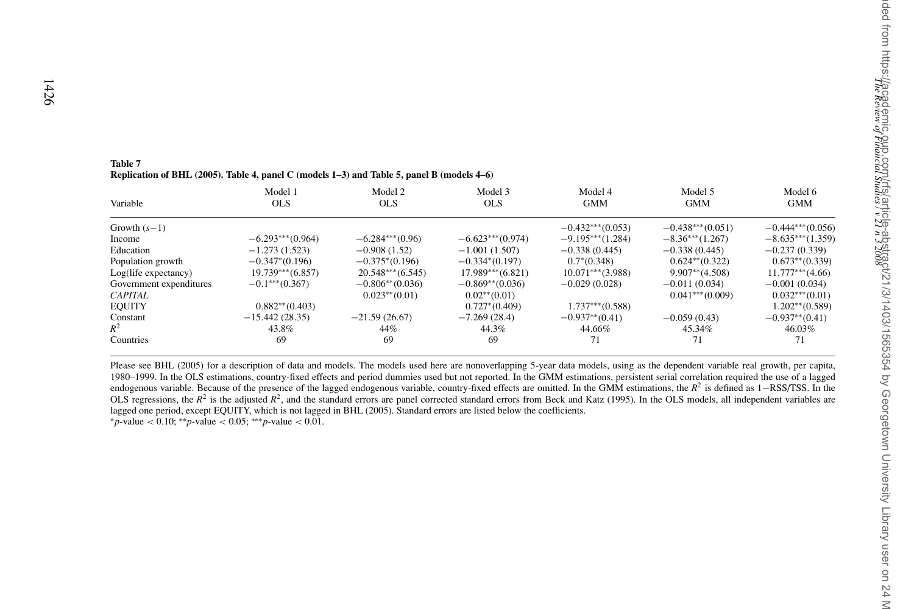**Table 7**
**Replication of BHL (2005). Table 4, panel C (models 1–3) and Table 5, panel B (models 4–6)**

| Variable | Model 1 OLS | Model 2 OLS | Model 3 OLS | Model 4 GMM | Model 5 GMM | Model 6 GMM |
|---|---|---|---|---|---|---|
| Growth ($s-1$) | | | | $-0.432^{***}$(0.053) | $-0.438^{***}$(0.051) | $-0.444^{***}$(0.056) |
| Income | $-6.293^{***}$(0.964) | $-6.284^{***}$(0.96) | $-6.623^{***}$(0.974) | $-9.195^{***}$(1.284) | $-8.36^{***}$(1.267) | $-8.635^{***}$(1.359) |
| Education | $-1.273$ (1.523) | $-0.908$ (1.52) | $-1.001$ (1.507) | $-0.338$ (0.445) | $-0.338$ (0.445) | $-0.237$ (0.339) |
| Population growth | $-0.347^{*}$(0.196) | $-0.375^{*}$(0.196) | $-0.334^{*}$(0.197) | $0.7^{*}$(0.348) | $0.624^{**}$(0.322) | $0.673^{**}$(0.339) |
| Log(life expectancy) | $19.739^{***}$(6.857) | $20.548^{***}$(6.545) | $17.989^{***}$(6.821) | $10.071^{***}$(3.988) | $9.907^{**}$(4.508) | $11.777^{***}$(4.66) |
| Government expenditures | $-0.1^{***}$(0.367) | $-0.806^{**}$(0.036) | $-0.869^{**}$(0.036) | $-0.029$ (0.028) | $-0.011$ (0.034) | $-0.001$ (0.034) |
| *CAPITAL* | | $0.023^{**}$(0.01) | $0.02^{**}$(0.01) | | $0.041^{***}$(0.009) | $0.032^{***}$(0.01) |
| EQUITY | $0.882^{**}$(0.403) | | $0.727^{*}$(0.409) | $1.737^{***}$(0.588) | | $1.202^{**}$(0.589) |
| Constant | $-15.442$ (28.35) | $-21.59$ (26.67) | $-7.269$ (28.4) | $-0.937^{**}$(0.41) | $-0.059$ (0.43) | $-0.937^{**}$(0.41) |
| $R^2$ | 43.8% | 44% | 44.3% | 44.66% | 45.34% | 46.03% |
| Countries | 69 | 69 | 69 | 71 | 71 | 71 |

Please see BHL (2005) for a description of data and models. The models used here are nonoverlapping 5-year data models, using as the dependent variable real growth, per capita, 1980–1999. In the OLS estimations, country-fixed effects and period dummies used but not reported. In the GMM estimations, persistent serial correlation required the use of a lagged endogenous variable. Because of the presence of the lagged endogenous variable, country-fixed effects are omitted. In the GMM estimations, the $R^2$ is defined as $1-\text{RSS/TSS}$. In the OLS regressions, the $R^2$ is the adjusted $R^2$, and the standard errors are panel corrected standard errors from Beck and Katz (1995). In the OLS models, all independent variables are lagged one period, except EQUITY, which is not lagged in BHL (2005). Standard errors are listed below the coefficients.
$^{*}p$-value $< 0.10$; $^{**}p$-value $< 0.05$; $^{***}p$-value $< 0.01$.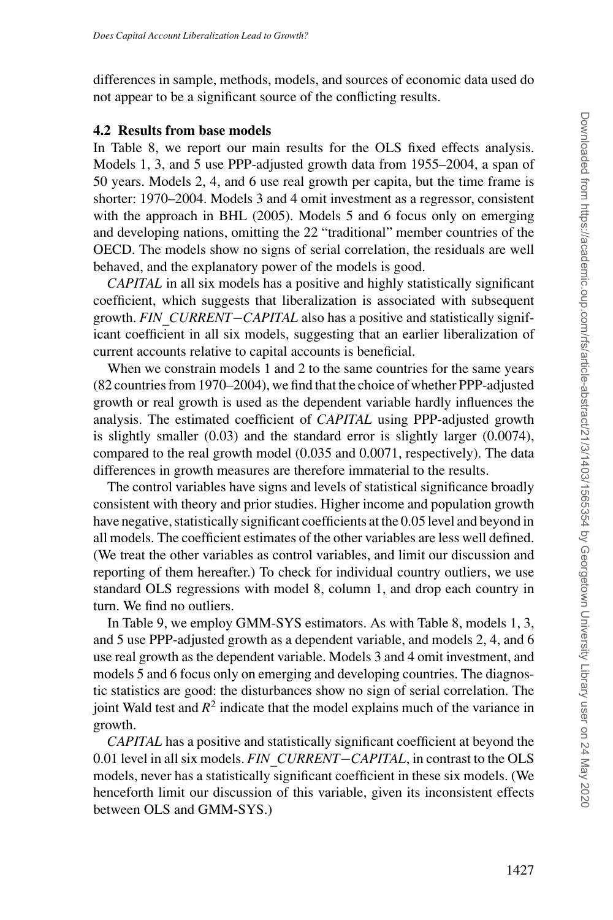differences in sample, methods, models, and sources of economic data used do not appear to be a significant source of the conflicting results.

### 4.2 Results from base models

In Table 8, we report our main results for the OLS fixed effects analysis. Models 1, 3, and 5 use PPP-adjusted growth data from 1955–2004, a span of 50 years. Models 2, 4, and 6 use real growth per capita, but the time frame is shorter: 1970–2004. Models 3 and 4 omit investment as a regressor, consistent with the approach in BHL (2005). Models 5 and 6 focus only on emerging and developing nations, omitting the 22 "traditional" member countries of the OECD. The models show no signs of serial correlation, the residuals are well behaved, and the explanatory power of the models is good.

*CAPITAL* in all six models has a positive and highly statistically significant coefficient, which suggests that liberalization is associated with subsequent growth. *FIN_CURRENT−CAPITAL* also has a positive and statistically significant coefficient in all six models, suggesting that an earlier liberalization of current accounts relative to capital accounts is beneficial.

When we constrain models 1 and 2 to the same countries for the same years (82 countries from 1970–2004), we find that the choice of whether PPP-adjusted growth or real growth is used as the dependent variable hardly influences the analysis. The estimated coefficient of *CAPITAL* using PPP-adjusted growth is slightly smaller (0.03) and the standard error is slightly larger (0.0074), compared to the real growth model (0.035 and 0.0071, respectively). The data differences in growth measures are therefore immaterial to the results.

The control variables have signs and levels of statistical significance broadly consistent with theory and prior studies. Higher income and population growth have negative, statistically significant coefficients at the 0.05 level and beyond in all models. The coefficient estimates of the other variables are less well defined. (We treat the other variables as control variables, and limit our discussion and reporting of them hereafter.) To check for individual country outliers, we use standard OLS regressions with model 8, column 1, and drop each country in turn. We find no outliers.

In Table 9, we employ GMM-SYS estimators. As with Table 8, models 1, 3, and 5 use PPP-adjusted growth as a dependent variable, and models 2, 4, and 6 use real growth as the dependent variable. Models 3 and 4 omit investment, and models 5 and 6 focus only on emerging and developing countries. The diagnostic statistics are good: the disturbances show no sign of serial correlation. The joint Wald test and $R^2$ indicate that the model explains much of the variance in growth.

*CAPITAL* has a positive and statistically significant coefficient at beyond the 0.01 level in all six models. *FIN_CURRENT−CAPITAL*, in contrast to the OLS models, never has a statistically significant coefficient in these six models. (We henceforth limit our discussion of this variable, given its inconsistent effects between OLS and GMM-SYS.)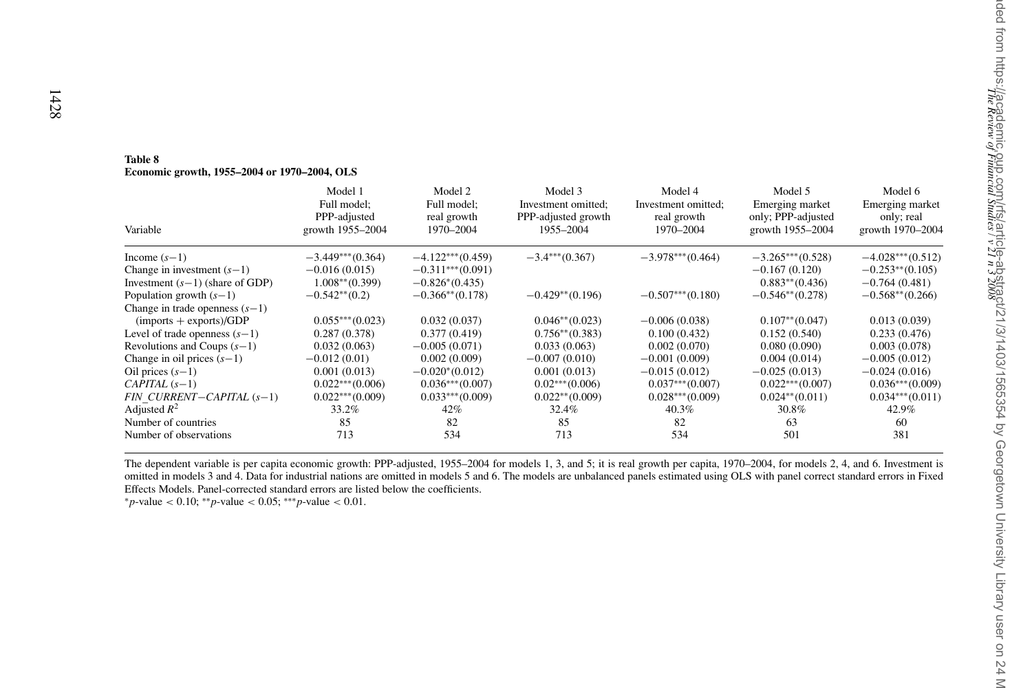**Table 8**
**Economic growth, 1955–2004 or 1970–2004, OLS**

| Variable | Model 1 Full model; PPP-adjusted growth 1955–2004 | Model 2 Full model; real growth 1970–2004 | Model 3 Investment omitted; PPP-adjusted growth 1955–2004 | Model 4 Investment omitted; real growth 1970–2004 | Model 5 Emerging market only; PPP-adjusted growth 1955–2004 | Model 6 Emerging market only; real growth 1970–2004 |
|---|---|---|---|---|---|---|
| Income ($s-1$) | $-3.449^{***}$(0.364) | $-4.122^{***}$(0.459) | $-3.4^{***}$(0.367) | $-3.978^{***}$(0.464) | $-3.265^{***}$(0.528) | $-4.028^{***}$(0.512) |
| Change in investment ($s-1$) | $-0.016$ (0.015) | $-0.311^{***}$(0.091) | | | $-0.167$ (0.120) | $-0.253^{**}$(0.105) |
| Investment ($s-1$) (share of GDP) | $1.008^{**}$(0.399) | $-0.826^{*}$(0.435) | | | $0.883^{**}$(0.436) | $-0.764$ (0.481) |
| Population growth ($s-1$) | $-0.542^{**}$(0.2) | $-0.366^{**}$(0.178) | $-0.429^{**}$(0.196) | $-0.507^{***}$(0.180) | $-0.546^{**}$(0.278) | $-0.568^{**}$(0.266) |
| Change in trade openness ($s-1$) (imports + exports)/GDP | $0.055^{***}$(0.023) | 0.032 (0.037) | $0.046^{**}$(0.023) | $-0.006$ (0.038) | $0.107^{**}$(0.047) | 0.013 (0.039) |
| Level of trade openness ($s-1$) | 0.287 (0.378) | 0.377 (0.419) | $0.756^{**}$(0.383) | 0.100 (0.432) | 0.152 (0.540) | 0.233 (0.476) |
| Revolutions and Coups ($s-1$) | 0.032 (0.063) | $-0.005$ (0.071) | 0.033 (0.063) | 0.002 (0.070) | 0.080 (0.090) | 0.003 (0.078) |
| Change in oil prices ($s-1$) | $-0.012$ (0.01) | 0.002 (0.009) | $-0.007$ (0.010) | $-0.001$ (0.009) | 0.004 (0.014) | $-0.005$ (0.012) |
| Oil prices ($s-1$) | 0.001 (0.013) | $-0.020^{*}$(0.012) | 0.001 (0.013) | $-0.015$ (0.012) | $-0.025$ (0.013) | $-0.024$ (0.016) |
| *CAPITAL* ($s-1$) | $0.022^{***}$(0.006) | $0.036^{***}$(0.007) | $0.02^{***}$(0.006) | $0.037^{***}$(0.007) | $0.022^{***}$(0.007) | $0.036^{***}$(0.009) |
| *FIN_CURRENT−CAPITAL* ($s-1$) | $0.022^{***}$(0.009) | $0.033^{***}$(0.009) | $0.022^{**}$(0.009) | $0.028^{***}$(0.009) | $0.024^{**}$(0.011) | $0.034^{***}$(0.011) |
| Adjusted $R^2$ | 33.2% | 42% | 32.4% | 40.3% | 30.8% | 42.9% |
| Number of countries | 85 | 82 | 85 | 82 | 63 | 60 |
| Number of observations | 713 | 534 | 713 | 534 | 501 | 381 |

The dependent variable is per capita economic growth: PPP-adjusted, 1955–2004 for models 1, 3, and 5; it is real growth per capita, 1970–2004, for models 2, 4, and 6. Investment is omitted in models 3 and 4. Data for industrial nations are omitted in models 5 and 6. The models are unbalanced panels estimated using OLS with panel correct standard errors in Fixed Effects Models. Panel-corrected standard errors are listed below the coefficients.

$^{*}p$-value $< 0.10$; $^{**}p$-value $< 0.05$; $^{***}p$-value $< 0.01$.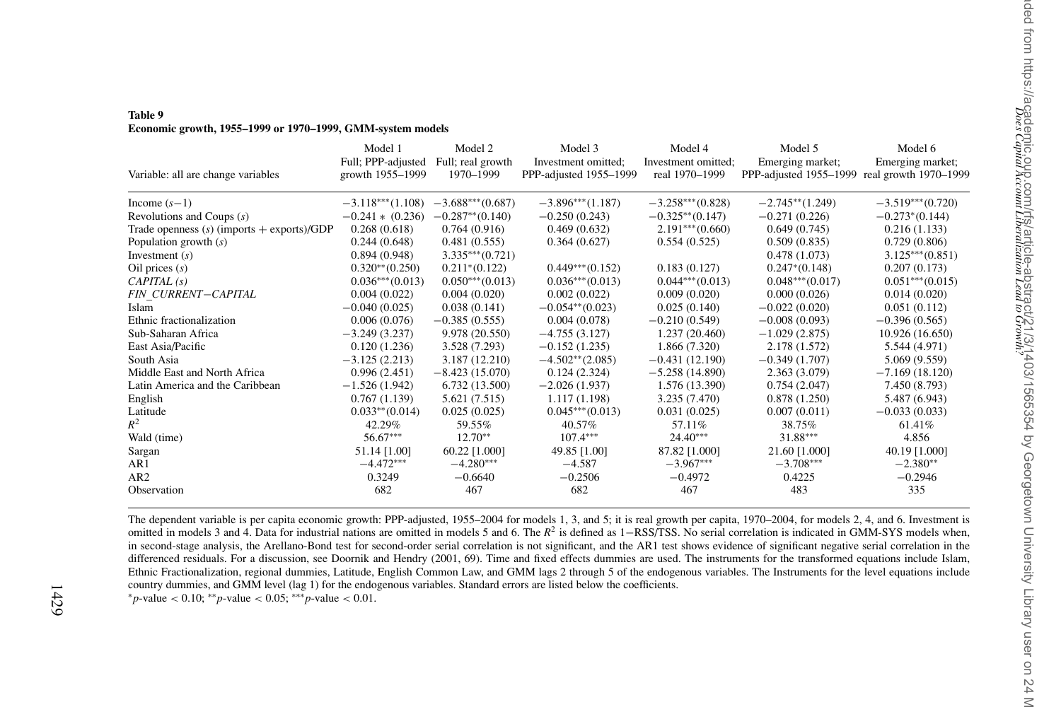**Table 9**
**Economic growth, 1955–1999 or 1970–1999, GMM-system models**

| Variable: all are change variables | Model 1 Full; PPP-adjusted growth 1955–1999 | Model 2 Full; real growth 1970–1999 | Model 3 Investment omitted; PPP-adjusted 1955–1999 | Model 4 Investment omitted; real 1970–1999 | Model 5 Emerging market; PPP-adjusted 1955–1999 | Model 6 Emerging market; real growth 1970–1999 |
|---|---|---|---|---|---|---|
| Income $(s-1)$ | $-3.118^{***}$(1.108) | $-3.688^{***}$(0.687) | $-3.896^{***}$(1.187) | $-3.258^{***}$(0.828) | $-2.745^{**}$(1.249) | $-3.519^{***}$(0.720) |
| Revolutions and Coups $(s)$ | $-0.241*$ (0.236) | $-0.287^{**}$(0.140) | $-0.250$ (0.243) | $-0.325^{**}$(0.147) | $-0.271$ (0.226) | $-0.273^{*}$(0.144) |
| Trade openness $(s)$ (imports + exports)/GDP | 0.268 (0.618) | 0.764 (0.916) | 0.469 (0.632) | $2.191^{***}$(0.660) | 0.649 (0.745) | 0.216 (1.133) |
| Population growth $(s)$ | 0.244 (0.648) | 0.481 (0.555) | 0.364 (0.627) | 0.554 (0.525) | 0.509 (0.835) | 0.729 (0.806) |
| Investment $(s)$ | 0.894 (0.948) | $3.335^{***}$(0.721) | | | 0.478 (1.073) | $3.125^{***}$(0.851) |
| Oil prices $(s)$ | $0.320^{**}$(0.250) | $0.211^{*}$(0.122) | $0.449^{***}$(0.152) | 0.183 (0.127) | $0.247^{*}$(0.148) | 0.207 (0.173) |
| *CAPITAL (s)* | $0.036^{***}$(0.013) | $0.050^{***}$(0.013) | $0.036^{***}$(0.013) | $0.044^{***}$(0.013) | $0.048^{***}$(0.017) | $0.051^{***}$(0.015) |
| *FIN_CURRENT−CAPITAL* | 0.004 (0.022) | 0.004 (0.020) | 0.002 (0.022) | 0.009 (0.020) | 0.000 (0.026) | 0.014 (0.020) |
| Islam | $-0.040$ (0.025) | 0.038 (0.141) | $-0.054^{**}$(0.023) | 0.025 (0.140) | $-0.022$ (0.020) | 0.051 (0.112) |
| Ethnic fractionalization | 0.006 (0.076) | $-0.385$ (0.555) | 0.004 (0.078) | $-0.210$ (0.549) | $-0.008$ (0.093) | $-0.396$ (0.565) |
| Sub-Saharan Africa | $-3.249$ (3.237) | 9.978 (20.550) | $-4.755$ (3.127) | 1.237 (20.460) | $-1.029$ (2.875) | 10.926 (16.650) |
| East Asia/Pacific | 0.120 (1.236) | 3.528 (7.293) | $-0.152$ (1.235) | 1.866 (7.320) | 2.178 (1.572) | 5.544 (4.971) |
| South Asia | $-3.125$ (2.213) | 3.187 (12.210) | $-4.502^{**}$(2.085) | $-0.431$ (12.190) | $-0.349$ (1.707) | 5.069 (9.559) |
| Middle East and North Africa | 0.996 (2.451) | $-8.423$ (15.070) | 0.124 (2.324) | $-5.258$ (14.890) | 2.363 (3.079) | $-7.169$ (18.120) |
| Latin America and the Caribbean | $-1.526$ (1.942) | 6.732 (13.500) | $-2.026$ (1.937) | 1.576 (13.390) | 0.754 (2.047) | 7.450 (8.793) |
| English | 0.767 (1.139) | 5.621 (7.515) | 1.117 (1.198) | 3.235 (7.470) | 0.878 (1.250) | 5.487 (6.943) |
| Latitude | $0.033^{**}$(0.014) | 0.025 (0.025) | $0.045^{***}$(0.013) | 0.031 (0.025) | 0.007 (0.011) | $-0.033$ (0.033) |
| $R^2$ | 42.29% | 59.55% | 40.57% | 57.11% | 38.75% | 61.41% |
| Wald (time) | $56.67^{***}$ | $12.70^{**}$ | $107.4^{***}$ | $24.40^{***}$ | $31.88^{***}$ | 4.856 |
| Sargan | 51.14 [1.00] | 60.22 [1.000] | 49.85 [1.00] | 87.82 [1.000] | 21.60 [1.000] | 40.19 [1.000] |
| AR1 | $-4.472^{***}$ | $-4.280^{***}$ | $-4.587$ | $-3.967^{***}$ | $-3.708^{***}$ | $-2.380^{**}$ |
| AR2 | 0.3249 | $-0.6640$ | $-0.2506$ | $-0.4972$ | 0.4225 | $-0.2946$ |
| Observation | 682 | 467 | 682 | 467 | 483 | 335 |

The dependent variable is per capita economic growth: PPP-adjusted, 1955–2004 for models 1, 3, and 5; it is real growth per capita, 1970–2004, for models 2, 4, and 6. Investment is omitted in models 3 and 4. Data for industrial nations are omitted in models 5 and 6. The $R^2$ is defined as 1−RSS/TSS. No serial correlation is indicated in GMM-SYS models when, in second-stage analysis, the Arellano-Bond test for second-order serial correlation is not significant, and the AR1 test shows evidence of significant negative serial correlation in the differenced residuals. For a discussion, see Doornik and Hendry (2001, 69). Time and fixed effects dummies are used. The instruments for the transformed equations include Islam, Ethnic Fractionalization, regional dummies, Latitude, English Common Law, and GMM lags 2 through 5 of the endogenous variables. The Instruments for the level equations include country dummies, and GMM level (lag 1) for the endogenous variables. Standard errors are listed below the coefficients.

$^{*}p$-value $< 0.10$; $^{**}p$-value $< 0.05$; $^{***}p$-value $< 0.01$.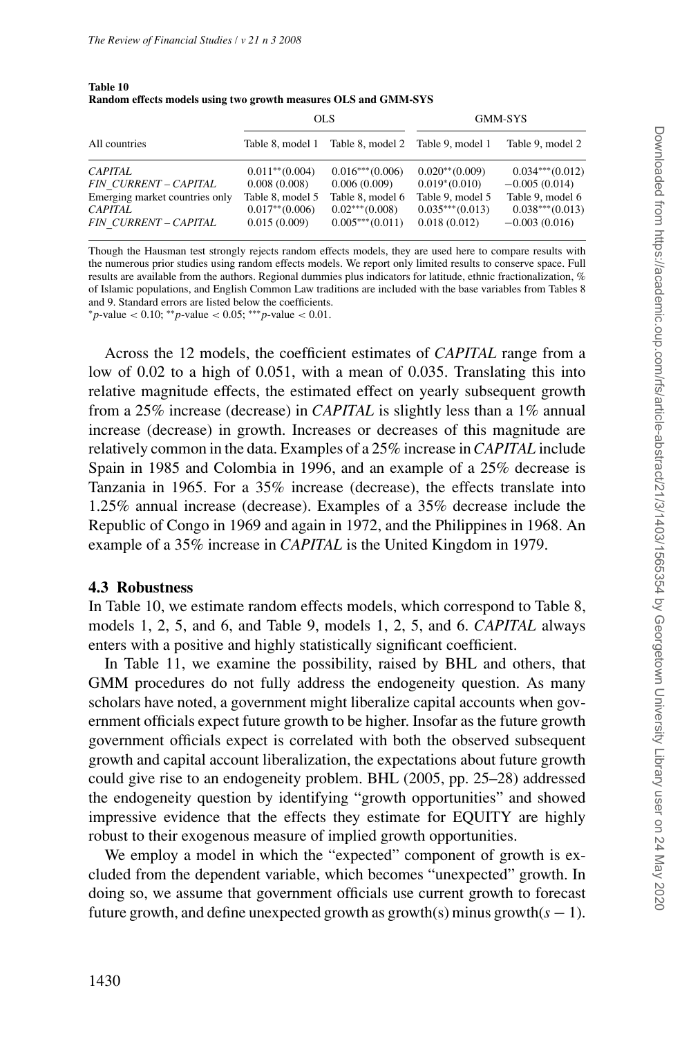**Table 10**
**Random effects models using two growth measures OLS and GMM-SYS**

| | OLS | | GMM-SYS | |
|---|---|---|---|---|
| All countries | Table 8, model 1 | Table 8, model 2 | Table 9, model 1 | Table 9, model 2 |
| *CAPITAL* | 0.011**(0.004) | 0.016***(0.006) | 0.020**(0.009) | 0.034***(0.012) |
| *FIN_CURRENT – CAPITAL* | 0.008 (0.008) | 0.006 (0.009) | 0.019*(0.010) | −0.005 (0.014) |
| Emerging market countries only | Table 8, model 5 | Table 8, model 6 | Table 9, model 5 | Table 9, model 6 |
| *CAPITAL* | 0.017**(0.006) | 0.02***(0.008) | 0.035***(0.013) | 0.038***(0.013) |
| *FIN_CURRENT – CAPITAL* | 0.015 (0.009) | 0.005***(0.011) | 0.018 (0.012) | −0.003 (0.016) |

Though the Hausman test strongly rejects random effects models, they are used here to compare results with the numerous prior studies using random effects models. We report only limited results to conserve space. Full results are available from the authors. Regional dummies plus indicators for latitude, ethnic fractionalization, % of Islamic populations, and English Common Law traditions are included with the base variables from Tables 8 and 9. Standard errors are listed below the coefficients.
*p-value < 0.10; **p-value < 0.05; ***p-value < 0.01.

Across the 12 models, the coefficient estimates of *CAPITAL* range from a low of 0.02 to a high of 0.051, with a mean of 0.035. Translating this into relative magnitude effects, the estimated effect on yearly subsequent growth from a 25% increase (decrease) in *CAPITAL* is slightly less than a 1% annual increase (decrease) in growth. Increases or decreases of this magnitude are relatively common in the data. Examples of a 25% increase in *CAPITAL* include Spain in 1985 and Colombia in 1996, and an example of a 25% decrease is Tanzania in 1965. For a 35% increase (decrease), the effects translate into 1.25% annual increase (decrease). Examples of a 35% decrease include the Republic of Congo in 1969 and again in 1972, and the Philippines in 1968. An example of a 35% increase in *CAPITAL* is the United Kingdom in 1979.

### 4.3 Robustness

In Table 10, we estimate random effects models, which correspond to Table 8, models 1, 2, 5, and 6, and Table 9, models 1, 2, 5, and 6. *CAPITAL* always enters with a positive and highly statistically significant coefficient.

In Table 11, we examine the possibility, raised by BHL and others, that GMM procedures do not fully address the endogeneity question. As many scholars have noted, a government might liberalize capital accounts when government officials expect future growth to be higher. Insofar as the future growth government officials expect is correlated with both the observed subsequent growth and capital account liberalization, the expectations about future growth could give rise to an endogeneity problem. BHL (2005, pp. 25–28) addressed the endogeneity question by identifying "growth opportunities" and showed impressive evidence that the effects they estimate for EQUITY are highly robust to their exogenous measure of implied growth opportunities.

We employ a model in which the "expected" component of growth is excluded from the dependent variable, which becomes "unexpected" growth. In doing so, we assume that government officials use current growth to forecast future growth, and define unexpected growth as growth($s$) minus growth($s - 1$).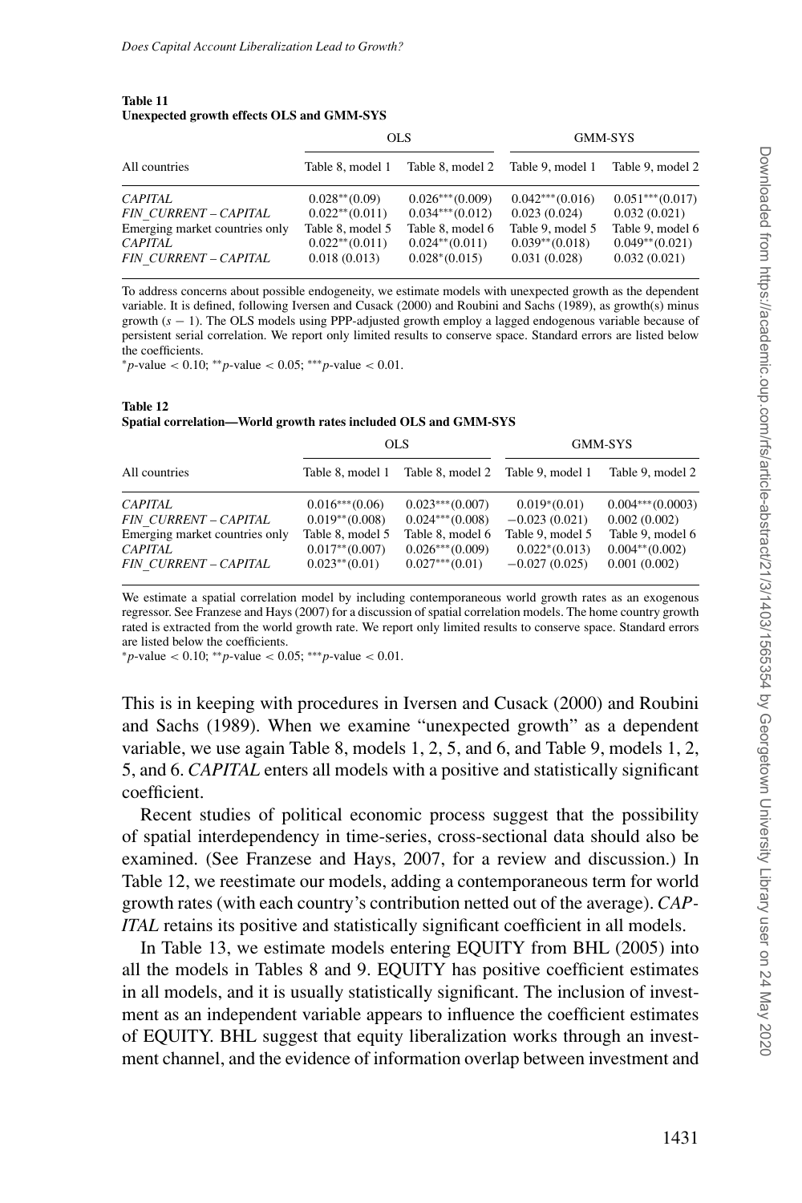**Table 11**
**Unexpected growth effects OLS and GMM-SYS**

| | OLS | | GMM-SYS | |
|---|---|---|---|---|
| All countries | Table 8, model 1 | Table 8, model 2 | Table 9, model 1 | Table 9, model 2 |
| *CAPITAL* | 0.028**(0.09) | 0.026***(0.009) | 0.042***(0.016) | 0.051***(0.017) |
| *FIN_CURRENT – CAPITAL* | 0.022**(0.011) | 0.034***(0.012) | 0.023 (0.024) | 0.032 (0.021) |
| Emerging market countries only | Table 8, model 5 | Table 8, model 6 | Table 9, model 5 | Table 9, model 6 |
| *CAPITAL* | 0.022**(0.011) | 0.024**(0.011) | 0.039**(0.018) | 0.049**(0.021) |
| *FIN_CURRENT – CAPITAL* | 0.018 (0.013) | 0.028*(0.015) | 0.031 (0.028) | 0.032 (0.021) |

To address concerns about possible endogeneity, we estimate models with unexpected growth as the dependent variable. It is defined, following Iversen and Cusack (2000) and Roubini and Sachs (1989), as growth(s) minus growth $(s - 1)$. The OLS models using PPP-adjusted growth employ a lagged endogenous variable because of persistent serial correlation. We report only limited results to conserve space. Standard errors are listed below the coefficients.
*p-value < 0.10; **p-value < 0.05; ***p-value < 0.01.

**Table 12**
**Spatial correlation—World growth rates included OLS and GMM-SYS**

| | OLS | | GMM-SYS | |
|---|---|---|---|---|
| All countries | Table 8, model 1 | Table 8, model 2 | Table 9, model 1 | Table 9, model 2 |
| *CAPITAL* | 0.016***(0.06) | 0.023***(0.007) | 0.019*(0.01) | 0.004***(0.0003) |
| *FIN_CURRENT – CAPITAL* | 0.019**(0.008) | 0.024***(0.008) | −0.023 (0.021) | 0.002 (0.002) |
| Emerging market countries only | Table 8, model 5 | Table 8, model 6 | Table 9, model 5 | Table 9, model 6 |
| *CAPITAL* | 0.017**(0.007) | 0.026***(0.009) | 0.022*(0.013) | 0.004**(0.002) |
| *FIN_CURRENT – CAPITAL* | 0.023**(0.01) | 0.027***(0.01) | −0.027 (0.025) | 0.001 (0.002) |

We estimate a spatial correlation model by including contemporaneous world growth rates as an exogenous regressor. See Franzese and Hays (2007) for a discussion of spatial correlation models. The home country growth rated is extracted from the world growth rate. We report only limited results to conserve space. Standard errors are listed below the coefficients.
*p-value < 0.10; **p-value < 0.05; ***p-value < 0.01.

This is in keeping with procedures in Iversen and Cusack (2000) and Roubini and Sachs (1989). When we examine "unexpected growth" as a dependent variable, we use again Table 8, models 1, 2, 5, and 6, and Table 9, models 1, 2, 5, and 6. *CAPITAL* enters all models with a positive and statistically significant coefficient.

Recent studies of political economic process suggest that the possibility of spatial interdependency in time-series, cross-sectional data should also be examined. (See Franzese and Hays, 2007, for a review and discussion.) In Table 12, we reestimate our models, adding a contemporaneous term for world growth rates (with each country's contribution netted out of the average). *CAPITAL* retains its positive and statistically significant coefficient in all models.

In Table 13, we estimate models entering EQUITY from BHL (2005) into all the models in Tables 8 and 9. EQUITY has positive coefficient estimates in all models, and it is usually statistically significant. The inclusion of investment as an independent variable appears to influence the coefficient estimates of EQUITY. BHL suggest that equity liberalization works through an investment channel, and the evidence of information overlap between investment and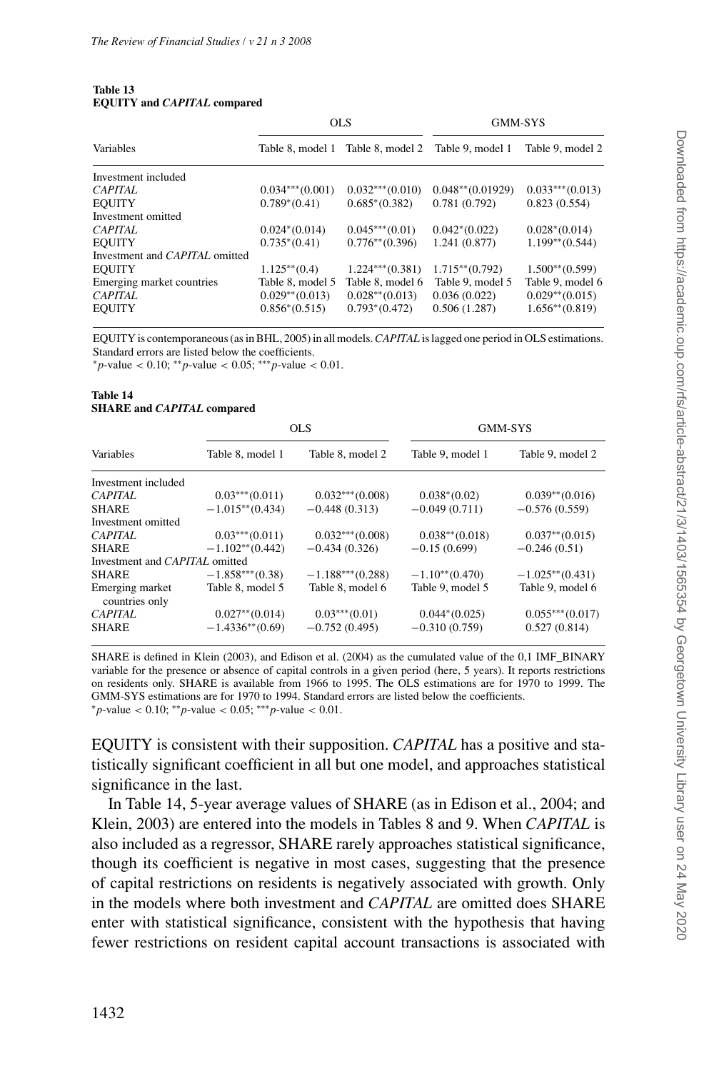**Table 13**
**EQUITY and *CAPITAL* compared**

| Variables | OLS | | GMM-SYS | |
|---|---|---|---|---|
| | Table 8, model 1 | Table 8, model 2 | Table 9, model 1 | Table 9, model 2 |
| Investment included | | | | |
| *CAPITAL* | 0.034***(0.001) | 0.032***(0.010) | 0.048**(0.01929) | 0.033***(0.013) |
| EQUITY | 0.789*(0.41) | 0.685*(0.382) | 0.781 (0.792) | 0.823 (0.554) |
| Investment omitted | | | | |
| *CAPITAL* | 0.024*(0.014) | 0.045***(0.01) | 0.042*(0.022) | 0.028*(0.014) |
| EQUITY | 0.735*(0.41) | 0.776**(0.396) | 1.241 (0.877) | 1.199**(0.544) |
| Investment and *CAPITAL* omitted | | | | |
| EQUITY | 1.125**(0.4) | 1.224***(0.381) | 1.715**(0.792) | 1.500**(0.599) |
| Emerging market countries | Table 8, model 5 | Table 8, model 6 | Table 9, model 5 | Table 9, model 6 |
| *CAPITAL* | 0.029**(0.013) | 0.028**(0.013) | 0.036 (0.022) | 0.029**(0.015) |
| EQUITY | 0.856*(0.515) | 0.793*(0.472) | 0.506 (1.287) | 1.656**(0.819) |

EQUITY is contemporaneous (as in BHL, 2005) in all models. *CAPITAL* is lagged one period in OLS estimations. Standard errors are listed below the coefficients.
*$p$-value $< 0.10$; **$p$-value $< 0.05$; ***$p$-value $< 0.01$.

**Table 14**
**SHARE and *CAPITAL* compared**

| Variables | OLS | | GMM-SYS | |
|---|---|---|---|---|
| | Table 8, model 1 | Table 8, model 2 | Table 9, model 1 | Table 9, model 2 |
| Investment included | | | | |
| *CAPITAL* | 0.03***(0.011) | 0.032***(0.008) | 0.038*(0.02) | 0.039**(0.016) |
| SHARE | −1.015**(0.434) | −0.448 (0.313) | −0.049 (0.711) | −0.576 (0.559) |
| Investment omitted | | | | |
| *CAPITAL* | 0.03***(0.011) | 0.032***(0.008) | 0.038**(0.018) | 0.037**(0.015) |
| SHARE | −1.102**(0.442) | −0.434 (0.326) | −0.15 (0.699) | −0.246 (0.51) |
| Investment and *CAPITAL* omitted | | | | |
| SHARE | −1.858***(0.38) | −1.188***(0.288) | −1.10**(0.470) | −1.025**(0.431) |
| Emerging market countries only | Table 8, model 5 | Table 8, model 6 | Table 9, model 5 | Table 9, model 6 |
| *CAPITAL* | 0.027**(0.014) | 0.03***(0.01) | 0.044*(0.025) | 0.055***(0.017) |
| SHARE | −1.4336**(0.69) | −0.752 (0.495) | −0.310 (0.759) | 0.527 (0.814) |

SHARE is defined in Klein (2003), and Edison et al. (2004) as the cumulated value of the 0,1 IMF_BINARY variable for the presence or absence of capital controls in a given period (here, 5 years). It reports restrictions on residents only. SHARE is available from 1966 to 1995. The OLS estimations are for 1970 to 1999. The GMM-SYS estimations are for 1970 to 1994. Standard errors are listed below the coefficients.
*$p$-value $< 0.10$; **$p$-value $< 0.05$; ***$p$-value $< 0.01$.

EQUITY is consistent with their supposition. *CAPITAL* has a positive and statistically significant coefficient in all but one model, and approaches statistical significance in the last.

In Table 14, 5-year average values of SHARE (as in Edison et al., 2004; and Klein, 2003) are entered into the models in Tables 8 and 9. When *CAPITAL* is also included as a regressor, SHARE rarely approaches statistical significance, though its coefficient is negative in most cases, suggesting that the presence of capital restrictions on residents is negatively associated with growth. Only in the models where both investment and *CAPITAL* are omitted does SHARE enter with statistical significance, consistent with the hypothesis that having fewer restrictions on resident capital account transactions is associated with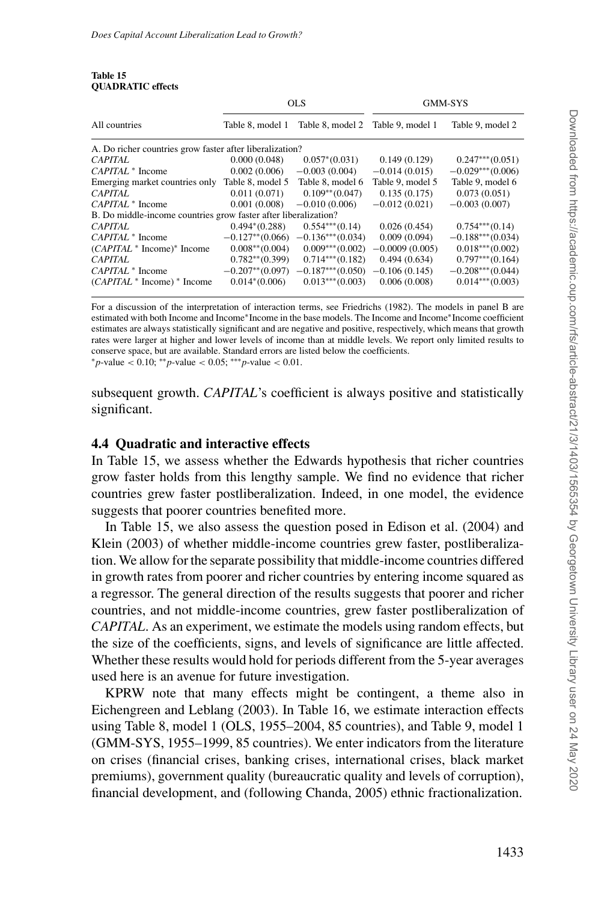**Table 15**
**QUADRATIC effects**

| | OLS | | GMM-SYS | |
|---|---|---|---|---|
| All countries | Table 8, model 1 | Table 8, model 2 | Table 9, model 1 | Table 9, model 2 |
| A. Do richer countries grow faster after liberalization? | | | | |
| *CAPITAL* | 0.000 (0.048) | 0.057*(0.031) | 0.149 (0.129) | 0.247***(0.051) |
| *CAPITAL* * Income | 0.002 (0.006) | −0.003 (0.004) | −0.014 (0.015) | −0.029***(0.006) |
| Emerging market countries only | Table 8, model 5 | Table 8, model 6 | Table 9, model 5 | Table 9, model 6 |
| *CAPITAL* | 0.011 (0.071) | 0.109**(0.047) | 0.135 (0.175) | 0.073 (0.051) |
| *CAPITAL* * Income | 0.001 (0.008) | −0.010 (0.006) | −0.012 (0.021) | −0.003 (0.007) |
| B. Do middle-income countries grow faster after liberalization? | | | | |
| *CAPITAL* | 0.494*(0.288) | 0.554***(0.14) | 0.026 (0.454) | 0.754***(0.14) |
| *CAPITAL* * Income | −0.127**(0.066) | −0.136***(0.034) | 0.009 (0.094) | −0.188***(0.034) |
| (*CAPITAL* * Income)* Income | 0.008**(0.004) | 0.009***(0.002) | −0.0009 (0.005) | 0.018***(0.002) |
| *CAPITAL* | 0.782**(0.399) | 0.714***(0.182) | 0.494 (0.634) | 0.797***(0.164) |
| *CAPITAL* * Income | −0.207**(0.097) | −0.187***(0.050) | −0.106 (0.145) | −0.208***(0.044) |
| (*CAPITAL* * Income) * Income | 0.014*(0.006) | 0.013***(0.003) | 0.006 (0.008) | 0.014***(0.003) |

For a discussion of the interpretation of interaction terms, see Friedrichs (1982). The models in panel B are estimated with both Income and Income*Income in the base models. The Income and Income*Income coefficient estimates are always statistically significant and are negative and positive, respectively, which means that growth rates were larger at higher and lower levels of income than at middle levels. We report only limited results to conserve space, but are available. Standard errors are listed below the coefficients.
*$p$-value $< 0.10$; **$p$-value $< 0.05$; ***$p$-value $< 0.01$.

subsequent growth. *CAPITAL*'s coefficient is always positive and statistically significant.

### 4.4 Quadratic and interactive effects

In Table 15, we assess whether the Edwards hypothesis that richer countries grow faster holds from this lengthy sample. We find no evidence that richer countries grew faster postliberalization. Indeed, in one model, the evidence suggests that poorer countries benefited more.

In Table 15, we also assess the question posed in Edison et al. (2004) and Klein (2003) of whether middle-income countries grew faster, postliberalization. We allow for the separate possibility that middle-income countries differed in growth rates from poorer and richer countries by entering income squared as a regressor. The general direction of the results suggests that poorer and richer countries, and not middle-income countries, grew faster postliberalization of *CAPITAL*. As an experiment, we estimate the models using random effects, but the size of the coefficients, signs, and levels of significance are little affected. Whether these results would hold for periods different from the 5-year averages used here is an avenue for future investigation.

KPRW note that many effects might be contingent, a theme also in Eichengreen and Leblang (2003). In Table 16, we estimate interaction effects using Table 8, model 1 (OLS, 1955–2004, 85 countries), and Table 9, model 1 (GMM-SYS, 1955–1999, 85 countries). We enter indicators from the literature on crises (financial crises, banking crises, international crises, black market premiums), government quality (bureaucratic quality and levels of corruption), financial development, and (following Chanda, 2005) ethnic fractionalization.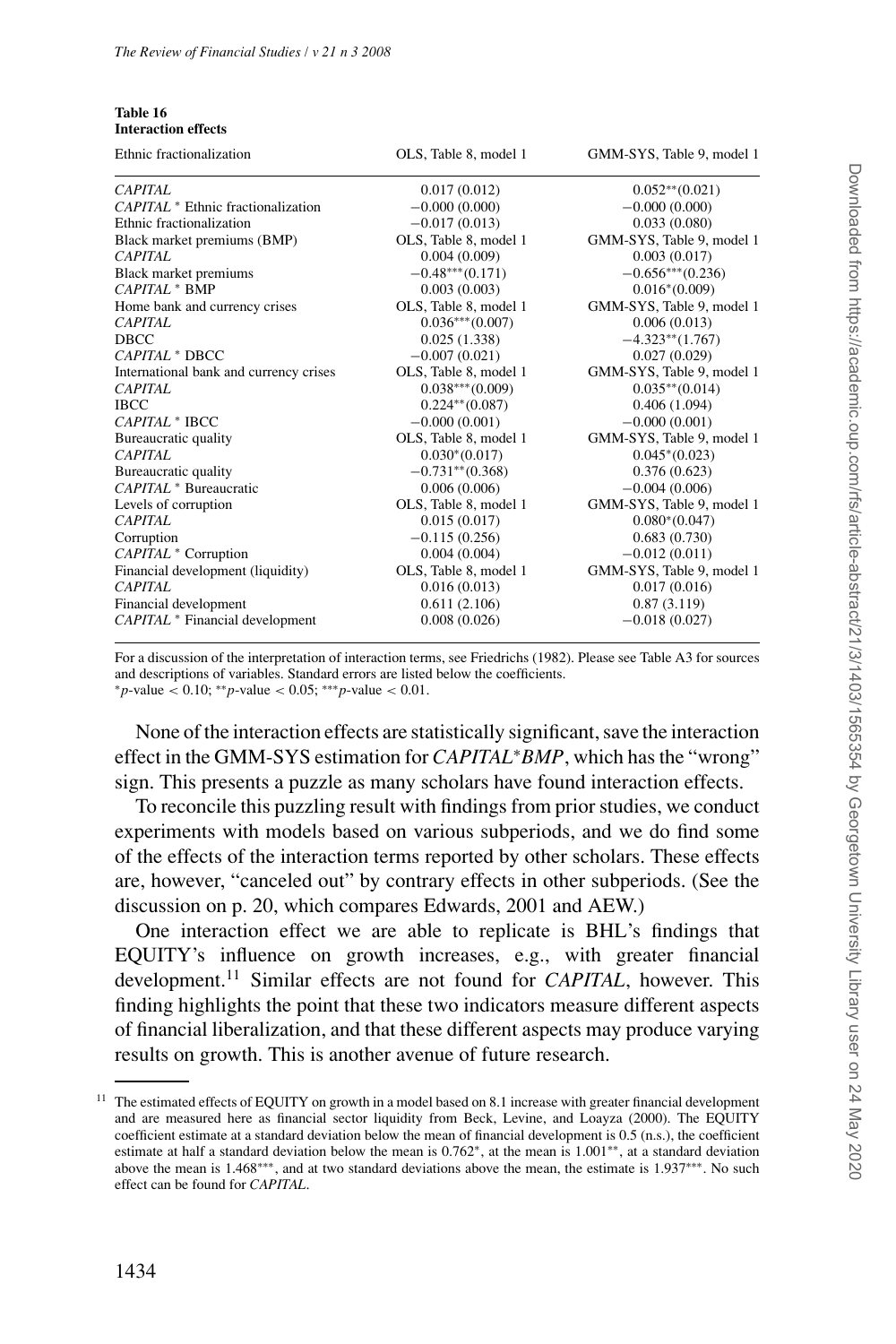**Table 16**
**Interaction effects**

| Ethnic fractionalization | OLS, Table 8, model 1 | GMM-SYS, Table 9, model 1 |
|---|---|---|
| *CAPITAL* | 0.017 (0.012) | 0.052**(0.021) |
| *CAPITAL* * Ethnic fractionalization | −0.000 (0.000) | −0.000 (0.000) |
| Ethnic fractionalization | −0.017 (0.013) | 0.033 (0.080) |
| Black market premiums (BMP) | OLS, Table 8, model 1 | GMM-SYS, Table 9, model 1 |
| *CAPITAL* | 0.004 (0.009) | 0.003 (0.017) |
| Black market premiums | −0.48***(0.171) | −0.656***(0.236) |
| *CAPITAL* * BMP | 0.003 (0.003) | 0.016*(0.009) |
| Home bank and currency crises | OLS, Table 8, model 1 | GMM-SYS, Table 9, model 1 |
| *CAPITAL* | 0.036***(0.007) | 0.006 (0.013) |
| DBCC | 0.025 (1.338) | −4.323**(1.767) |
| *CAPITAL* * DBCC | −0.007 (0.021) | 0.027 (0.029) |
| International bank and currency crises | OLS, Table 8, model 1 | GMM-SYS, Table 9, model 1 |
| *CAPITAL* | 0.038***(0.009) | 0.035**(0.014) |
| IBCC | 0.224**(0.087) | 0.406 (1.094) |
| *CAPITAL* * IBCC | −0.000 (0.001) | −0.000 (0.001) |
| Bureaucratic quality | OLS, Table 8, model 1 | GMM-SYS, Table 9, model 1 |
| *CAPITAL* | 0.030*(0.017) | 0.045*(0.023) |
| Bureaucratic quality | −0.731**(0.368) | 0.376 (0.623) |
| *CAPITAL* * Bureaucratic | 0.006 (0.006) | −0.004 (0.006) |
| Levels of corruption | OLS, Table 8, model 1 | GMM-SYS, Table 9, model 1 |
| *CAPITAL* | 0.015 (0.017) | 0.080*(0.047) |
| Corruption | −0.115 (0.256) | 0.683 (0.730) |
| *CAPITAL* * Corruption | 0.004 (0.004) | −0.012 (0.011) |
| Financial development (liquidity) | OLS, Table 8, model 1 | GMM-SYS, Table 9, model 1 |
| *CAPITAL* | 0.016 (0.013) | 0.017 (0.016) |
| Financial development | 0.611 (2.106) | 0.87 (3.119) |
| *CAPITAL* * Financial development | 0.008 (0.026) | −0.018 (0.027) |

For a discussion of the interpretation of interaction terms, see Friedrichs (1982). Please see Table A3 for sources and descriptions of variables. Standard errors are listed below the coefficients.
*p-value < 0.10; **p-value < 0.05; ***p-value < 0.01.

None of the interaction effects are statistically significant, save the interaction effect in the GMM-SYS estimation for *CAPITAL*BMP*, which has the "wrong" sign. This presents a puzzle as many scholars have found interaction effects.

To reconcile this puzzling result with findings from prior studies, we conduct experiments with models based on various subperiods, and we do find some of the effects of the interaction terms reported by other scholars. These effects are, however, "canceled out" by contrary effects in other subperiods. (See the discussion on p. 20, which compares Edwards, 2001 and AEW.)

One interaction effect we are able to replicate is BHL's findings that EQUITY's influence on growth increases, e.g., with greater financial development.[11] Similar effects are not found for *CAPITAL*, however. This finding highlights the point that these two indicators measure different aspects of financial liberalization, and that these different aspects may produce varying results on growth. This is another avenue of future research.

[11] The estimated effects of EQUITY on growth in a model based on 8.1 increase with greater financial development and are measured here as financial sector liquidity from Beck, Levine, and Loayza (2000). The EQUITY coefficient estimate at a standard deviation below the mean of financial development is 0.5 (n.s.), the coefficient estimate at half a standard deviation below the mean is 0.762*, at the mean is 1.001**, at a standard deviation above the mean is 1.468***, and at two standard deviations above the mean, the estimate is 1.937***. No such effect can be found for *CAPITAL*.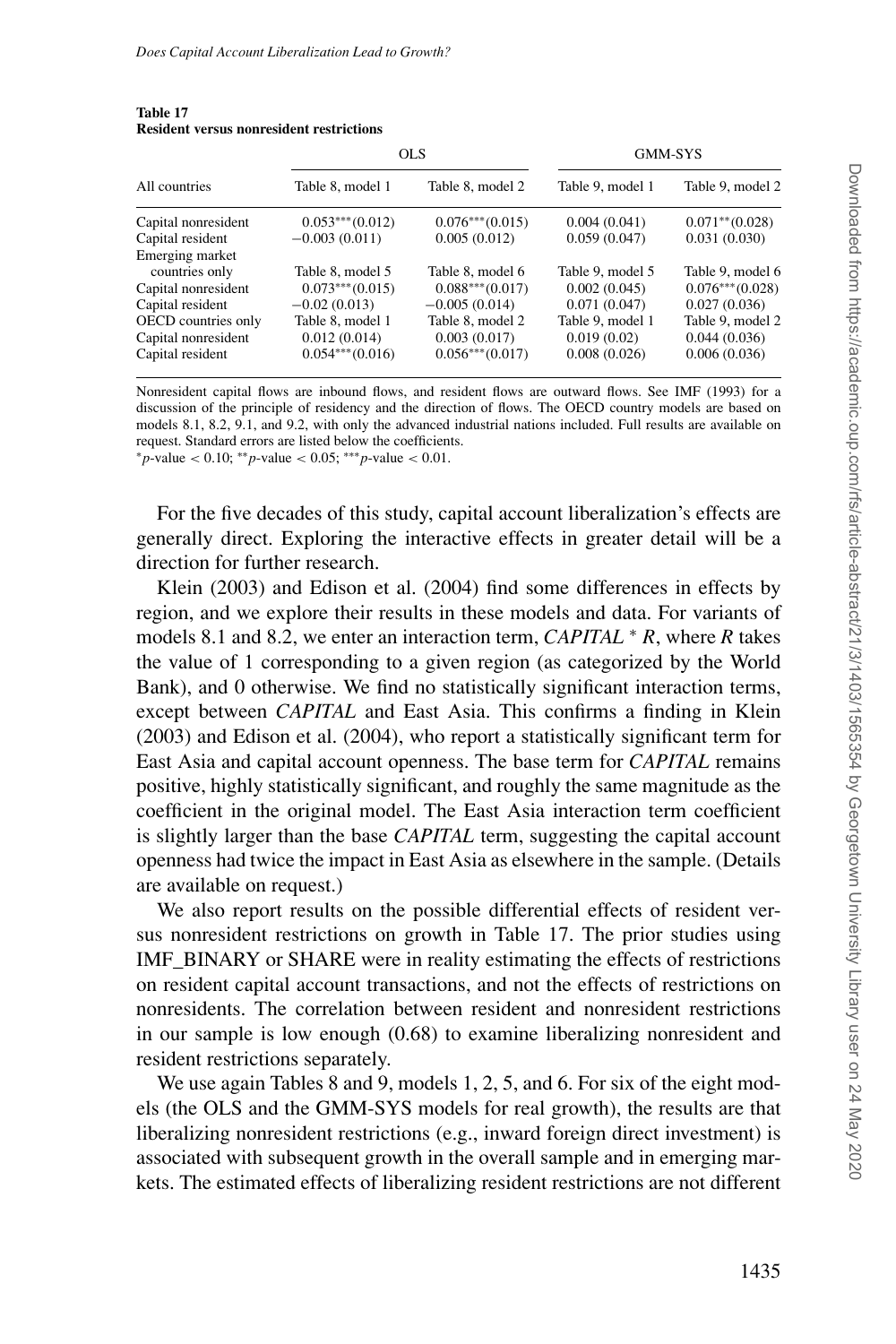**Table 17**
**Resident versus nonresident restrictions**

| | OLS | | GMM-SYS | |
|---|---|---|---|---|
| All countries | Table 8, model 1 | Table 8, model 2 | Table 9, model 1 | Table 9, model 2 |
| Capital nonresident | 0.053***(0.012) | 0.076***(0.015) | 0.004 (0.041) | 0.071**(0.028) |
| Capital resident | −0.003 (0.011) | 0.005 (0.012) | 0.059 (0.047) | 0.031 (0.030) |
| Emerging market countries only | Table 8, model 5 | Table 8, model 6 | Table 9, model 5 | Table 9, model 6 |
| Capital nonresident | 0.073***(0.015) | 0.088***(0.017) | 0.002 (0.045) | 0.076***(0.028) |
| Capital resident | −0.02 (0.013) | −0.005 (0.014) | 0.071 (0.047) | 0.027 (0.036) |
| OECD countries only | Table 8, model 1 | Table 8, model 2 | Table 9, model 1 | Table 9, model 2 |
| Capital nonresident | 0.012 (0.014) | 0.003 (0.017) | 0.019 (0.02) | 0.044 (0.036) |
| Capital resident | 0.054***(0.016) | 0.056***(0.017) | 0.008 (0.026) | 0.006 (0.036) |

Nonresident capital flows are inbound flows, and resident flows are outward flows. See IMF (1993) for a discussion of the principle of residency and the direction of flows. The OECD country models are based on models 8.1, 8.2, 9.1, and 9.2, with only the advanced industrial nations included. Full results are available on request. Standard errors are listed below the coefficients.
*$p$-value $< 0.10$; **$p$-value $< 0.05$; ***$p$-value $< 0.01$.

For the five decades of this study, capital account liberalization's effects are generally direct. Exploring the interactive effects in greater detail will be a direction for further research.

Klein (2003) and Edison et al. (2004) find some differences in effects by region, and we explore their results in these models and data. For variants of models 8.1 and 8.2, we enter an interaction term, *CAPITAL* * *R*, where *R* takes the value of 1 corresponding to a given region (as categorized by the World Bank), and 0 otherwise. We find no statistically significant interaction terms, except between *CAPITAL* and East Asia. This confirms a finding in Klein (2003) and Edison et al. (2004), who report a statistically significant term for East Asia and capital account openness. The base term for *CAPITAL* remains positive, highly statistically significant, and roughly the same magnitude as the coefficient in the original model. The East Asia interaction term coefficient is slightly larger than the base *CAPITAL* term, suggesting the capital account openness had twice the impact in East Asia as elsewhere in the sample. (Details are available on request.)

We also report results on the possible differential effects of resident versus nonresident restrictions on growth in Table 17. The prior studies using IMF_BINARY or SHARE were in reality estimating the effects of restrictions on resident capital account transactions, and not the effects of restrictions on nonresidents. The correlation between resident and nonresident restrictions in our sample is low enough (0.68) to examine liberalizing nonresident and resident restrictions separately.

We use again Tables 8 and 9, models 1, 2, 5, and 6. For six of the eight models (the OLS and the GMM-SYS models for real growth), the results are that liberalizing nonresident restrictions (e.g., inward foreign direct investment) is associated with subsequent growth in the overall sample and in emerging markets. The estimated effects of liberalizing resident restrictions are not different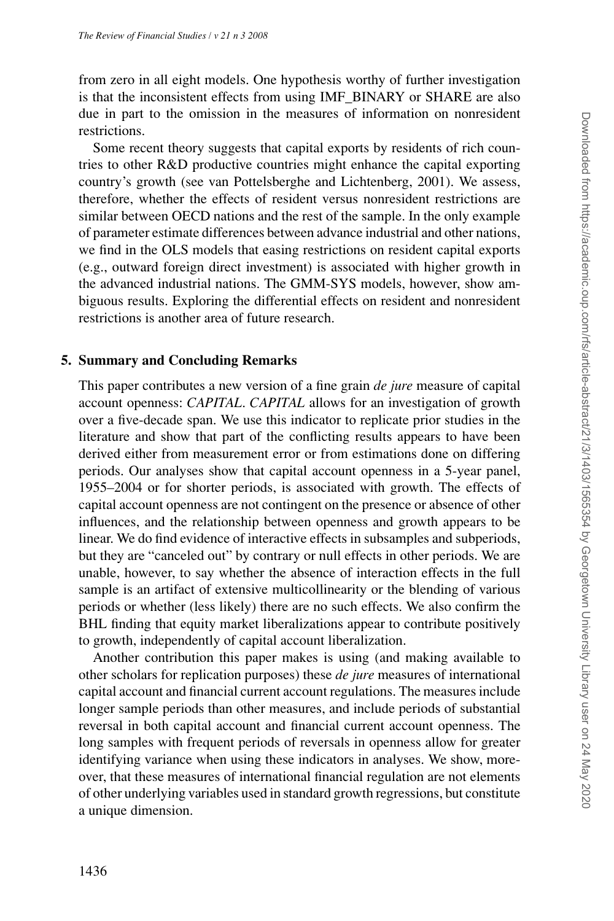from zero in all eight models. One hypothesis worthy of further investigation is that the inconsistent effects from using IMF_BINARY or SHARE are also due in part to the omission in the measures of information on nonresident restrictions.

Some recent theory suggests that capital exports by residents of rich countries to other R&D productive countries might enhance the capital exporting country's growth (see van Pottelsberghe and Lichtenberg, 2001). We assess, therefore, whether the effects of resident versus nonresident restrictions are similar between OECD nations and the rest of the sample. In the only example of parameter estimate differences between advance industrial and other nations, we find in the OLS models that easing restrictions on resident capital exports (e.g., outward foreign direct investment) is associated with higher growth in the advanced industrial nations. The GMM-SYS models, however, show ambiguous results. Exploring the differential effects on resident and nonresident restrictions is another area of future research.

## 5. Summary and Concluding Remarks

This paper contributes a new version of a fine grain *de jure* measure of capital account openness: *CAPITAL*. *CAPITAL* allows for an investigation of growth over a five-decade span. We use this indicator to replicate prior studies in the literature and show that part of the conflicting results appears to have been derived either from measurement error or from estimations done on differing periods. Our analyses show that capital account openness in a 5-year panel, 1955–2004 or for shorter periods, is associated with growth. The effects of capital account openness are not contingent on the presence or absence of other influences, and the relationship between openness and growth appears to be linear. We do find evidence of interactive effects in subsamples and subperiods, but they are "canceled out" by contrary or null effects in other periods. We are unable, however, to say whether the absence of interaction effects in the full sample is an artifact of extensive multicollinearity or the blending of various periods or whether (less likely) there are no such effects. We also confirm the BHL finding that equity market liberalizations appear to contribute positively to growth, independently of capital account liberalization.

Another contribution this paper makes is using (and making available to other scholars for replication purposes) these *de jure* measures of international capital account and financial current account regulations. The measures include longer sample periods than other measures, and include periods of substantial reversal in both capital account and financial current account openness. The long samples with frequent periods of reversals in openness allow for greater identifying variance when using these indicators in analyses. We show, moreover, that these measures of international financial regulation are not elements of other underlying variables used in standard growth regressions, but constitute a unique dimension.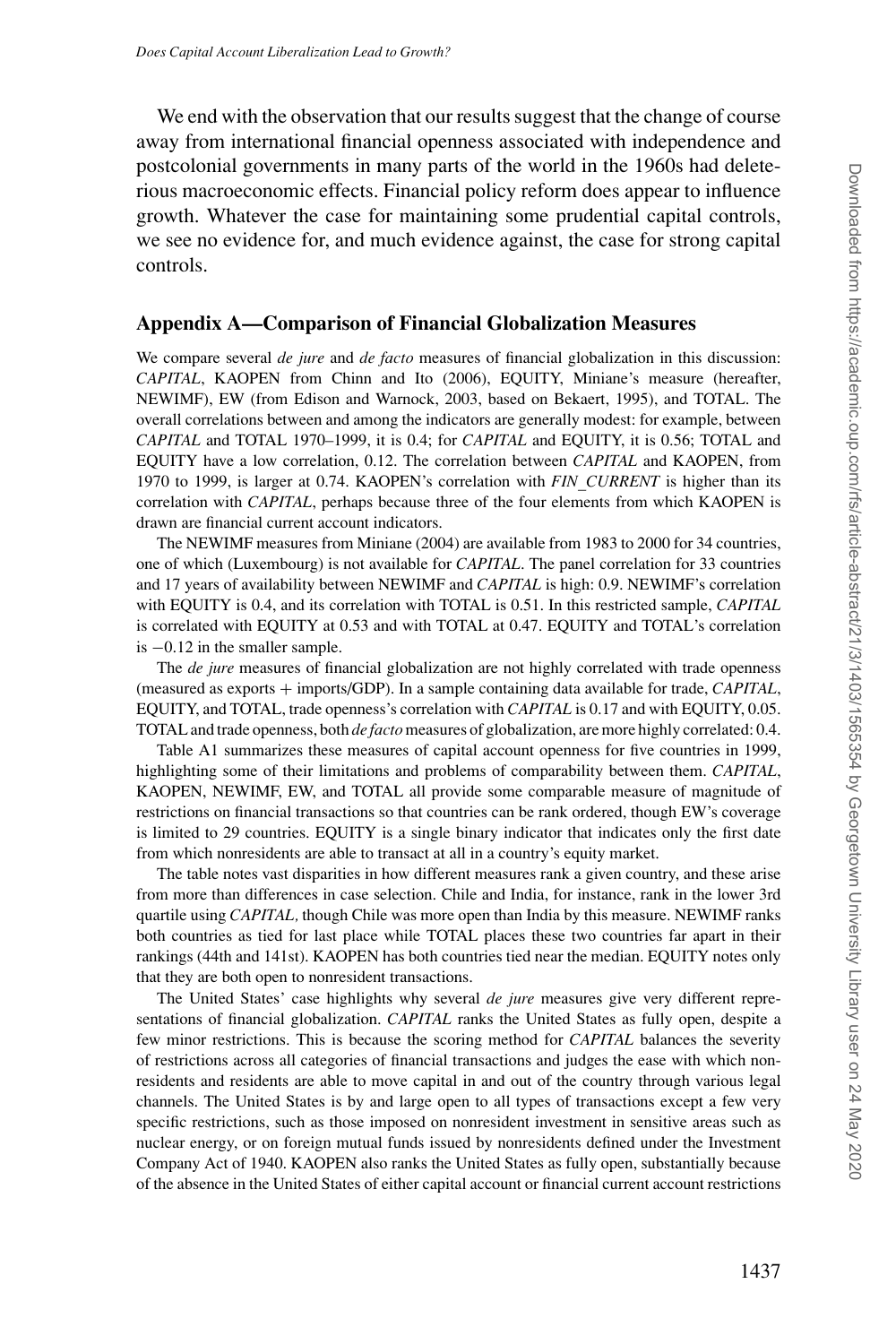We end with the observation that our results suggest that the change of course away from international financial openness associated with independence and postcolonial governments in many parts of the world in the 1960s had deleterious macroeconomic effects. Financial policy reform does appear to influence growth. Whatever the case for maintaining some prudential capital controls, we see no evidence for, and much evidence against, the case for strong capital controls.

## Appendix A—Comparison of Financial Globalization Measures

We compare several *de jure* and *de facto* measures of financial globalization in this discussion: *CAPITAL*, KAOPEN from Chinn and Ito (2006), EQUITY, Miniane's measure (hereafter, NEWIMF), EW (from Edison and Warnock, 2003, based on Bekaert, 1995), and TOTAL. The overall correlations between and among the indicators are generally modest: for example, between *CAPITAL* and TOTAL 1970–1999, it is 0.4; for *CAPITAL* and EQUITY, it is 0.56; TOTAL and EQUITY have a low correlation, 0.12. The correlation between *CAPITAL* and KAOPEN, from 1970 to 1999, is larger at 0.74. KAOPEN's correlation with *FIN_CURRENT* is higher than its correlation with *CAPITAL*, perhaps because three of the four elements from which KAOPEN is drawn are financial current account indicators.

The NEWIMF measures from Miniane (2004) are available from 1983 to 2000 for 34 countries, one of which (Luxembourg) is not available for *CAPITAL*. The panel correlation for 33 countries and 17 years of availability between NEWIMF and *CAPITAL* is high: 0.9. NEWIMF's correlation with EQUITY is 0.4, and its correlation with TOTAL is 0.51. In this restricted sample, *CAPITAL* is correlated with EQUITY at 0.53 and with TOTAL at 0.47. EQUITY and TOTAL's correlation is −0.12 in the smaller sample.

The *de jure* measures of financial globalization are not highly correlated with trade openness (measured as exports + imports/GDP). In a sample containing data available for trade, *CAPITAL*, EQUITY, and TOTAL, trade openness's correlation with *CAPITAL* is 0.17 and with EQUITY, 0.05. TOTAL and trade openness, both *de facto* measures of globalization, are more highly correlated: 0.4.

Table A1 summarizes these measures of capital account openness for five countries in 1999, highlighting some of their limitations and problems of comparability between them. *CAPITAL*, KAOPEN, NEWIMF, EW, and TOTAL all provide some comparable measure of magnitude of restrictions on financial transactions so that countries can be rank ordered, though EW's coverage is limited to 29 countries. EQUITY is a single binary indicator that indicates only the first date from which nonresidents are able to transact at all in a country's equity market.

The table notes vast disparities in how different measures rank a given country, and these arise from more than differences in case selection. Chile and India, for instance, rank in the lower 3rd quartile using *CAPITAL,* though Chile was more open than India by this measure. NEWIMF ranks both countries as tied for last place while TOTAL places these two countries far apart in their rankings (44th and 141st). KAOPEN has both countries tied near the median. EQUITY notes only that they are both open to nonresident transactions.

The United States' case highlights why several *de jure* measures give very different representations of financial globalization. *CAPITAL* ranks the United States as fully open, despite a few minor restrictions. This is because the scoring method for *CAPITAL* balances the severity of restrictions across all categories of financial transactions and judges the ease with which nonresidents and residents are able to move capital in and out of the country through various legal channels. The United States is by and large open to all types of transactions except a few very specific restrictions, such as those imposed on nonresident investment in sensitive areas such as nuclear energy, or on foreign mutual funds issued by nonresidents defined under the Investment Company Act of 1940. KAOPEN also ranks the United States as fully open, substantially because of the absence in the United States of either capital account or financial current account restrictions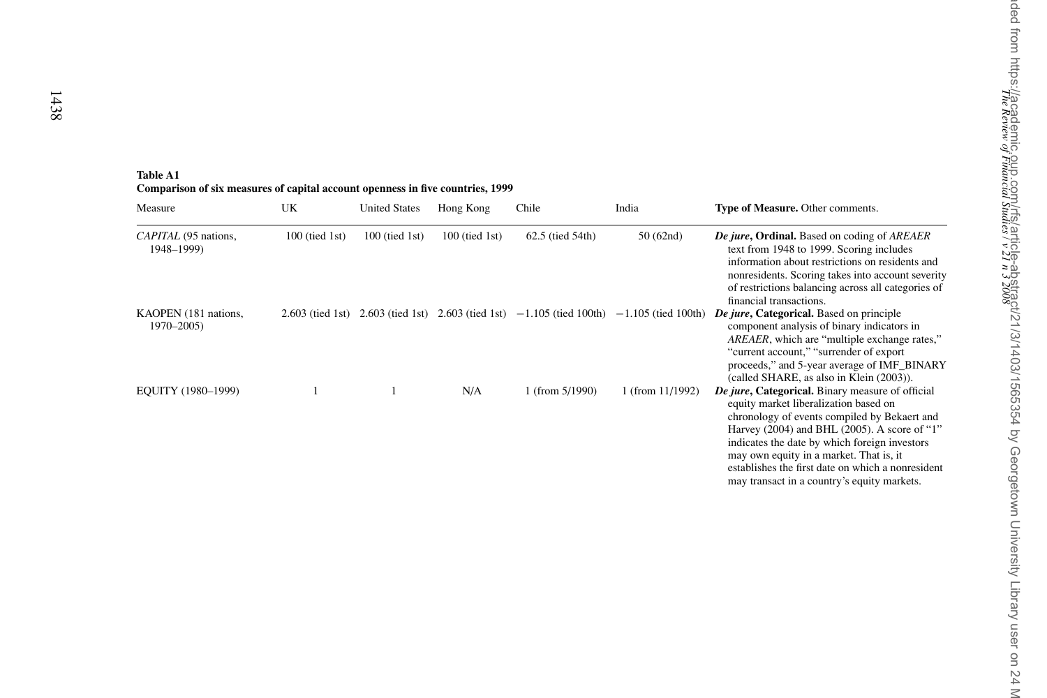**Table A1**
**Comparison of six measures of capital account openness in five countries, 1999**

| Measure | UK | United States | Hong Kong | Chile | India | **Type of Measure.** Other comments. |
|---|---|---|---|---|---|---|
| *CAPITAL* (95 nations, 1948–1999) | 100 (tied 1st) | 100 (tied 1st) | 100 (tied 1st) | 62.5 (tied 54th) | 50 (62nd) | ***De jure*, Ordinal.** Based on coding of *AREAER* text from 1948 to 1999. Scoring includes information about restrictions on residents and nonresidents. Scoring takes into account severity of restrictions balancing across all categories of financial transactions. |
| KAOPEN (181 nations, 1970–2005) | 2.603 (tied 1st) | 2.603 (tied 1st) | 2.603 (tied 1st) | −1.105 (tied 100th) | −1.105 (tied 100th) | ***De jure*, Categorical.** Based on principle component analysis of binary indicators in *AREAER*, which are "multiple exchange rates," "current account," "surrender of export proceeds," and 5-year average of IMF_BINARY (called SHARE, as also in Klein (2003)). |
| EQUITY (1980–1999) | 1 | 1 | N/A | 1 (from 5/1990) | 1 (from 11/1992) | ***De jure*, Categorical.** Binary measure of official equity market liberalization based on chronology of events compiled by Bekaert and Harvey (2004) and BHL (2005). A score of "1" indicates the date by which foreign investors may own equity in a market. That is, it establishes the first date on which a nonresident may transact in a country's equity markets. |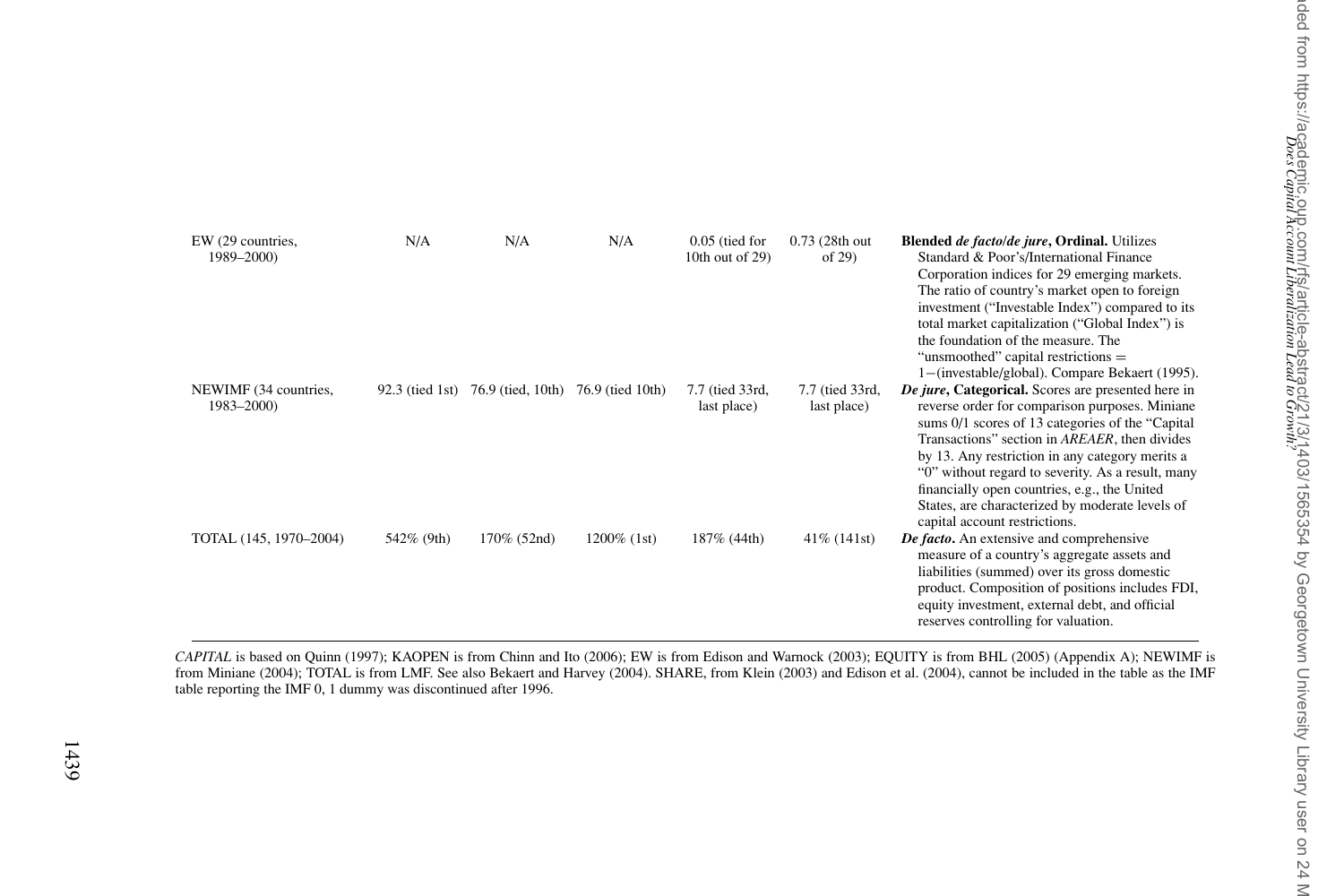| | | | | | | |
|---|---|---|---|---|---|---|
| EW (29 countries, 1989–2000) | N/A | N/A | N/A | 0.05 (tied for 10th out of 29) | 0.73 (28th out of 29) | **Blended *de facto*/*de jure*, Ordinal.** Utilizes Standard & Poor's/International Finance Corporation indices for 29 emerging markets. The ratio of country's market open to foreign investment ("Investable Index") compared to its total market capitalization ("Global Index") is the foundation of the measure. The "unsmoothed" capital restrictions = 1−(investable/global). Compare Bekaert (1995). |
| NEWIMF (34 countries, 1983–2000) | 92.3 (tied 1st) | 76.9 (tied, 10th) | 76.9 (tied 10th) | 7.7 (tied 33rd, last place) | 7.7 (tied 33rd, last place) | ***De jure*, Categorical.** Scores are presented here in reverse order for comparison purposes. Miniane sums 0/1 scores of 13 categories of the "Capital Transactions" section in *AREAER*, then divides by 13. Any restriction in any category merits a "0" without regard to severity. As a result, many financially open countries, e.g., the United States, are characterized by moderate levels of capital account restrictions. |
| TOTAL (145, 1970–2004) | 542% (9th) | 170% (52nd) | 1200% (1st) | 187% (44th) | 41% (141st) | ***De facto*.** An extensive and comprehensive measure of a country's aggregate assets and liabilities (summed) over its gross domestic product. Composition of positions includes FDI, equity investment, external debt, and official reserves controlling for valuation. |

*CAPITAL* is based on Quinn (1997); KAOPEN is from Chinn and Ito (2006); EW is from Edison and Warnock (2003); EQUITY is from BHL (2005) (Appendix A); NEWIMF is from Miniane (2004); TOTAL is from LMF. See also Bekaert and Harvey (2004). SHARE, from Klein (2003) and Edison et al. (2004), cannot be included in the table as the IMF table reporting the IMF 0, 1 dummy was discontinued after 1996.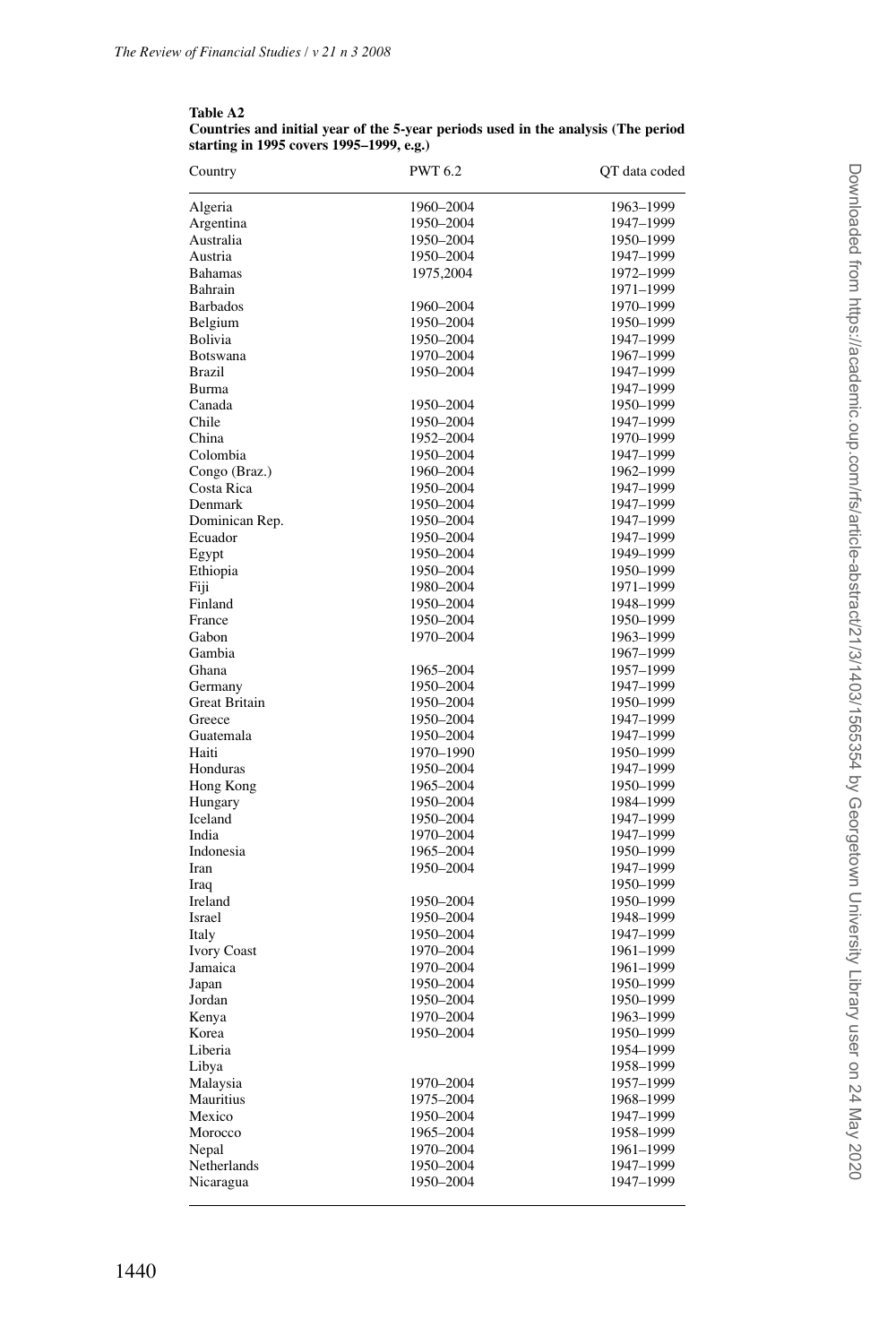**Table A2**
**Countries and initial year of the 5-year periods used in the analysis (The period starting in 1995 covers 1995–1999, e.g.)**

| Country | PWT 6.2 | QT data coded |
|---|---|---|
| Algeria | 1960–2004 | 1963–1999 |
| Argentina | 1950–2004 | 1947–1999 |
| Australia | 1950–2004 | 1950–1999 |
| Austria | 1950–2004 | 1947–1999 |
| Bahamas | 1975,2004 | 1972–1999 |
| Bahrain | | 1971–1999 |
| Barbados | 1960–2004 | 1970–1999 |
| Belgium | 1950–2004 | 1950–1999 |
| Bolivia | 1950–2004 | 1947–1999 |
| Botswana | 1970–2004 | 1967–1999 |
| Brazil | 1950–2004 | 1947–1999 |
| Burma | | 1947–1999 |
| Canada | 1950–2004 | 1950–1999 |
| Chile | 1950–2004 | 1947–1999 |
| China | 1952–2004 | 1970–1999 |
| Colombia | 1950–2004 | 1947–1999 |
| Congo (Braz.) | 1960–2004 | 1962–1999 |
| Costa Rica | 1950–2004 | 1947–1999 |
| Denmark | 1950–2004 | 1947–1999 |
| Dominican Rep. | 1950–2004 | 1947–1999 |
| Ecuador | 1950–2004 | 1947–1999 |
| Egypt | 1950–2004 | 1949–1999 |
| Ethiopia | 1950–2004 | 1950–1999 |
| Fiji | 1980–2004 | 1971–1999 |
| Finland | 1950–2004 | 1948–1999 |
| France | 1950–2004 | 1950–1999 |
| Gabon | 1970–2004 | 1963–1999 |
| Gambia | | 1967–1999 |
| Ghana | 1965–2004 | 1957–1999 |
| Germany | 1950–2004 | 1947–1999 |
| Great Britain | 1950–2004 | 1950–1999 |
| Greece | 1950–2004 | 1947–1999 |
| Guatemala | 1950–2004 | 1947–1999 |
| Haiti | 1970–1990 | 1950–1999 |
| Honduras | 1950–2004 | 1947–1999 |
| Hong Kong | 1965–2004 | 1950–1999 |
| Hungary | 1950–2004 | 1984–1999 |
| Iceland | 1950–2004 | 1947–1999 |
| India | 1970–2004 | 1947–1999 |
| Indonesia | 1965–2004 | 1950–1999 |
| Iran | 1950–2004 | 1947–1999 |
| Iraq | | 1950–1999 |
| Ireland | 1950–2004 | 1950–1999 |
| Israel | 1950–2004 | 1948–1999 |
| Italy | 1950–2004 | 1947–1999 |
| Ivory Coast | 1970–2004 | 1961–1999 |
| Jamaica | 1970–2004 | 1961–1999 |
| Japan | 1950–2004 | 1950–1999 |
| Jordan | 1950–2004 | 1950–1999 |
| Kenya | 1970–2004 | 1963–1999 |
| Korea | 1950–2004 | 1950–1999 |
| Liberia | | 1954–1999 |
| Libya | | 1958–1999 |
| Malaysia | 1970–2004 | 1957–1999 |
| Mauritius | 1975–2004 | 1968–1999 |
| Mexico | 1950–2004 | 1947–1999 |
| Morocco | 1965–2004 | 1958–1999 |
| Nepal | 1970–2004 | 1961–1999 |
| Netherlands | 1950–2004 | 1947–1999 |
| Nicaragua | 1950–2004 | 1947–1999 |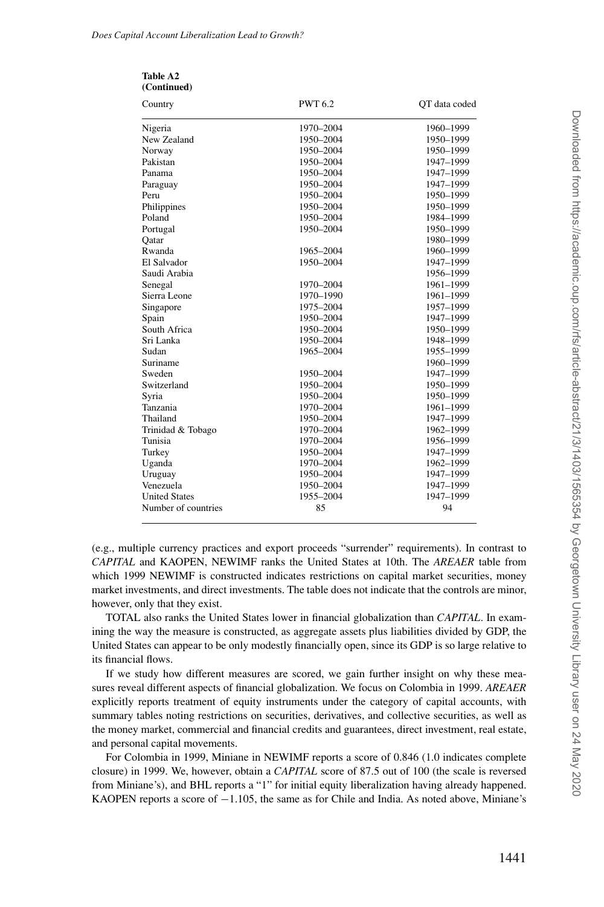**Table A2**
**(Continued)**

| Country | PWT 6.2 | QT data coded |
|---|---|---|
| Nigeria | 1970–2004 | 1960–1999 |
| New Zealand | 1950–2004 | 1950–1999 |
| Norway | 1950–2004 | 1950–1999 |
| Pakistan | 1950–2004 | 1947–1999 |
| Panama | 1950–2004 | 1947–1999 |
| Paraguay | 1950–2004 | 1947–1999 |
| Peru | 1950–2004 | 1950–1999 |
| Philippines | 1950–2004 | 1950–1999 |
| Poland | 1950–2004 | 1984–1999 |
| Portugal | 1950–2004 | 1950–1999 |
| Qatar | | 1980–1999 |
| Rwanda | 1965–2004 | 1960–1999 |
| El Salvador | 1950–2004 | 1947–1999 |
| Saudi Arabia | | 1956–1999 |
| Senegal | 1970–2004 | 1961–1999 |
| Sierra Leone | 1970–1990 | 1961–1999 |
| Singapore | 1975–2004 | 1957–1999 |
| Spain | 1950–2004 | 1947–1999 |
| South Africa | 1950–2004 | 1950–1999 |
| Sri Lanka | 1950–2004 | 1948–1999 |
| Sudan | 1965–2004 | 1955–1999 |
| Suriname | | 1960–1999 |
| Sweden | 1950–2004 | 1947–1999 |
| Switzerland | 1950–2004 | 1950–1999 |
| Syria | 1950–2004 | 1950–1999 |
| Tanzania | 1970–2004 | 1961–1999 |
| Thailand | 1950–2004 | 1947–1999 |
| Trinidad & Tobago | 1970–2004 | 1962–1999 |
| Tunisia | 1970–2004 | 1956–1999 |
| Turkey | 1950–2004 | 1947–1999 |
| Uganda | 1970–2004 | 1962–1999 |
| Uruguay | 1950–2004 | 1947–1999 |
| Venezuela | 1950–2004 | 1947–1999 |
| United States | 1955–2004 | 1947–1999 |
| Number of countries | 85 | 94 |

(e.g., multiple currency practices and export proceeds "surrender" requirements). In contrast to *CAPITAL* and KAOPEN, NEWIMF ranks the United States at 10th. The *AREAER* table from which 1999 NEWIMF is constructed indicates restrictions on capital market securities, money market investments, and direct investments. The table does not indicate that the controls are minor, however, only that they exist.

TOTAL also ranks the United States lower in financial globalization than *CAPITAL*. In examining the way the measure is constructed, as aggregate assets plus liabilities divided by GDP, the United States can appear to be only modestly financially open, since its GDP is so large relative to its financial flows.

If we study how different measures are scored, we gain further insight on why these measures reveal different aspects of financial globalization. We focus on Colombia in 1999. *AREAER* explicitly reports treatment of equity instruments under the category of capital accounts, with summary tables noting restrictions on securities, derivatives, and collective securities, as well as the money market, commercial and financial credits and guarantees, direct investment, real estate, and personal capital movements.

For Colombia in 1999, Miniane in NEWIMF reports a score of 0.846 (1.0 indicates complete closure) in 1999. We, however, obtain a *CAPITAL* score of 87.5 out of 100 (the scale is reversed from Miniane's), and BHL reports a "1" for initial equity liberalization having already happened. KAOPEN reports a score of −1.105, the same as for Chile and India. As noted above, Miniane's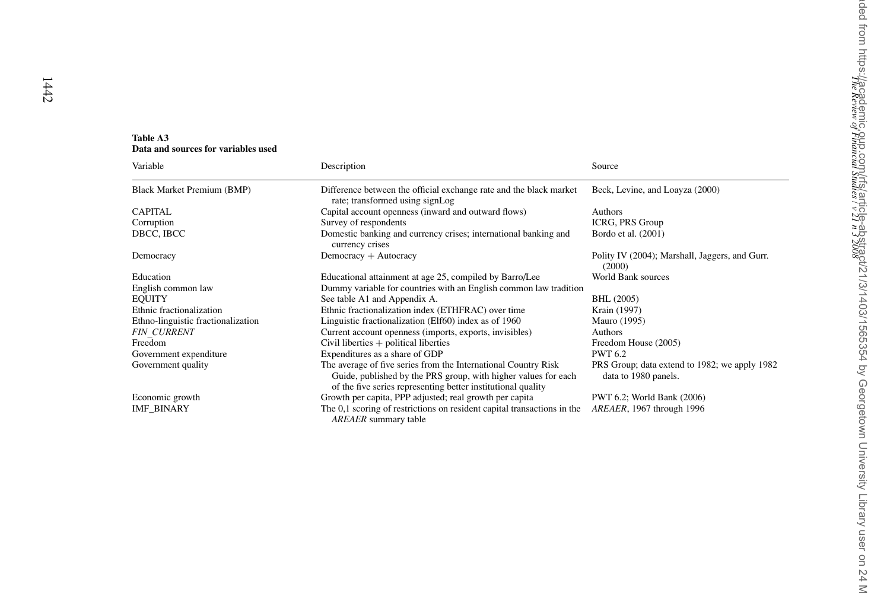**Table A3**
**Data and sources for variables used**

| Variable | Description | Source |
|---|---|---|
| Black Market Premium (BMP) | Difference between the official exchange rate and the black market rate; transformed using signLog | Beck, Levine, and Loayza (2000) |
| CAPITAL | Capital account openness (inward and outward flows) | Authors |
| Corruption | Survey of respondents | ICRG, PRS Group |
| DBCC, IBCC | Domestic banking and currency crises; international banking and currency crises | Bordo et al. (2001) |
| Democracy | Democracy + Autocracy | Polity IV (2004); Marshall, Jaggers, and Gurr. (2000) |
| Education | Educational attainment at age 25, compiled by Barro/Lee | World Bank sources |
| English common law | Dummy variable for countries with an English common law tradition | |
| EQUITY | See table A1 and Appendix A. | BHL (2005) |
| Ethnic fractionalization | Ethnic fractionalization index (ETHFRAC) over time | Krain (1997) |
| Ethno-linguistic fractionalization | Linguistic fractionalization (Elf60) index as of 1960 | Mauro (1995) |
| *FIN_CURRENT* | Current account openness (imports, exports, invisibles) | Authors |
| Freedom | Civil liberties + political liberties | Freedom House (2005) |
| Government expenditure | Expenditures as a share of GDP | PWT 6.2 |
| Government quality | The average of five series from the International Country Risk Guide, published by the PRS group, with higher values for each of the five series representing better institutional quality | PRS Group; data extend to 1982; we apply 1982 data to 1980 panels. |
| Economic growth | Growth per capita, PPP adjusted; real growth per capita | PWT 6.2; World Bank (2006) |
| IMF_BINARY | The 0,1 scoring of restrictions on resident capital transactions in the *AREAER* summary table | *AREAER*, 1967 through 1996 |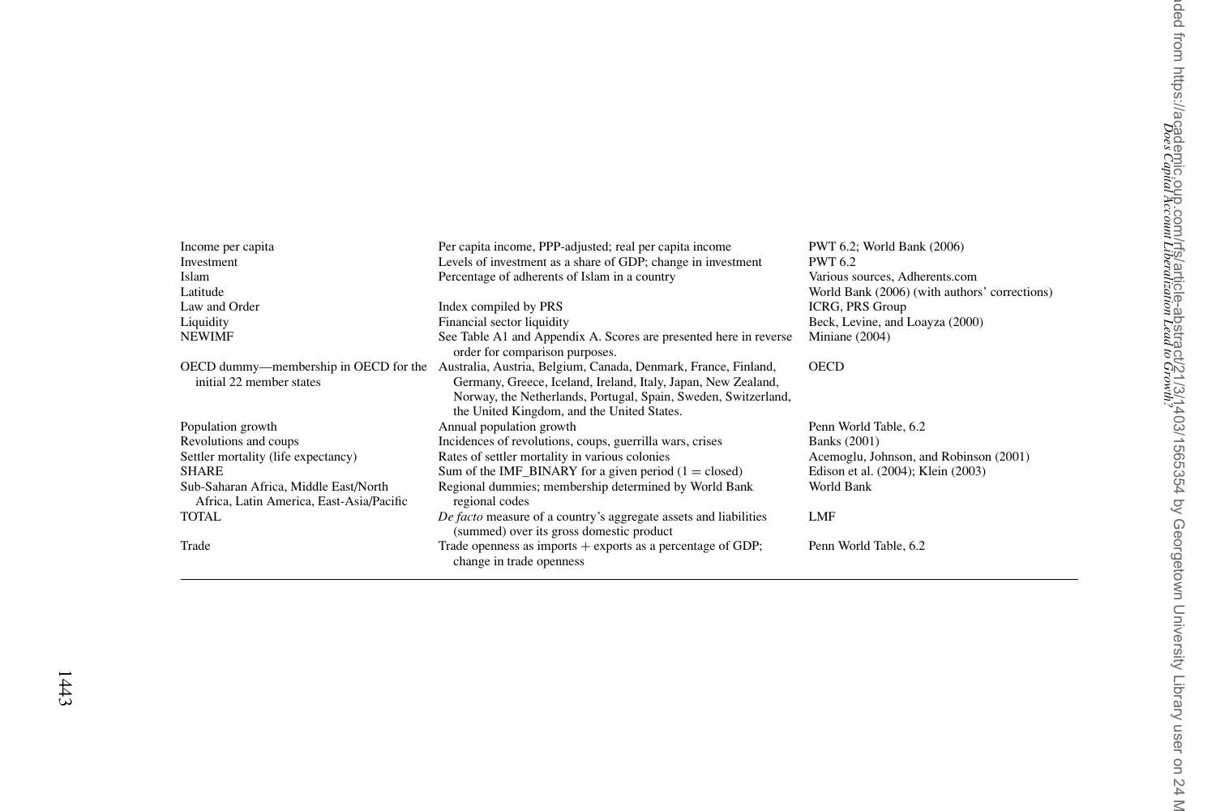| | | |
|---|---|---|
| Income per capita | Per capita income, PPP-adjusted; real per capita income | PWT 6.2; World Bank (2006) |
| Investment | Levels of investment as a share of GDP; change in investment | PWT 6.2 |
| Islam | Percentage of adherents of Islam in a country | Various sources, Adherents.com |
| Latitude | | World Bank (2006) (with authors' corrections) |
| Law and Order | Index compiled by PRS | ICRG, PRS Group |
| Liquidity | Financial sector liquidity | Beck, Levine, and Loayza (2000) |
| NEWIMF | See Table A1 and Appendix A. Scores are presented here in reverse order for comparison purposes. | Miniane (2004) |
| OECD dummy—membership in OECD for the initial 22 member states | Australia, Austria, Belgium, Canada, Denmark, France, Finland, Germany, Greece, Iceland, Ireland, Italy, Japan, New Zealand, Norway, the Netherlands, Portugal, Spain, Sweden, Switzerland, the United Kingdom, and the United States. | OECD |
| Population growth | Annual population growth | Penn World Table, 6.2 |
| Revolutions and coups | Incidences of revolutions, coups, guerrilla wars, crises | Banks (2001) |
| Settler mortality (life expectancy) | Rates of settler mortality in various colonies | Acemoglu, Johnson, and Robinson (2001) |
| SHARE | Sum of the IMF_BINARY for a given period (1 = closed) | Edison et al. (2004); Klein (2003) |
| Sub-Saharan Africa, Middle East/North Africa, Latin America, East-Asia/Pacific | Regional dummies; membership determined by World Bank regional codes | World Bank |
| TOTAL | *De facto* measure of a country's aggregate assets and liabilities (summed) over its gross domestic product | LMF |
| Trade | Trade openness as imports + exports as a percentage of GDP; change in trade openness | Penn World Table, 6.2 |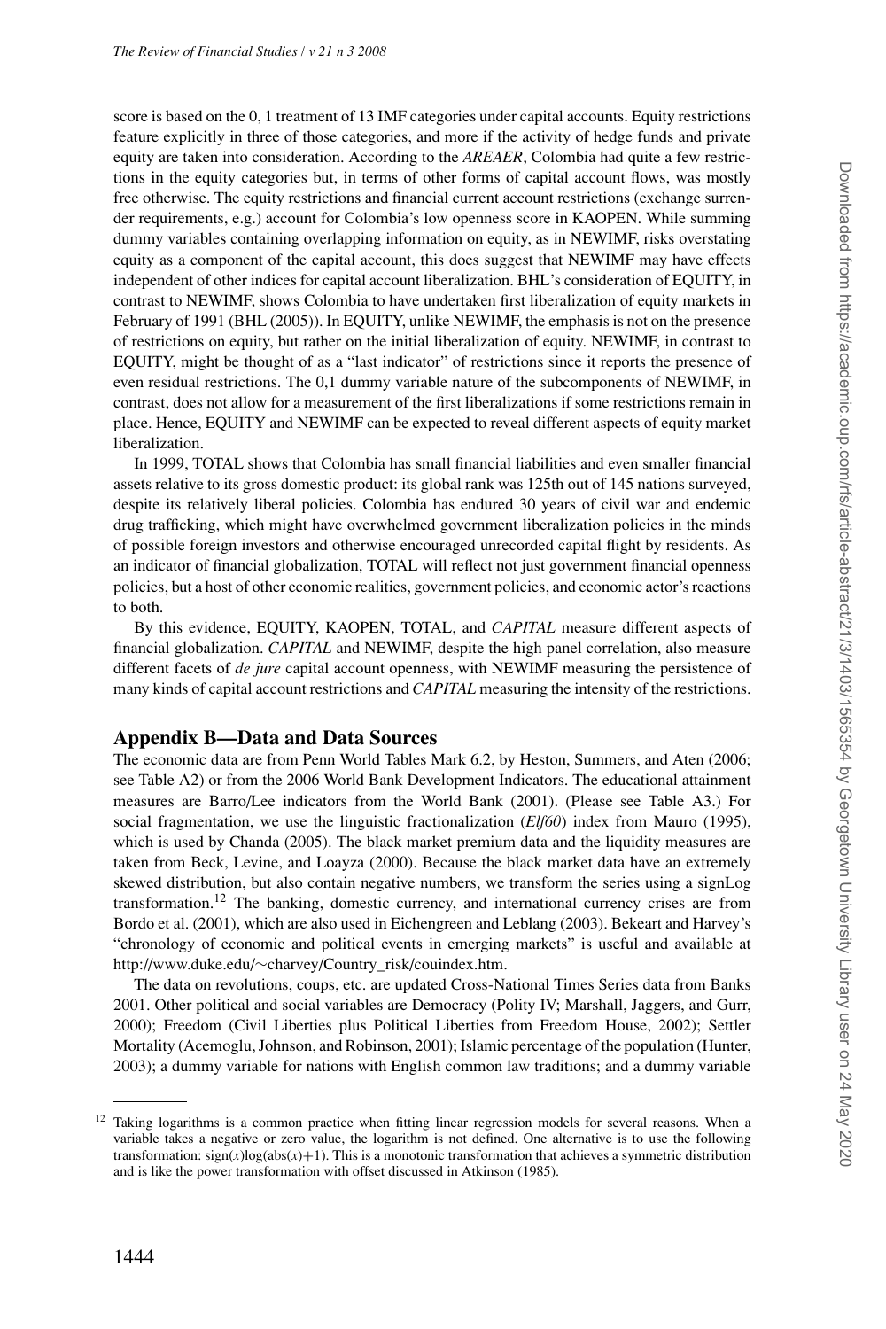score is based on the 0, 1 treatment of 13 IMF categories under capital accounts. Equity restrictions feature explicitly in three of those categories, and more if the activity of hedge funds and private equity are taken into consideration. According to the *AREAER*, Colombia had quite a few restrictions in the equity categories but, in terms of other forms of capital account flows, was mostly free otherwise. The equity restrictions and financial current account restrictions (exchange surrender requirements, e.g.) account for Colombia's low openness score in KAOPEN. While summing dummy variables containing overlapping information on equity, as in NEWIMF, risks overstating equity as a component of the capital account, this does suggest that NEWIMF may have effects independent of other indices for capital account liberalization. BHL's consideration of EQUITY, in contrast to NEWIMF, shows Colombia to have undertaken first liberalization of equity markets in February of 1991 (BHL (2005)). In EQUITY, unlike NEWIMF, the emphasis is not on the presence of restrictions on equity, but rather on the initial liberalization of equity. NEWIMF, in contrast to EQUITY, might be thought of as a "last indicator" of restrictions since it reports the presence of even residual restrictions. The 0,1 dummy variable nature of the subcomponents of NEWIMF, in contrast, does not allow for a measurement of the first liberalizations if some restrictions remain in place. Hence, EQUITY and NEWIMF can be expected to reveal different aspects of equity market liberalization.

In 1999, TOTAL shows that Colombia has small financial liabilities and even smaller financial assets relative to its gross domestic product: its global rank was 125th out of 145 nations surveyed, despite its relatively liberal policies. Colombia has endured 30 years of civil war and endemic drug trafficking, which might have overwhelmed government liberalization policies in the minds of possible foreign investors and otherwise encouraged unrecorded capital flight by residents. As an indicator of financial globalization, TOTAL will reflect not just government financial openness policies, but a host of other economic realities, government policies, and economic actor's reactions to both.

By this evidence, EQUITY, KAOPEN, TOTAL, and *CAPITAL* measure different aspects of financial globalization. *CAPITAL* and NEWIMF, despite the high panel correlation, also measure different facets of *de jure* capital account openness, with NEWIMF measuring the persistence of many kinds of capital account restrictions and *CAPITAL* measuring the intensity of the restrictions.

## Appendix B—Data and Data Sources

The economic data are from Penn World Tables Mark 6.2, by Heston, Summers, and Aten (2006; see Table A2) or from the 2006 World Bank Development Indicators. The educational attainment measures are Barro/Lee indicators from the World Bank (2001). (Please see Table A3.) For social fragmentation, we use the linguistic fractionalization (*Elf60*) index from Mauro (1995), which is used by Chanda (2005). The black market premium data and the liquidity measures are taken from Beck, Levine, and Loayza (2000). Because the black market data have an extremely skewed distribution, but also contain negative numbers, we transform the series using a signLog transformation.[12] The banking, domestic currency, and international currency crises are from Bordo et al. (2001), which are also used in Eichengreen and Leblang (2003). Bekeart and Harvey's "chronology of economic and political events in emerging markets" is useful and available at http://www.duke.edu/~charvey/Country_risk/couindex.htm.

The data on revolutions, coups, etc. are updated Cross-National Times Series data from Banks 2001. Other political and social variables are Democracy (Polity IV; Marshall, Jaggers, and Gurr, 2000); Freedom (Civil Liberties plus Political Liberties from Freedom House, 2002); Settler Mortality (Acemoglu, Johnson, and Robinson, 2001); Islamic percentage of the population (Hunter, 2003); a dummy variable for nations with English common law traditions; and a dummy variable

[12] Taking logarithms is a common practice when fitting linear regression models for several reasons. When a variable takes a negative or zero value, the logarithm is not defined. One alternative is to use the following transformation: $\text{sign}(x)\log(\text{abs}(x)+1)$. This is a monotonic transformation that achieves a symmetric distribution and is like the power transformation with offset discussed in Atkinson (1985).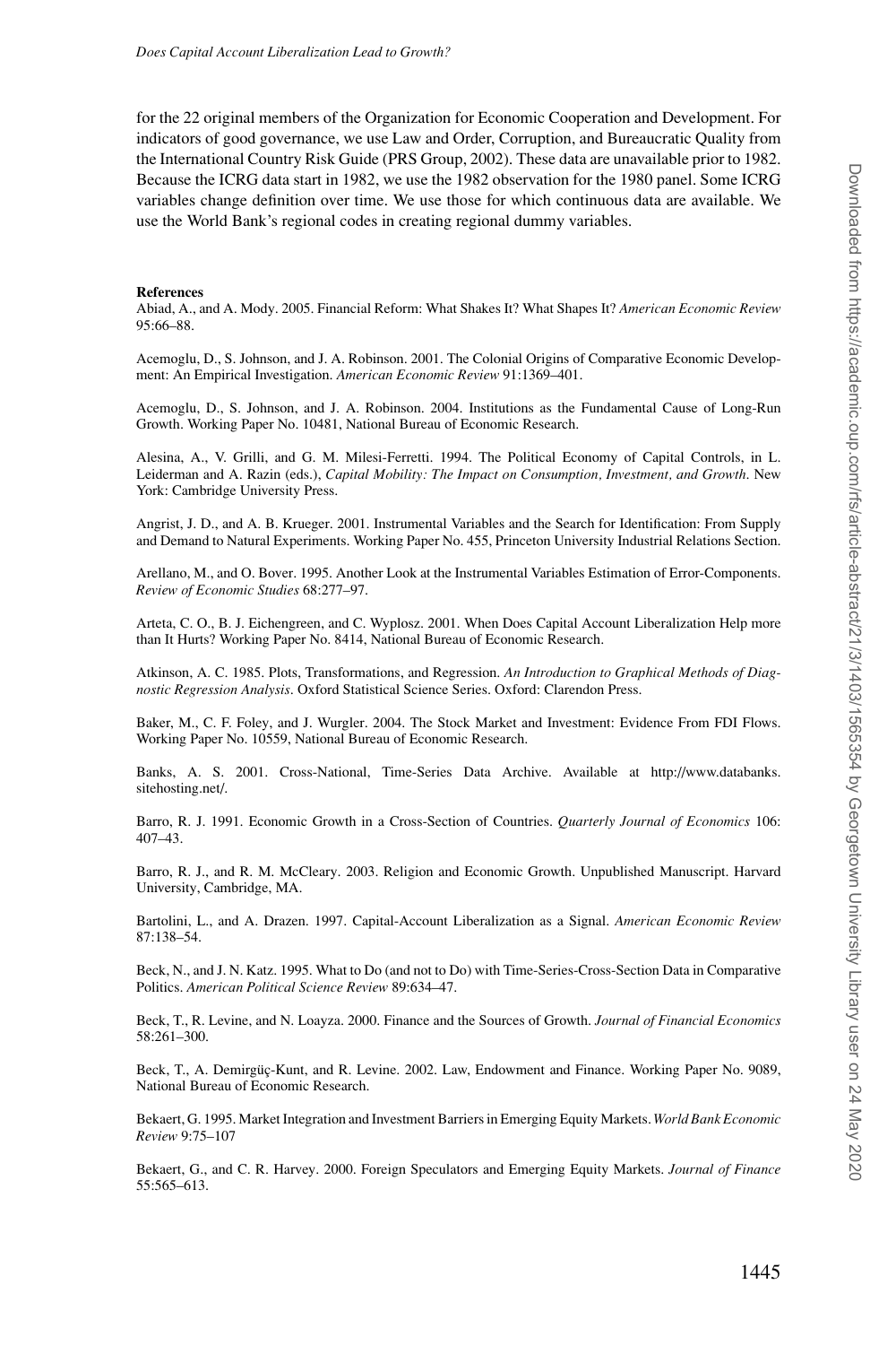for the 22 original members of the Organization for Economic Cooperation and Development. For indicators of good governance, we use Law and Order, Corruption, and Bureaucratic Quality from the International Country Risk Guide (PRS Group, 2002). These data are unavailable prior to 1982. Because the ICRG data start in 1982, we use the 1982 observation for the 1980 panel. Some ICRG variables change definition over time. We use those for which continuous data are available. We use the World Bank's regional codes in creating regional dummy variables.

**References**

Abiad, A., and A. Mody. 2005. Financial Reform: What Shakes It? What Shapes It? *American Economic Review* 95:66–88.

Acemoglu, D., S. Johnson, and J. A. Robinson. 2001. The Colonial Origins of Comparative Economic Development: An Empirical Investigation. *American Economic Review* 91:1369–401.

Acemoglu, D., S. Johnson, and J. A. Robinson. 2004. Institutions as the Fundamental Cause of Long-Run Growth. Working Paper No. 10481, National Bureau of Economic Research.

Alesina, A., V. Grilli, and G. M. Milesi-Ferretti. 1994. The Political Economy of Capital Controls, in L. Leiderman and A. Razin (eds.), *Capital Mobility: The Impact on Consumption, Investment, and Growth*. New York: Cambridge University Press.

Angrist, J. D., and A. B. Krueger. 2001. Instrumental Variables and the Search for Identification: From Supply and Demand to Natural Experiments. Working Paper No. 455, Princeton University Industrial Relations Section.

Arellano, M., and O. Bover. 1995. Another Look at the Instrumental Variables Estimation of Error-Components. *Review of Economic Studies* 68:277–97.

Arteta, C. O., B. J. Eichengreen, and C. Wyplosz. 2001. When Does Capital Account Liberalization Help more than It Hurts? Working Paper No. 8414, National Bureau of Economic Research.

Atkinson, A. C. 1985. Plots, Transformations, and Regression. *An Introduction to Graphical Methods of Diagnostic Regression Analysis*. Oxford Statistical Science Series. Oxford: Clarendon Press.

Baker, M., C. F. Foley, and J. Wurgler. 2004. The Stock Market and Investment: Evidence From FDI Flows. Working Paper No. 10559, National Bureau of Economic Research.

Banks, A. S. 2001. Cross-National, Time-Series Data Archive. Available at http://www.databanks.sitehosting.net/.

Barro, R. J. 1991. Economic Growth in a Cross-Section of Countries. *Quarterly Journal of Economics* 106: 407–43.

Barro, R. J., and R. M. McCleary. 2003. Religion and Economic Growth. Unpublished Manuscript. Harvard University, Cambridge, MA.

Bartolini, L., and A. Drazen. 1997. Capital-Account Liberalization as a Signal. *American Economic Review* 87:138–54.

Beck, N., and J. N. Katz. 1995. What to Do (and not to Do) with Time-Series-Cross-Section Data in Comparative Politics. *American Political Science Review* 89:634–47.

Beck, T., R. Levine, and N. Loayza. 2000. Finance and the Sources of Growth. *Journal of Financial Economics* 58:261–300.

Beck, T., A. Demirgüç-Kunt, and R. Levine. 2002. Law, Endowment and Finance. Working Paper No. 9089, National Bureau of Economic Research.

Bekaert, G. 1995. Market Integration and Investment Barriers in Emerging Equity Markets. *World Bank Economic Review* 9:75–107

Bekaert, G., and C. R. Harvey. 2000. Foreign Speculators and Emerging Equity Markets. *Journal of Finance* 55:565–613.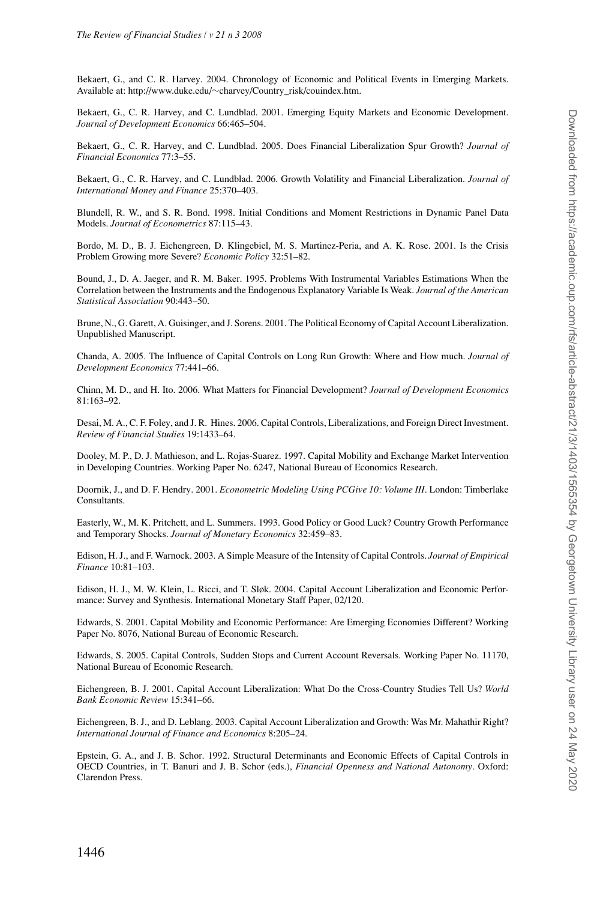Bekaert, G., and C. R. Harvey. 2004. Chronology of Economic and Political Events in Emerging Markets. Available at: http://www.duke.edu/∼charvey/Country_risk/couindex.htm.

Bekaert, G., C. R. Harvey, and C. Lundblad. 2001. Emerging Equity Markets and Economic Development. *Journal of Development Economics* 66:465–504.

Bekaert, G., C. R. Harvey, and C. Lundblad. 2005. Does Financial Liberalization Spur Growth? *Journal of Financial Economics* 77:3–55.

Bekaert, G., C. R. Harvey, and C. Lundblad. 2006. Growth Volatility and Financial Liberalization. *Journal of International Money and Finance* 25:370–403.

Blundell, R. W., and S. R. Bond. 1998. Initial Conditions and Moment Restrictions in Dynamic Panel Data Models. *Journal of Econometrics* 87:115–43.

Bordo, M. D., B. J. Eichengreen, D. Klingebiel, M. S. Martinez-Peria, and A. K. Rose. 2001. Is the Crisis Problem Growing more Severe? *Economic Policy* 32:51–82.

Bound, J., D. A. Jaeger, and R. M. Baker. 1995. Problems With Instrumental Variables Estimations When the Correlation between the Instruments and the Endogenous Explanatory Variable Is Weak. *Journal of the American Statistical Association* 90:443–50.

Brune, N., G. Garett, A. Guisinger, and J. Sorens. 2001. The Political Economy of Capital Account Liberalization. Unpublished Manuscript.

Chanda, A. 2005. The Influence of Capital Controls on Long Run Growth: Where and How much. *Journal of Development Economics* 77:441–66.

Chinn, M. D., and H. Ito. 2006. What Matters for Financial Development? *Journal of Development Economics* 81:163–92.

Desai, M. A., C. F. Foley, and J. R. Hines. 2006. Capital Controls, Liberalizations, and Foreign Direct Investment. *Review of Financial Studies* 19:1433–64.

Dooley, M. P., D. J. Mathieson, and L. Rojas-Suarez. 1997. Capital Mobility and Exchange Market Intervention in Developing Countries. Working Paper No. 6247, National Bureau of Economics Research.

Doornik, J., and D. F. Hendry. 2001. *Econometric Modeling Using PCGive 10: Volume III*. London: Timberlake Consultants.

Easterly, W., M. K. Pritchett, and L. Summers. 1993. Good Policy or Good Luck? Country Growth Performance and Temporary Shocks. *Journal of Monetary Economics* 32:459–83.

Edison, H. J., and F. Warnock. 2003. A Simple Measure of the Intensity of Capital Controls. *Journal of Empirical Finance* 10:81–103.

Edison, H. J., M. W. Klein, L. Ricci, and T. Sløk. 2004. Capital Account Liberalization and Economic Performance: Survey and Synthesis. International Monetary Staff Paper, 02/120.

Edwards, S. 2001. Capital Mobility and Economic Performance: Are Emerging Economies Different? Working Paper No. 8076, National Bureau of Economic Research.

Edwards, S. 2005. Capital Controls, Sudden Stops and Current Account Reversals. Working Paper No. 11170, National Bureau of Economic Research.

Eichengreen, B. J. 2001. Capital Account Liberalization: What Do the Cross-Country Studies Tell Us? *World Bank Economic Review* 15:341–66.

Eichengreen, B. J., and D. Leblang. 2003. Capital Account Liberalization and Growth: Was Mr. Mahathir Right? *International Journal of Finance and Economics* 8:205–24.

Epstein, G. A., and J. B. Schor. 1992. Structural Determinants and Economic Effects of Capital Controls in OECD Countries, in T. Banuri and J. B. Schor (eds.), *Financial Openness and National Autonomy*. Oxford: Clarendon Press.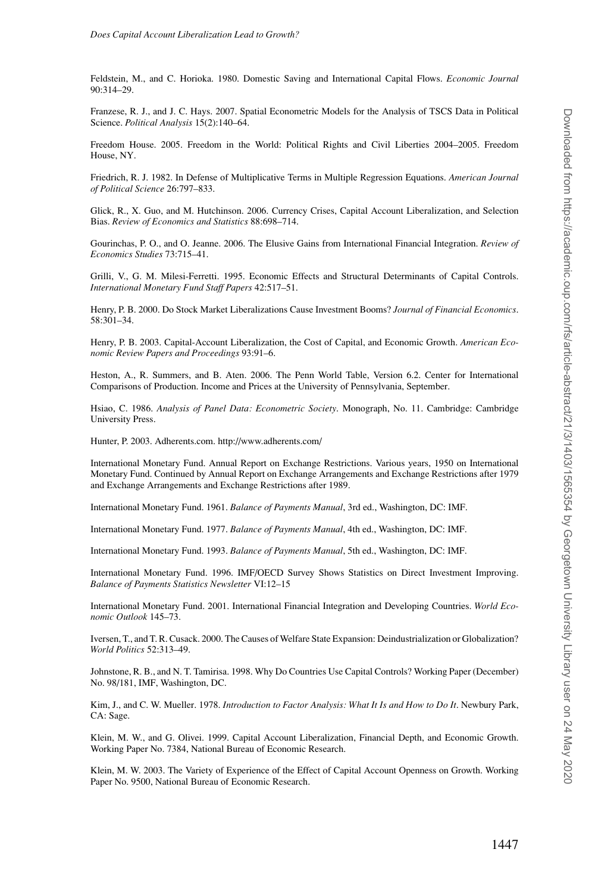Feldstein, M., and C. Horioka. 1980. Domestic Saving and International Capital Flows. *Economic Journal* 90:314–29.

Franzese, R. J., and J. C. Hays. 2007. Spatial Econometric Models for the Analysis of TSCS Data in Political Science. *Political Analysis* 15(2):140–64.

Freedom House. 2005. Freedom in the World: Political Rights and Civil Liberties 2004–2005. Freedom House, NY.

Friedrich, R. J. 1982. In Defense of Multiplicative Terms in Multiple Regression Equations. *American Journal of Political Science* 26:797–833.

Glick, R., X. Guo, and M. Hutchinson. 2006. Currency Crises, Capital Account Liberalization, and Selection Bias. *Review of Economics and Statistics* 88:698–714.

Gourinchas, P. O., and O. Jeanne. 2006. The Elusive Gains from International Financial Integration. *Review of Economics Studies* 73:715–41.

Grilli, V., G. M. Milesi-Ferretti. 1995. Economic Effects and Structural Determinants of Capital Controls. *International Monetary Fund Staff Papers* 42:517–51.

Henry, P. B. 2000. Do Stock Market Liberalizations Cause Investment Booms? *Journal of Financial Economics*. 58:301–34.

Henry, P. B. 2003. Capital-Account Liberalization, the Cost of Capital, and Economic Growth. *American Economic Review Papers and Proceedings* 93:91–6.

Heston, A., R. Summers, and B. Aten. 2006. The Penn World Table, Version 6.2. Center for International Comparisons of Production. Income and Prices at the University of Pennsylvania, September.

Hsiao, C. 1986. *Analysis of Panel Data: Econometric Society*. Monograph, No. 11. Cambridge: Cambridge University Press.

Hunter, P. 2003. Adherents.com. http://www.adherents.com/

International Monetary Fund. Annual Report on Exchange Restrictions. Various years, 1950 on International Monetary Fund. Continued by Annual Report on Exchange Arrangements and Exchange Restrictions after 1979 and Exchange Arrangements and Exchange Restrictions after 1989.

International Monetary Fund. 1961. *Balance of Payments Manual*, 3rd ed., Washington, DC: IMF.

International Monetary Fund. 1977. *Balance of Payments Manual*, 4th ed., Washington, DC: IMF.

International Monetary Fund. 1993. *Balance of Payments Manual*, 5th ed., Washington, DC: IMF.

International Monetary Fund. 1996. IMF/OECD Survey Shows Statistics on Direct Investment Improving. *Balance of Payments Statistics Newsletter* VI:12–15

International Monetary Fund. 2001. International Financial Integration and Developing Countries. *World Economic Outlook* 145–73.

Iversen, T., and T. R. Cusack. 2000. The Causes of Welfare State Expansion: Deindustrialization or Globalization? *World Politics* 52:313–49.

Johnstone, R. B., and N. T. Tamirisa. 1998. Why Do Countries Use Capital Controls? Working Paper (December) No. 98/181, IMF, Washington, DC.

Kim, J., and C. W. Mueller. 1978. *Introduction to Factor Analysis: What It Is and How to Do It*. Newbury Park, CA: Sage.

Klein, M. W., and G. Olivei. 1999. Capital Account Liberalization, Financial Depth, and Economic Growth. Working Paper No. 7384, National Bureau of Economic Research.

Klein, M. W. 2003. The Variety of Experience of the Effect of Capital Account Openness on Growth. Working Paper No. 9500, National Bureau of Economic Research.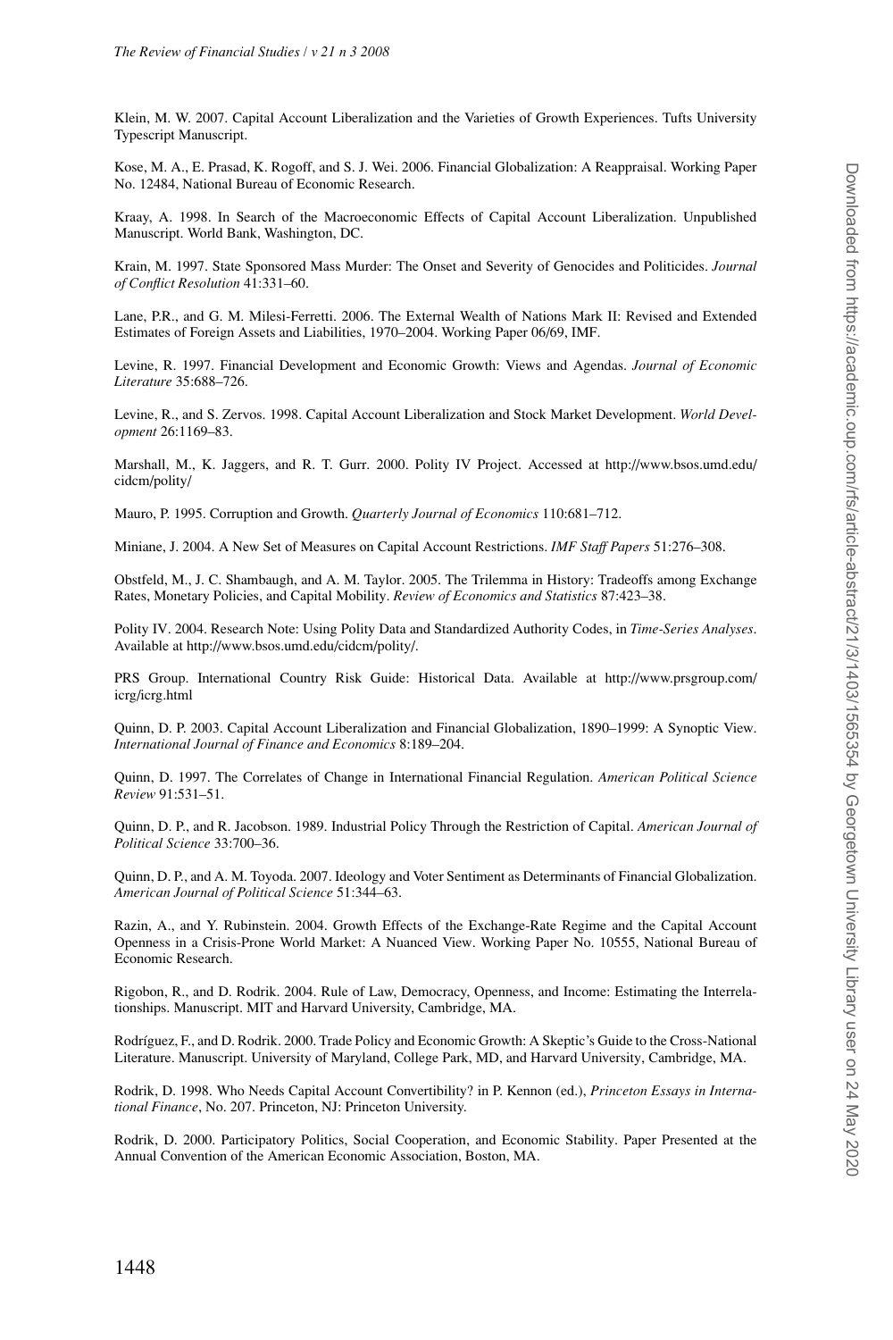Klein, M. W. 2007. Capital Account Liberalization and the Varieties of Growth Experiences. Tufts University Typescript Manuscript.

Kose, M. A., E. Prasad, K. Rogoff, and S. J. Wei. 2006. Financial Globalization: A Reappraisal. Working Paper No. 12484, National Bureau of Economic Research.

Kraay, A. 1998. In Search of the Macroeconomic Effects of Capital Account Liberalization. Unpublished Manuscript. World Bank, Washington, DC.

Krain, M. 1997. State Sponsored Mass Murder: The Onset and Severity of Genocides and Politicides. *Journal of Conflict Resolution* 41:331–60.

Lane, P.R., and G. M. Milesi-Ferretti. 2006. The External Wealth of Nations Mark II: Revised and Extended Estimates of Foreign Assets and Liabilities, 1970–2004. Working Paper 06/69, IMF.

Levine, R. 1997. Financial Development and Economic Growth: Views and Agendas. *Journal of Economic Literature* 35:688–726.

Levine, R., and S. Zervos. 1998. Capital Account Liberalization and Stock Market Development. *World Development* 26:1169–83.

Marshall, M., K. Jaggers, and R. T. Gurr. 2000. Polity IV Project. Accessed at http://www.bsos.umd.edu/cidcm/polity/

Mauro, P. 1995. Corruption and Growth. *Quarterly Journal of Economics* 110:681–712.

Miniane, J. 2004. A New Set of Measures on Capital Account Restrictions. *IMF Staff Papers* 51:276–308.

Obstfeld, M., J. C. Shambaugh, and A. M. Taylor. 2005. The Trilemma in History: Tradeoffs among Exchange Rates, Monetary Policies, and Capital Mobility. *Review of Economics and Statistics* 87:423–38.

Polity IV. 2004. Research Note: Using Polity Data and Standardized Authority Codes, in *Time-Series Analyses*. Available at http://www.bsos.umd.edu/cidcm/polity/.

PRS Group. International Country Risk Guide: Historical Data. Available at http://www.prsgroup.com/icrg/icrg.html

Quinn, D. P. 2003. Capital Account Liberalization and Financial Globalization, 1890–1999: A Synoptic View. *International Journal of Finance and Economics* 8:189–204.

Quinn, D. 1997. The Correlates of Change in International Financial Regulation. *American Political Science Review* 91:531–51.

Quinn, D. P., and R. Jacobson. 1989. Industrial Policy Through the Restriction of Capital. *American Journal of Political Science* 33:700–36.

Quinn, D. P., and A. M. Toyoda. 2007. Ideology and Voter Sentiment as Determinants of Financial Globalization. *American Journal of Political Science* 51:344–63.

Razin, A., and Y. Rubinstein. 2004. Growth Effects of the Exchange-Rate Regime and the Capital Account Openness in a Crisis-Prone World Market: A Nuanced View. Working Paper No. 10555, National Bureau of Economic Research.

Rigobon, R., and D. Rodrik. 2004. Rule of Law, Democracy, Openness, and Income: Estimating the Interrelationships. Manuscript. MIT and Harvard University, Cambridge, MA.

Rodríguez, F., and D. Rodrik. 2000. Trade Policy and Economic Growth: A Skeptic's Guide to the Cross-National Literature. Manuscript. University of Maryland, College Park, MD, and Harvard University, Cambridge, MA.

Rodrik, D. 1998. Who Needs Capital Account Convertibility? in P. Kennon (ed.), *Princeton Essays in International Finance*, No. 207. Princeton, NJ: Princeton University.

Rodrik, D. 2000. Participatory Politics, Social Cooperation, and Economic Stability. Paper Presented at the Annual Convention of the American Economic Association, Boston, MA.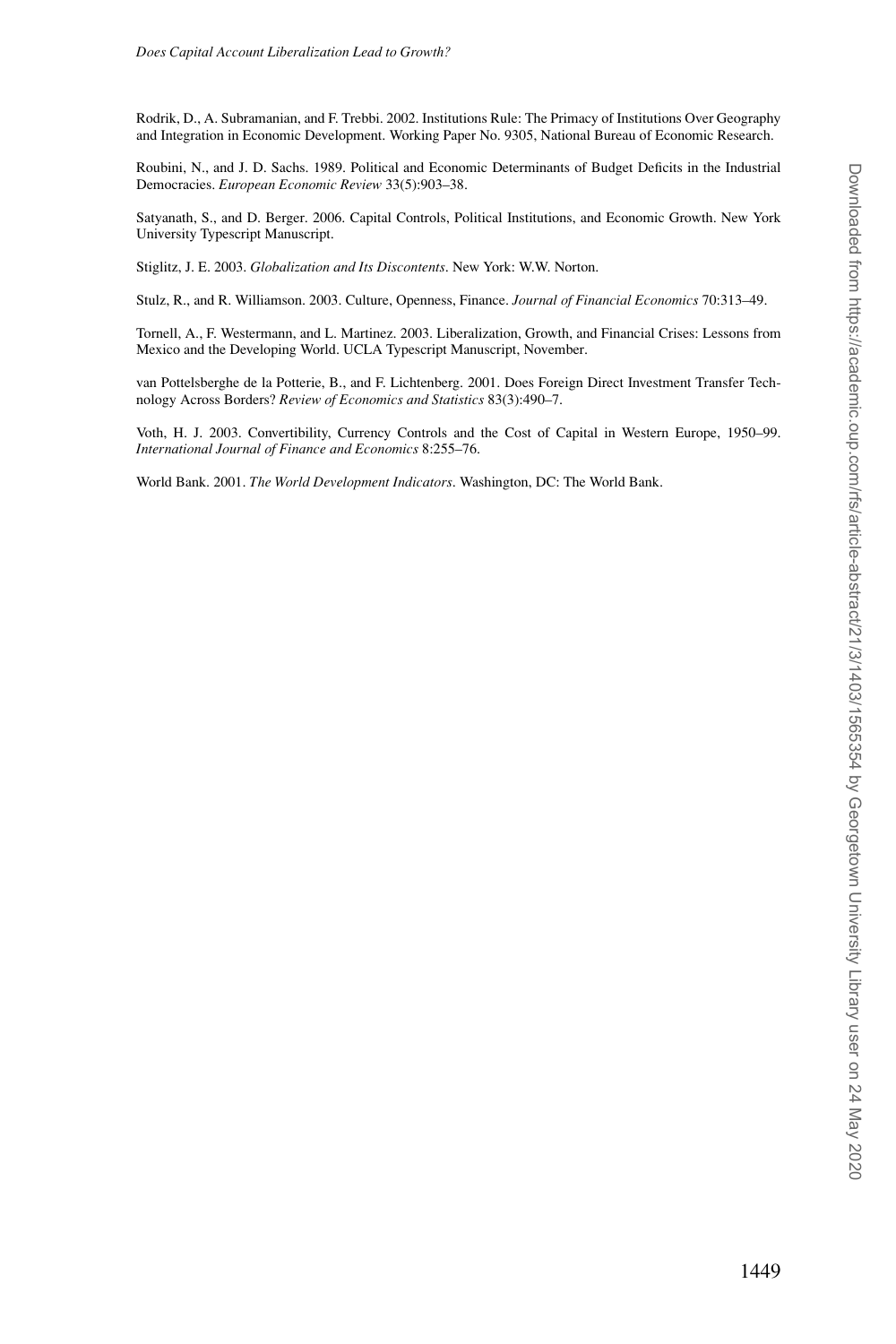Rodrik, D., A. Subramanian, and F. Trebbi. 2002. Institutions Rule: The Primacy of Institutions Over Geography and Integration in Economic Development. Working Paper No. 9305, National Bureau of Economic Research.

Roubini, N., and J. D. Sachs. 1989. Political and Economic Determinants of Budget Deficits in the Industrial Democracies. *European Economic Review* 33(5):903–38.

Satyanath, S., and D. Berger. 2006. Capital Controls, Political Institutions, and Economic Growth. New York University Typescript Manuscript.

Stiglitz, J. E. 2003. *Globalization and Its Discontents*. New York: W.W. Norton.

Stulz, R., and R. Williamson. 2003. Culture, Openness, Finance. *Journal of Financial Economics* 70:313–49.

Tornell, A., F. Westermann, and L. Martinez. 2003. Liberalization, Growth, and Financial Crises: Lessons from Mexico and the Developing World. UCLA Typescript Manuscript, November.

van Pottelsberghe de la Potterie, B., and F. Lichtenberg. 2001. Does Foreign Direct Investment Transfer Technology Across Borders? *Review of Economics and Statistics* 83(3):490–7.

Voth, H. J. 2003. Convertibility, Currency Controls and the Cost of Capital in Western Europe, 1950–99. *International Journal of Finance and Economics* 8:255–76.

World Bank. 2001. *The World Development Indicators*. Washington, DC: The World Bank.